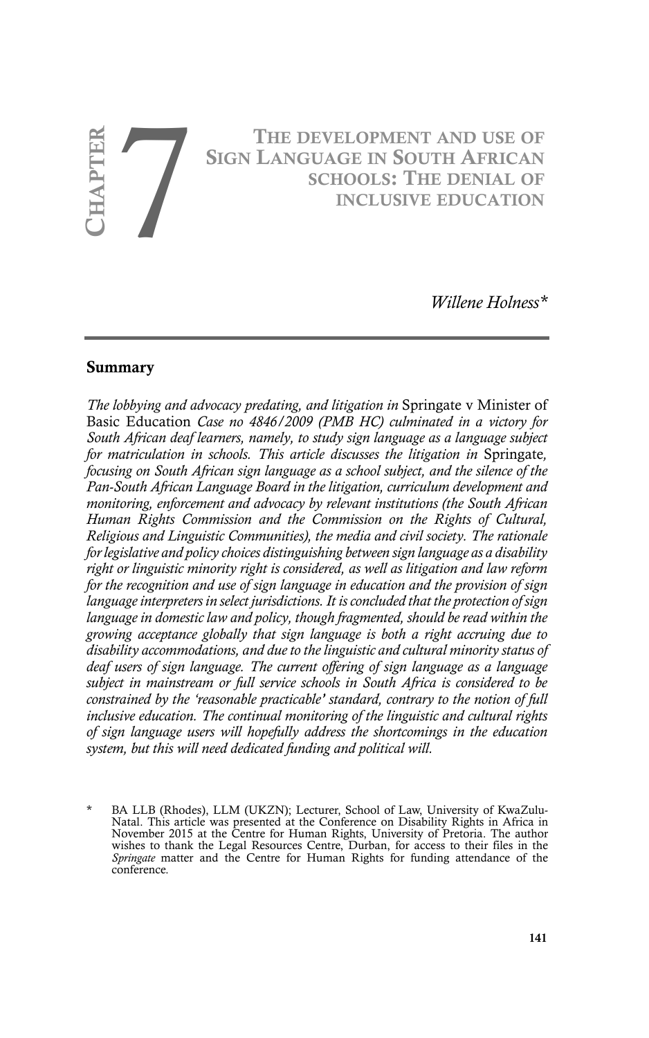# CHAPTER 7

# THE DEVELOPMENT AND USE OF SIGN LANGUAGE IN SOUTH AFRICAN SCHOOLS: THE DENIAL OF INCLUSIVE EDUCATION

*Willene Holness**

## Summary

*The lobbying and advocacy predating, and litigation in* Springate v Minister of Basic Education *Case no 4846/2009 (PMB HC) culminated in a victory for South African deaf learners, namely, to study sign language as a language subject for matriculation in schools. This article discusses the litigation in* Springate*, focusing on South African sign language as a school subject, and the silence of the Pan-South African Language Board in the litigation, curriculum development and monitoring, enforcement and advocacy by relevant institutions (the South African Human Rights Commission and the Commission on the Rights of Cultural, Religious and Linguistic Communities), the media and civil society. The rationale for legislative and policy choices distinguishing between sign language as a disability right or linguistic minority right is considered, as well as litigation and law reform for the recognition and use of sign language in education and the provision of sign language interpreters in select jurisdictions. It is concluded that the protection of sign language in domestic law and policy, though fragmented, should be read within the growing acceptance globally that sign language is both a right accruing due to disability accommodations, and due to the linguistic and cultural minority status of deaf users of sign language. The current offering of sign language as a language subject in mainstream or full service schools in South Africa is considered to be constrained by the 'reasonable practicable' standard, contrary to the notion of full inclusive education. The continual monitoring of the linguistic and cultural rights of sign language users will hopefully address the shortcomings in the education system, but this will need dedicated funding and political will.*

\* BA LLB (Rhodes), LLM (UKZN); Lecturer, School of Law, University of KwaZulu-Natal. This article was presented at the Conference on Disability Rights in Africa in November 2015 at the Centre for Human Rights, University of Pretoria. The author wishes to thank the Legal Resources Centre, Durban, for access to their files in the *Springate* matter and the Centre for Human Rights for funding attendance of the conference.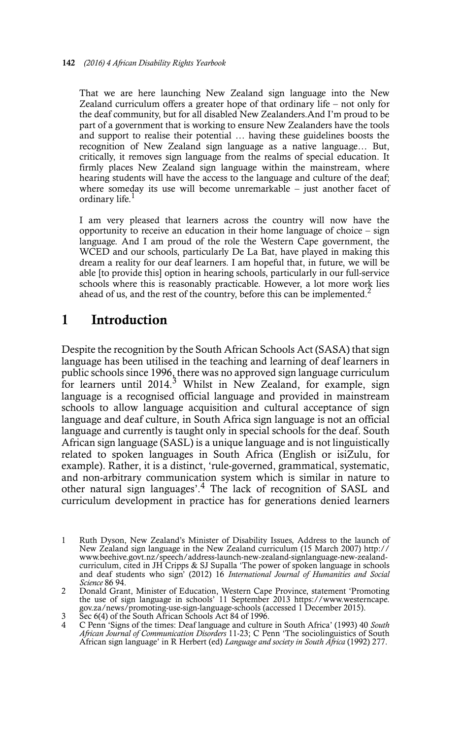> That we are here launching New Zealand sign language into the New Zealand curriculum offers a greater hope of that ordinary life – not only for the deaf community, but for all disabled New Zealanders.And I'm proud to be part of a government that is working to ensure New Zealanders have the tools and support to realise their potential … having these guidelines boosts the recognition of New Zealand sign language as a native language… But, critically, it removes sign language from the realms of special education. It firmly places New Zealand sign language within the mainstream, where hearing students will have the access to the language and culture of the deaf; where someday its use will become unremarkable – just another facet of ordinary life.[1]

> I am very pleased that learners across the country will now have the opportunity to receive an education in their home language of choice – sign language. And I am proud of the role the Western Cape government, the WCED and our schools, particularly De La Bat, have played in making this dream a reality for our deaf learners. I am hopeful that, in future, we will be able [to provide this] option in hearing schools, particularly in our full-service schools where this is reasonably practicable. However, a lot more work lies ahead of us, and the rest of the country, before this can be implemented.[2]

## 1 Introduction

Despite the recognition by the South African Schools Act (SASA) that sign language has been utilised in the teaching and learning of deaf learners in public schools since 1996, there was no approved sign language curriculum for learners until 2014.[3] Whilst in New Zealand, for example, sign language is a recognised official language and provided in mainstream schools to allow language acquisition and cultural acceptance of sign language and deaf culture, in South Africa sign language is not an official language and currently is taught only in special schools for the deaf. South African sign language (SASL) is a unique language and is not linguistically related to spoken languages in South Africa (English or isiZulu, for example). Rather, it is a distinct, 'rule-governed, grammatical, systematic, and non-arbitrary communication system which is similar in nature to other natural sign languages'.[4] The lack of recognition of SASL and curriculum development in practice has for generations denied learners

---

1 Ruth Dyson, New Zealand's Minister of Disability Issues, Address to the launch of New Zealand sign language in the New Zealand curriculum (15 March 2007) http://www.beehive.govt.nz/speech/address-launch-new-zealand-signlanguage-new-zealand-curriculum, cited in JH Cripps & SJ Supalla 'The power of spoken language in schools and deaf students who sign' (2012) 16 *International Journal of Humanities and Social Science* 86 94.

2 Donald Grant, Minister of Education, Western Cape Province, statement 'Promoting the use of sign language in schools' 11 September 2013 https://www.westerncape.gov.za/news/promoting-use-sign-language-schools (accessed 1 December 2015).

3 Sec 6(4) of the South African Schools Act 84 of 1996.

4 C Penn 'Signs of the times: Deaf language and culture in South Africa' (1993) 40 *South African Journal of Communication Disorders* 11-23; C Penn 'The sociolinguistics of South African sign language' in R Herbert (ed) *Language and society in South Africa* (1992) 277.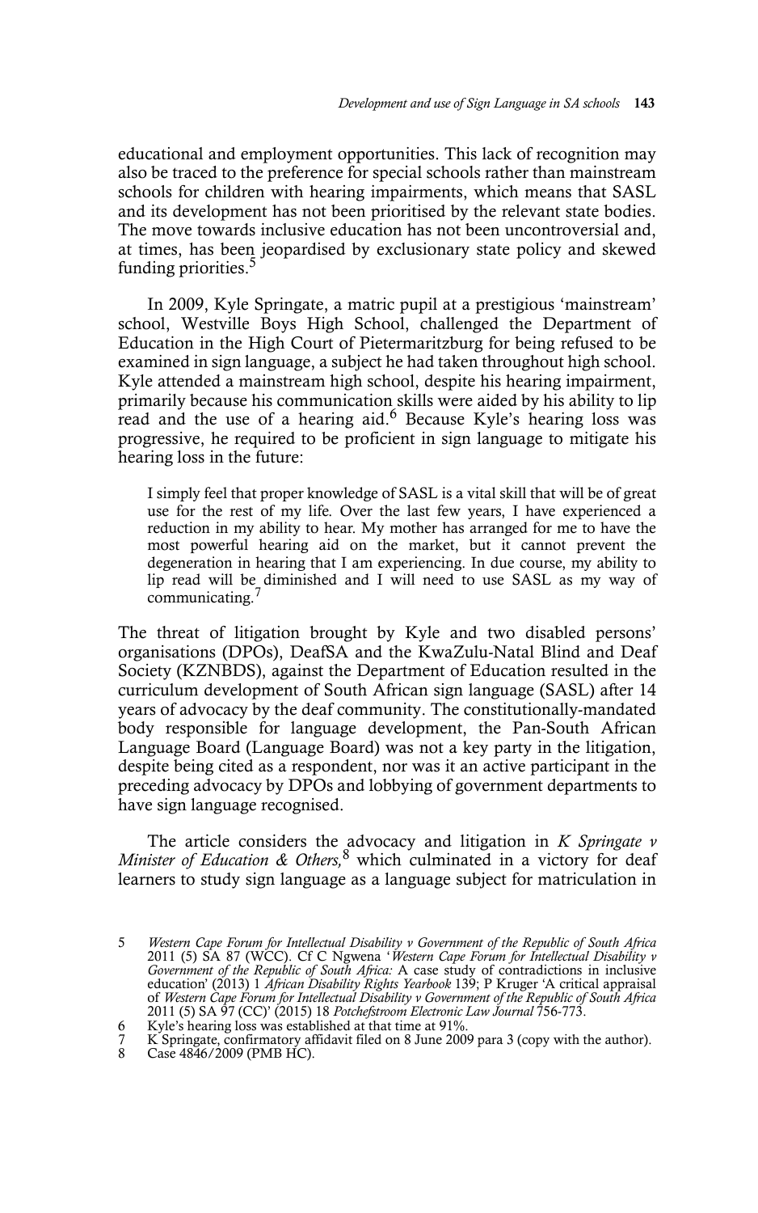educational and employment opportunities. This lack of recognition may also be traced to the preference for special schools rather than mainstream schools for children with hearing impairments, which means that SASL and its development has not been prioritised by the relevant state bodies. The move towards inclusive education has not been uncontroversial and, at times, has been jeopardised by exclusionary state policy and skewed funding priorities.[5]

In 2009, Kyle Springate, a matric pupil at a prestigious 'mainstream' school, Westville Boys High School, challenged the Department of Education in the High Court of Pietermaritzburg for being refused to be examined in sign language, a subject he had taken throughout high school. Kyle attended a mainstream high school, despite his hearing impairment, primarily because his communication skills were aided by his ability to lip read and the use of a hearing aid.[6] Because Kyle's hearing loss was progressive, he required to be proficient in sign language to mitigate his hearing loss in the future:

> I simply feel that proper knowledge of SASL is a vital skill that will be of great use for the rest of my life. Over the last few years, I have experienced a reduction in my ability to hear. My mother has arranged for me to have the most powerful hearing aid on the market, but it cannot prevent the degeneration in hearing that I am experiencing. In due course, my ability to lip read will be diminished and I will need to use SASL as my way of communicating.[7]

The threat of litigation brought by Kyle and two disabled persons' organisations (DPOs), DeafSA and the KwaZulu-Natal Blind and Deaf Society (KZNBDS), against the Department of Education resulted in the curriculum development of South African sign language (SASL) after 14 years of advocacy by the deaf community. The constitutionally-mandated body responsible for language development, the Pan-South African Language Board (Language Board) was not a key party in the litigation, despite being cited as a respondent, nor was it an active participant in the preceding advocacy by DPOs and lobbying of government departments to have sign language recognised.

The article considers the advocacy and litigation in *K Springate v Minister of Education & Others,*[8] which culminated in a victory for deaf learners to study sign language as a language subject for matriculation in

---

5 *Western Cape Forum for Intellectual Disability v Government of the Republic of South Africa* 2011 (5) SA 87 (WCC). Cf C Ngwena '*Western Cape Forum for Intellectual Disability v Government of the Republic of South Africa:* A case study of contradictions in inclusive education' (2013) 1 *African Disability Rights Yearbook* 139; P Kruger 'A critical appraisal of *Western Cape Forum for Intellectual Disability v Government of the Republic of South Africa* 2011 (5) SA 97 (CC)' (2015) 18 *Potchefstroom Electronic Law Journal* 756-773.

6 Kyle's hearing loss was established at that time at 91%.

7 K Springate, confirmatory affidavit filed on 8 June 2009 para 3 (copy with the author).

8 Case 4846/2009 (PMB HC).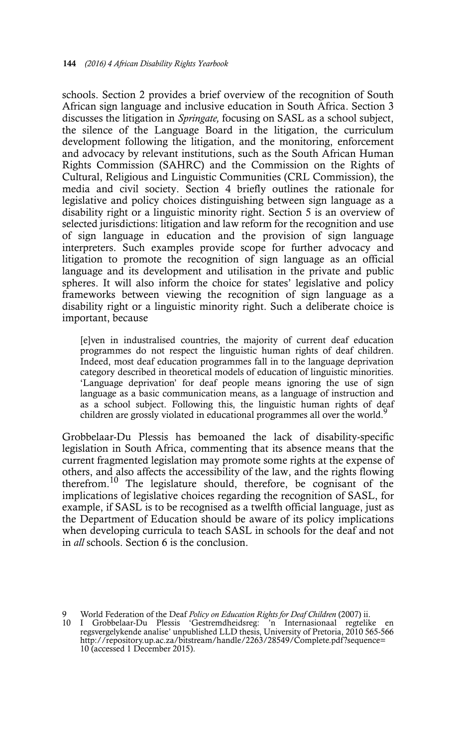schools. Section 2 provides a brief overview of the recognition of South African sign language and inclusive education in South Africa. Section 3 discusses the litigation in *Springate,* focusing on SASL as a school subject, the silence of the Language Board in the litigation, the curriculum development following the litigation, and the monitoring, enforcement and advocacy by relevant institutions, such as the South African Human Rights Commission (SAHRC) and the Commission on the Rights of Cultural, Religious and Linguistic Communities (CRL Commission), the media and civil society. Section 4 briefly outlines the rationale for legislative and policy choices distinguishing between sign language as a disability right or a linguistic minority right. Section 5 is an overview of selected jurisdictions: litigation and law reform for the recognition and use of sign language in education and the provision of sign language interpreters. Such examples provide scope for further advocacy and litigation to promote the recognition of sign language as an official language and its development and utilisation in the private and public spheres. It will also inform the choice for states' legislative and policy frameworks between viewing the recognition of sign language as a disability right or a linguistic minority right. Such a deliberate choice is important, because

> [e]ven in industralised countries, the majority of current deaf education programmes do not respect the linguistic human rights of deaf children. Indeed, most deaf education programmes fall in to the language deprivation category described in theoretical models of education of linguistic minorities. 'Language deprivation' for deaf people means ignoring the use of sign language as a basic communication means, as a language of instruction and as a school subject. Following this, the linguistic human rights of deaf children are grossly violated in educational programmes all over the world.[9]

Grobbelaar-Du Plessis has bemoaned the lack of disability-specific legislation in South Africa, commenting that its absence means that the current fragmented legislation may promote some rights at the expense of others, and also affects the accessibility of the law, and the rights flowing therefrom.[10] The legislature should, therefore, be cognisant of the implications of legislative choices regarding the recognition of SASL, for example, if SASL is to be recognised as a twelfth official language, just as the Department of Education should be aware of its policy implications when developing curricula to teach SASL in schools for the deaf and not in *all* schools. Section 6 is the conclusion.

9 World Federation of the Deaf *Policy on Education Rights for Deaf Children* (2007) ii.

10 I Grobbelaar-Du Plessis 'Gestremdheidsreg: 'n Internasionaal regtelike en regsvergelykende analise' unpublished LLD thesis, University of Pretoria, 2010 565-566 http://repository.up.ac.za/bitstream/handle/2263/28549/Complete.pdf?sequence=10 (accessed 1 December 2015).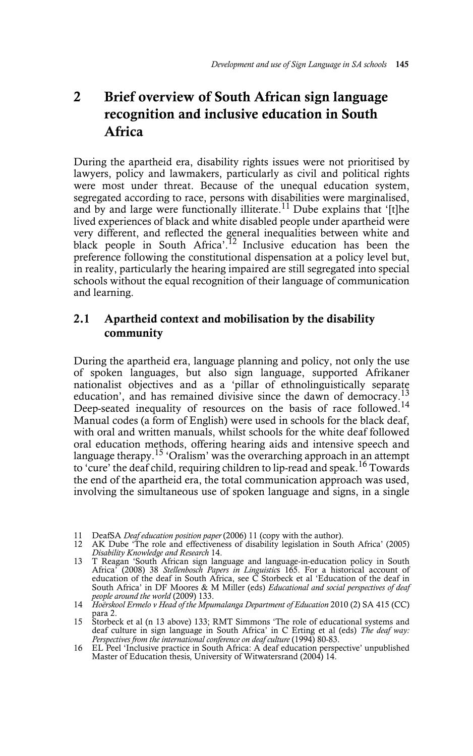## 2 Brief overview of South African sign language recognition and inclusive education in South Africa

During the apartheid era, disability rights issues were not prioritised by lawyers, policy and lawmakers, particularly as civil and political rights were most under threat. Because of the unequal education system, segregated according to race, persons with disabilities were marginalised, and by and large were functionally illiterate.[11] Dube explains that '[t]he lived experiences of black and white disabled people under apartheid were very different, and reflected the general inequalities between white and black people in South Africa'.[12] Inclusive education has been the preference following the constitutional dispensation at a policy level but, in reality, particularly the hearing impaired are still segregated into special schools without the equal recognition of their language of communication and learning.

### 2.1 Apartheid context and mobilisation by the disability community

During the apartheid era, language planning and policy, not only the use of spoken languages, but also sign language, supported Afrikaner nationalist objectives and as a 'pillar of ethnolinguistically separate education', and has remained divisive since the dawn of democracy.[13] Deep-seated inequality of resources on the basis of race followed.[14] Manual codes (a form of English) were used in schools for the black deaf, with oral and written manuals, whilst schools for the white deaf followed oral education methods, offering hearing aids and intensive speech and language therapy.[15] 'Oralism' was the overarching approach in an attempt to 'cure' the deaf child, requiring children to lip-read and speak.[16] Towards the end of the apartheid era, the total communication approach was used, involving the simultaneous use of spoken language and signs, in a single

---

11 DeafSA *Deaf education position paper* (2006) 11 (copy with the author).

12 AK Dube 'The role and effectiveness of disability legislation in South Africa' (2005) *Disability Knowledge and Research* 14.

13 T Reagan 'South African sign language and language-in-education policy in South Africa' (2008) 38 *Stellenbosch Papers in Linguistics* 165. For a historical account of education of the deaf in South Africa, see C Storbeck et al 'Education of the deaf in South Africa' in DF Moores & M Miller (eds) *Educational and social perspectives of deaf people around the world* (2009) 133.

14 *Hoërskool Ermelo v Head of the Mpumalanga Department of Education* 2010 (2) SA 415 (CC) para 2.

15 Storbeck et al (n 13 above) 133; RMT Simmons 'The role of educational systems and deaf culture in sign language in South Africa' in C Erting et al (eds) *The deaf way: Perspectives from the international conference on deaf culture* (1994) 80-83.

16 EL Peel 'Inclusive practice in South Africa: A deaf education perspective' unpublished Master of Education thesis, University of Witwatersrand (2004) 14.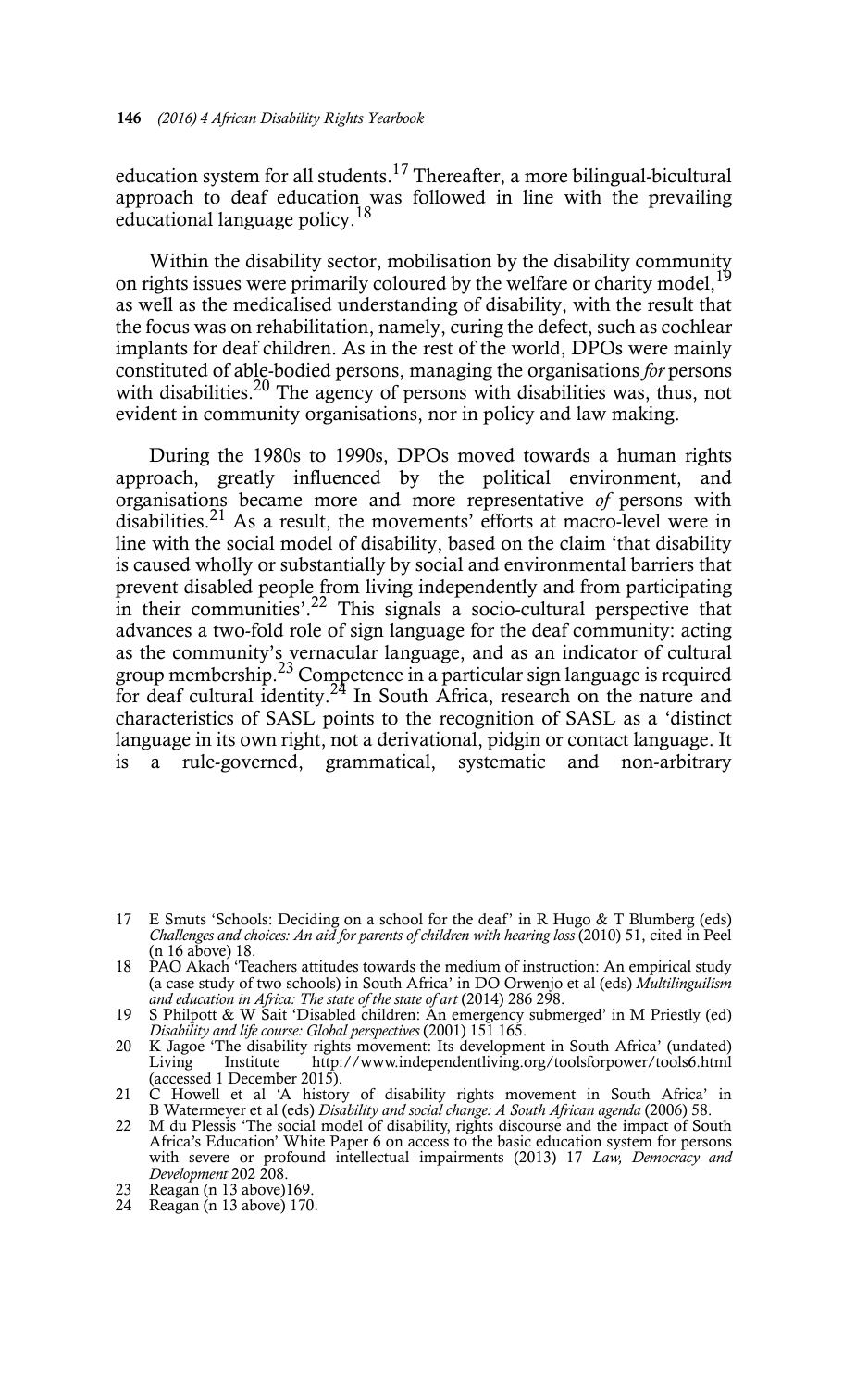education system for all students.[17] Thereafter, a more bilingual-bicultural approach to deaf education was followed in line with the prevailing educational language policy.[18]

Within the disability sector, mobilisation by the disability community on rights issues were primarily coloured by the welfare or charity model,[19] as well as the medicalised understanding of disability, with the result that the focus was on rehabilitation, namely, curing the defect, such as cochlear implants for deaf children. As in the rest of the world, DPOs were mainly constituted of able-bodied persons, managing the organisations *for* persons with disabilities.[20] The agency of persons with disabilities was, thus, not evident in community organisations, nor in policy and law making.

During the 1980s to 1990s, DPOs moved towards a human rights approach, greatly influenced by the political environment, and organisations became more and more representative *of* persons with disabilities.[21] As a result, the movements' efforts at macro-level were in line with the social model of disability, based on the claim 'that disability is caused wholly or substantially by social and environmental barriers that prevent disabled people from living independently and from participating in their communities'.[22] This signals a socio-cultural perspective that advances a two-fold role of sign language for the deaf community: acting as the community's vernacular language, and as an indicator of cultural group membership.[23] Competence in a particular sign language is required for deaf cultural identity.[24] In South Africa, research on the nature and characteristics of SASL points to the recognition of SASL as a 'distinct language in its own right, not a derivational, pidgin or contact language. It is a rule-governed, grammatical, systematic and non-arbitrary

---

17 E Smuts 'Schools: Deciding on a school for the deaf' in R Hugo & T Blumberg (eds) *Challenges and choices: An aid for parents of children with hearing loss* (2010) 51, cited in Peel (n 16 above) 18.

18 PAO Akach 'Teachers attitudes towards the medium of instruction: An empirical study (a case study of two schools) in South Africa' in DO Orwenjo et al (eds) *Multilinguilism and education in Africa: The state of the state of art* (2014) 286 298.

19 S Philpott & W Sait 'Disabled children: An emergency submerged' in M Priestly (ed) *Disability and life course: Global perspectives* (2001) 151 165.

20 K Jagoe 'The disability rights movement: Its development in South Africa' (undated) Living Institute http://www.independentliving.org/toolsforpower/tools6.html (accessed 1 December 2015).

21 C Howell et al 'A history of disability rights movement in South Africa' in B Watermeyer et al (eds) *Disability and social change: A South African agenda* (2006) 58.

22 M du Plessis 'The social model of disability, rights discourse and the impact of South Africa's Education' White Paper 6 on access to the basic education system for persons with severe or profound intellectual impairments (2013) 17 *Law, Democracy and Development* 202 208.

23 Reagan (n 13 above)169.

24 Reagan (n 13 above) 170.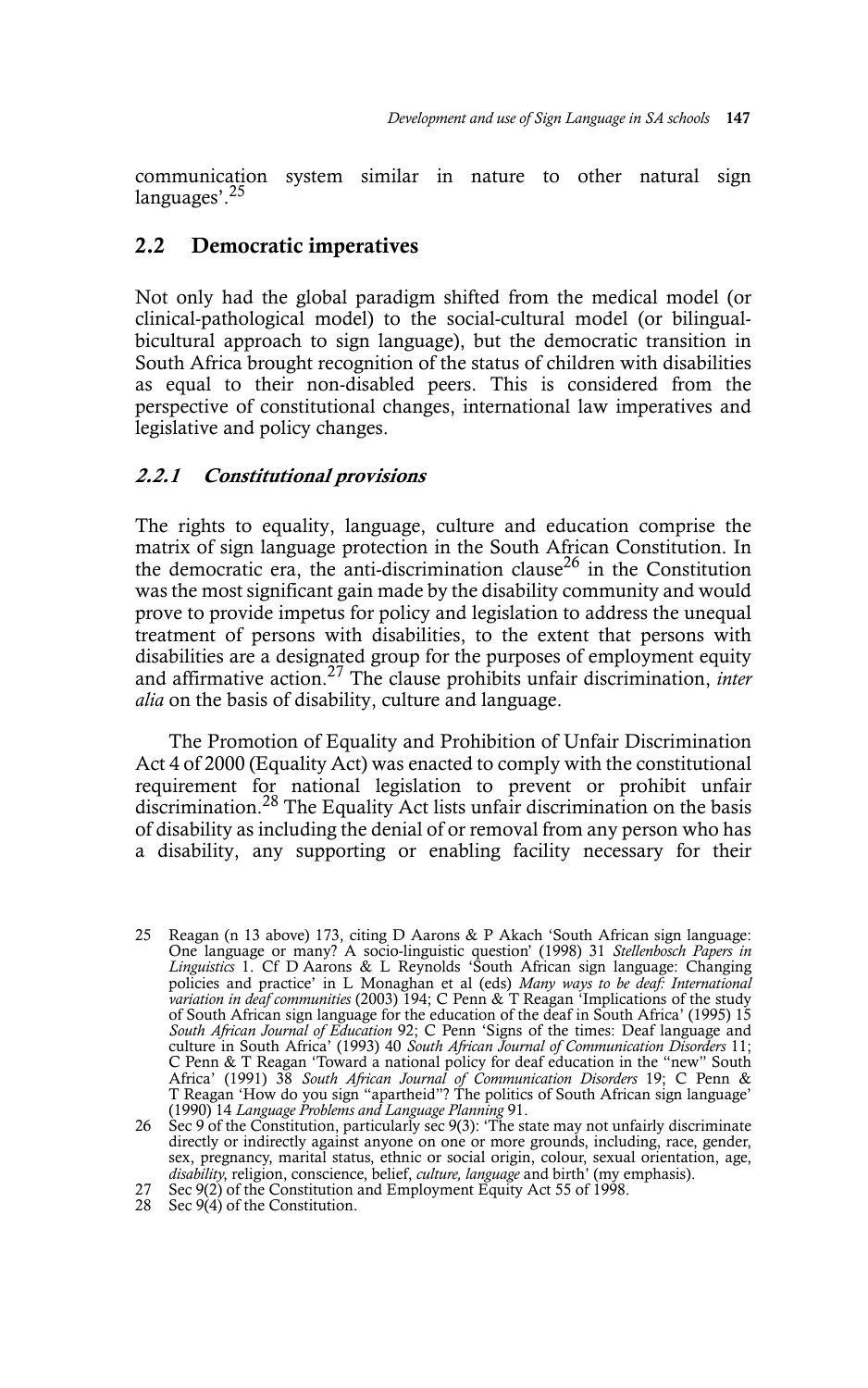communication system similar in nature to other natural sign languages'.[25]

## 2.2 Democratic imperatives

Not only had the global paradigm shifted from the medical model (or clinical-pathological model) to the social-cultural model (or bilingual-bicultural approach to sign language), but the democratic transition in South Africa brought recognition of the status of children with disabilities as equal to their non-disabled peers. This is considered from the perspective of constitutional changes, international law imperatives and legislative and policy changes.

### *2.2.1 Constitutional provisions*

The rights to equality, language, culture and education comprise the matrix of sign language protection in the South African Constitution. In the democratic era, the anti-discrimination clause[26] in the Constitution was the most significant gain made by the disability community and would prove to provide impetus for policy and legislation to address the unequal treatment of persons with disabilities, to the extent that persons with disabilities are a designated group for the purposes of employment equity and affirmative action.[27] The clause prohibits unfair discrimination, *inter alia* on the basis of disability, culture and language.

The Promotion of Equality and Prohibition of Unfair Discrimination Act 4 of 2000 (Equality Act) was enacted to comply with the constitutional requirement for national legislation to prevent or prohibit unfair discrimination.[28] The Equality Act lists unfair discrimination on the basis of disability as including the denial of or removal from any person who has a disability, any supporting or enabling facility necessary for their

---

25 Reagan (n 13 above) 173, citing D Aarons & P Akach 'South African sign language: One language or many? A socio-linguistic question' (1998) 31 *Stellenbosch Papers in Linguistics* 1. Cf D Aarons & L Reynolds 'South African sign language: Changing policies and practice' in L Monaghan et al (eds) *Many ways to be deaf: International variation in deaf communities* (2003) 194; C Penn & T Reagan 'Implications of the study of South African sign language for the education of the deaf in South Africa' (1995) 15 *South African Journal of Education* 92; C Penn 'Signs of the times: Deaf language and culture in South Africa' (1993) 40 *South African Journal of Communication Disorders* 11; C Penn & T Reagan 'Toward a national policy for deaf education in the "new" South Africa' (1991) 38 *South African Journal of Communication Disorders* 19; C Penn & T Reagan 'How do you sign "apartheid"? The politics of South African sign language' (1990) 14 *Language Problems and Language Planning* 91.

26 Sec 9 of the Constitution, particularly sec 9(3): 'The state may not unfairly discriminate directly or indirectly against anyone on one or more grounds, including, race, gender, sex, pregnancy, marital status, ethnic or social origin, colour, sexual orientation, age, *disability*, religion, conscience, belief, *culture, language* and birth' (my emphasis).

27 Sec 9(2) of the Constitution and Employment Equity Act 55 of 1998.

28 Sec 9(4) of the Constitution.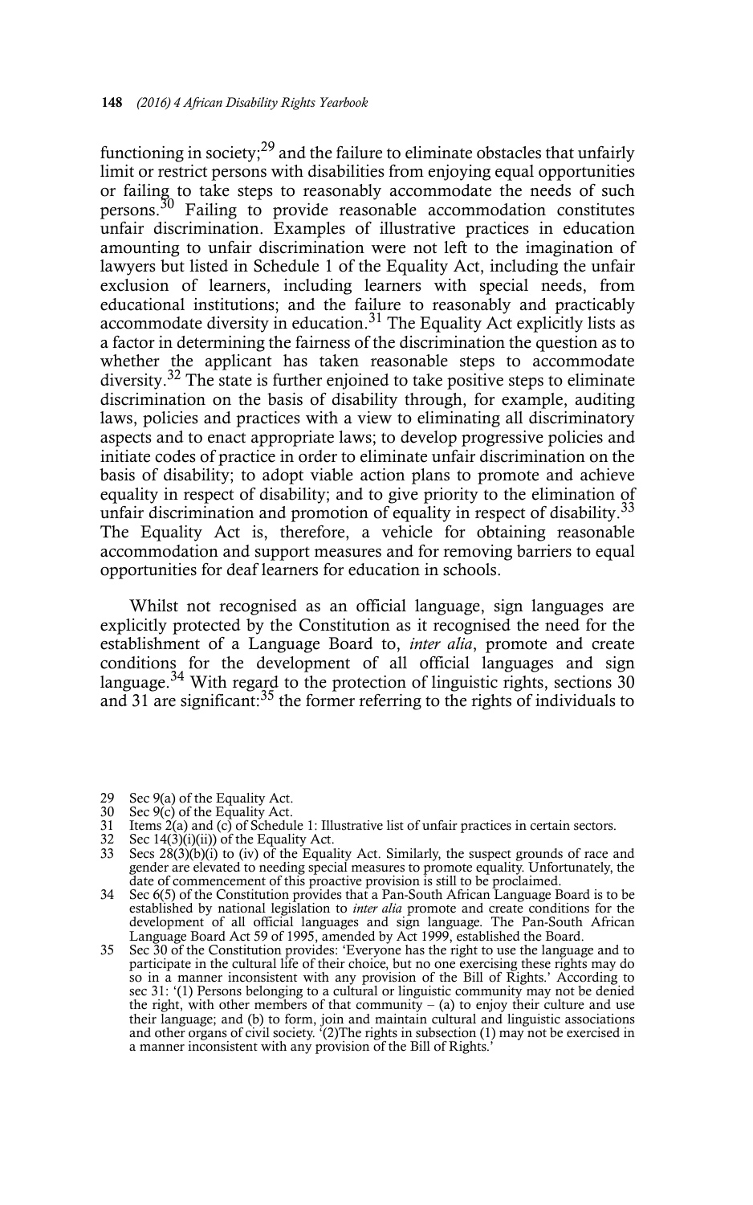functioning in society;[29] and the failure to eliminate obstacles that unfairly limit or restrict persons with disabilities from enjoying equal opportunities or failing to take steps to reasonably accommodate the needs of such persons.[30] Failing to provide reasonable accommodation constitutes unfair discrimination. Examples of illustrative practices in education amounting to unfair discrimination were not left to the imagination of lawyers but listed in Schedule 1 of the Equality Act, including the unfair exclusion of learners, including learners with special needs, from educational institutions; and the failure to reasonably and practicably accommodate diversity in education.[31] The Equality Act explicitly lists as a factor in determining the fairness of the discrimination the question as to whether the applicant has taken reasonable steps to accommodate diversity.[32] The state is further enjoined to take positive steps to eliminate discrimination on the basis of disability through, for example, auditing laws, policies and practices with a view to eliminating all discriminatory aspects and to enact appropriate laws; to develop progressive policies and initiate codes of practice in order to eliminate unfair discrimination on the basis of disability; to adopt viable action plans to promote and achieve equality in respect of disability; and to give priority to the elimination of unfair discrimination and promotion of equality in respect of disability.[33] The Equality Act is, therefore, a vehicle for obtaining reasonable accommodation and support measures and for removing barriers to equal opportunities for deaf learners for education in schools.

Whilst not recognised as an official language, sign languages are explicitly protected by the Constitution as it recognised the need for the establishment of a Language Board to, *inter alia*, promote and create conditions for the development of all official languages and sign language.[34] With regard to the protection of linguistic rights, sections 30 and 31 are significant:[35] the former referring to the rights of individuals to

29 Sec 9(a) of the Equality Act.

30 Sec 9(c) of the Equality Act.

31 Items 2(a) and (c) of Schedule 1: Illustrative list of unfair practices in certain sectors.

32 Sec 14(3)(i)(ii)) of the Equality Act.

33 Secs 28(3)(b)(i) to (iv) of the Equality Act. Similarly, the suspect grounds of race and gender are elevated to needing special measures to promote equality. Unfortunately, the date of commencement of this proactive provision is still to be proclaimed.

34 Sec 6(5) of the Constitution provides that a Pan-South African Language Board is to be established by national legislation to *inter alia* promote and create conditions for the development of all official languages and sign language. The Pan-South African Language Board Act 59 of 1995, amended by Act 1999, established the Board.

35 Sec 30 of the Constitution provides: 'Everyone has the right to use the language and to participate in the cultural life of their choice, but no one exercising these rights may do so in a manner inconsistent with any provision of the Bill of Rights.' According to sec 31: '(1) Persons belonging to a cultural or linguistic community may not be denied the right, with other members of that community – (a) to enjoy their culture and use their language; and (b) to form, join and maintain cultural and linguistic associations and other organs of civil society. '(2)The rights in subsection (1) may not be exercised in a manner inconsistent with any provision of the Bill of Rights.'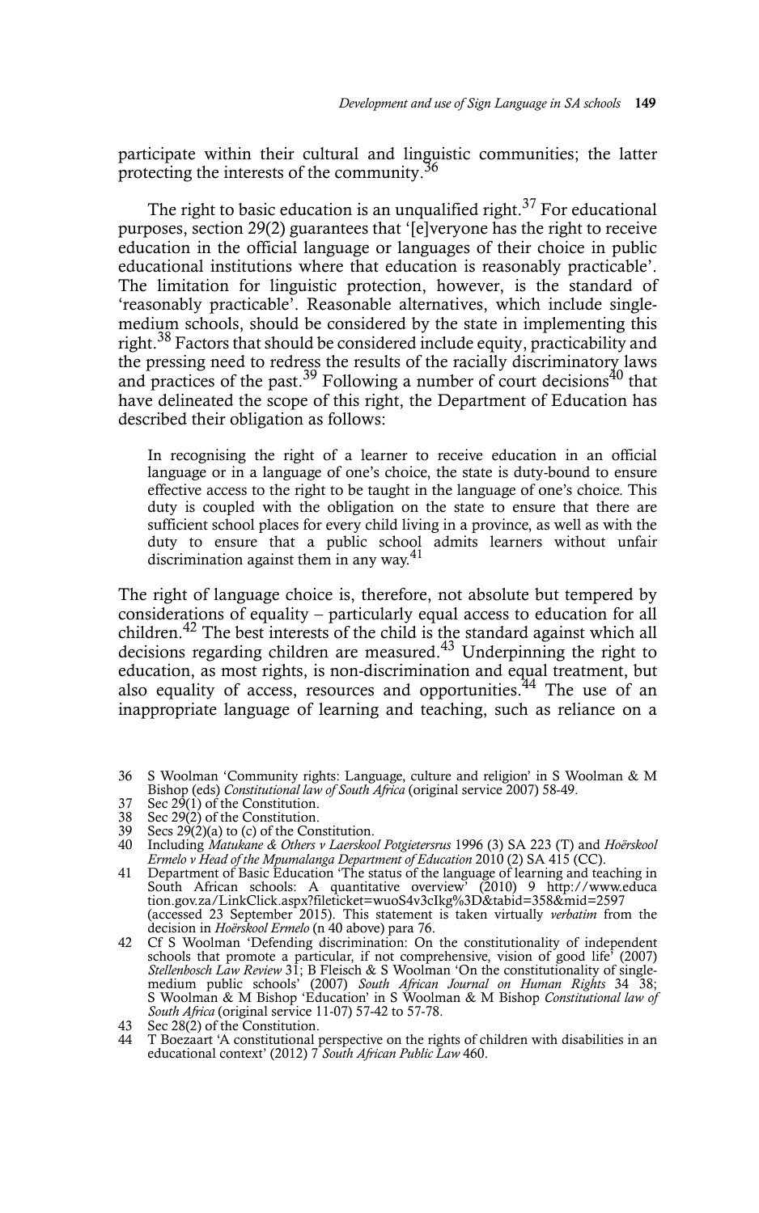participate within their cultural and linguistic communities; the latter protecting the interests of the community.[36]

The right to basic education is an unqualified right.[37] For educational purposes, section 29(2) guarantees that '[e]veryone has the right to receive education in the official language or languages of their choice in public educational institutions where that education is reasonably practicable'. The limitation for linguistic protection, however, is the standard of 'reasonably practicable'. Reasonable alternatives, which include single-medium schools, should be considered by the state in implementing this right.[38] Factors that should be considered include equity, practicability and the pressing need to redress the results of the racially discriminatory laws and practices of the past.[39] Following a number of court decisions[40] that have delineated the scope of this right, the Department of Education has described their obligation as follows:

> In recognising the right of a learner to receive education in an official language or in a language of one's choice, the state is duty-bound to ensure effective access to the right to be taught in the language of one's choice. This duty is coupled with the obligation on the state to ensure that there are sufficient school places for every child living in a province, as well as with the duty to ensure that a public school admits learners without unfair discrimination against them in any way.[41]

The right of language choice is, therefore, not absolute but tempered by considerations of equality – particularly equal access to education for all children.[42] The best interests of the child is the standard against which all decisions regarding children are measured.[43] Underpinning the right to education, as most rights, is non-discrimination and equal treatment, but also equality of access, resources and opportunities.[44] The use of an inappropriate language of learning and teaching, such as reliance on a

---

36 S Woolman 'Community rights: Language, culture and religion' in S Woolman & M Bishop (eds) *Constitutional law of South Africa* (original service 2007) 58-49.

37 Sec 29(1) of the Constitution.

38 Sec 29(2) of the Constitution.

39 Secs 29(2)(a) to (c) of the Constitution.

40 Including *Matukane & Others v Laerskool Potgietersrus* 1996 (3) SA 223 (T) and *Hoërskool Ermelo v Head of the Mpumalanga Department of Education* 2010 (2) SA 415 (CC).

41 Department of Basic Education 'The status of the language of learning and teaching in South African schools: A quantitative overview' (2010) 9 http://www.education.gov.za/LinkClick.aspx?fileticket=wuoS4v3cIkg%3D&tabid=358&mid=2597 (accessed 23 September 2015). This statement is taken virtually *verbatim* from the decision in *Hoërskool Ermelo* (n 40 above) para 76.

42 Cf S Woolman 'Defending discrimination: On the constitutionality of independent schools that promote a particular, if not comprehensive, vision of good life' (2007) *Stellenbosch Law Review* 31; B Fleisch & S Woolman 'On the constitutionality of single-medium public schools' (2007) *South African Journal on Human Rights* 34 38; S Woolman & M Bishop 'Education' in S Woolman & M Bishop *Constitutional law of South Africa* (original service 11-07) 57-42 to 57-78.

43 Sec 28(2) of the Constitution.

44 T Boezaart 'A constitutional perspective on the rights of children with disabilities in an educational context' (2012) 7 *South African Public Law* 460.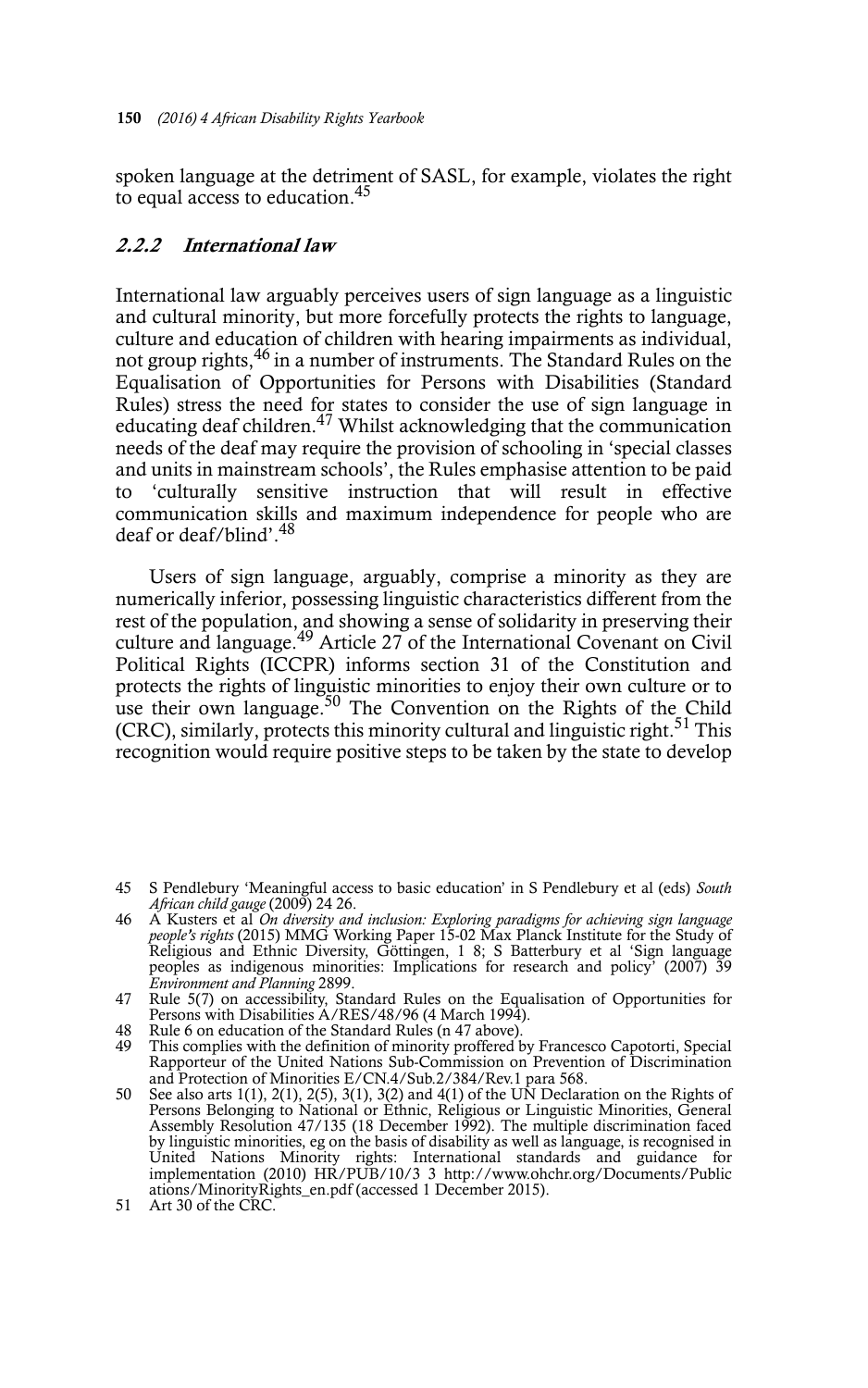spoken language at the detriment of SASL, for example, violates the right to equal access to education.[45]

### *2.2.2 International law*

International law arguably perceives users of sign language as a linguistic and cultural minority, but more forcefully protects the rights to language, culture and education of children with hearing impairments as individual, not group rights,[46] in a number of instruments. The Standard Rules on the Equalisation of Opportunities for Persons with Disabilities (Standard Rules) stress the need for states to consider the use of sign language in educating deaf children.[47] Whilst acknowledging that the communication needs of the deaf may require the provision of schooling in 'special classes and units in mainstream schools', the Rules emphasise attention to be paid to 'culturally sensitive instruction that will result in effective communication skills and maximum independence for people who are deaf or deaf/blind'.[48]

Users of sign language, arguably, comprise a minority as they are numerically inferior, possessing linguistic characteristics different from the rest of the population, and showing a sense of solidarity in preserving their culture and language.[49] Article 27 of the International Covenant on Civil Political Rights (ICCPR) informs section 31 of the Constitution and protects the rights of linguistic minorities to enjoy their own culture or to use their own language.[50] The Convention on the Rights of the Child (CRC), similarly, protects this minority cultural and linguistic right.[51] This recognition would require positive steps to be taken by the state to develop

---

45 S Pendlebury 'Meaningful access to basic education' in S Pendlebury et al (eds) *South African child gauge* (2009) 24 26.

46 A Kusters et al *On diversity and inclusion: Exploring paradigms for achieving sign language people's rights* (2015) MMG Working Paper 15-02 Max Planck Institute for the Study of Religious and Ethnic Diversity, Göttingen, 1 8; S Batterbury et al 'Sign language peoples as indigenous minorities: Implications for research and policy' (2007) 39 *Environment and Planning* 2899.

47 Rule 5(7) on accessibility, Standard Rules on the Equalisation of Opportunities for Persons with Disabilities A/RES/48/96 (4 March 1994).

48 Rule 6 on education of the Standard Rules (n 47 above).

49 This complies with the definition of minority proffered by Francesco Capotorti, Special Rapporteur of the United Nations Sub-Commission on Prevention of Discrimination and Protection of Minorities E/CN.4/Sub.2/384/Rev.1 para 568.

50 See also arts 1(1), 2(1), 2(5), 3(1), 3(2) and 4(1) of the UN Declaration on the Rights of Persons Belonging to National or Ethnic, Religious or Linguistic Minorities, General Assembly Resolution 47/135 (18 December 1992). The multiple discrimination faced by linguistic minorities, eg on the basis of disability as well as language, is recognised in United Nations Minority rights: International standards and guidance for implementation (2010) HR/PUB/10/3 3 http://www.ohchr.org/Documents/Publications/MinorityRights_en.pdf (accessed 1 December 2015).

51 Art 30 of the CRC.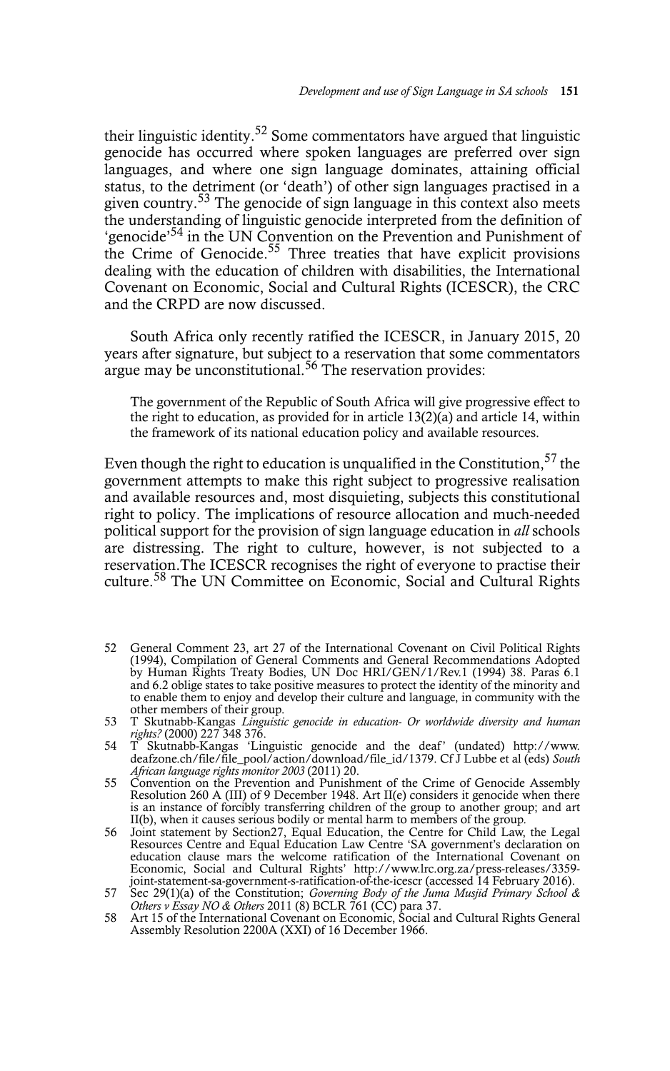their linguistic identity.[52] Some commentators have argued that linguistic genocide has occurred where spoken languages are preferred over sign languages, and where one sign language dominates, attaining official status, to the detriment (or 'death') of other sign languages practised in a given country.[53] The genocide of sign language in this context also meets the understanding of linguistic genocide interpreted from the definition of 'genocide'[54] in the UN Convention on the Prevention and Punishment of the Crime of Genocide.[55] Three treaties that have explicit provisions dealing with the education of children with disabilities, the International Covenant on Economic, Social and Cultural Rights (ICESCR), the CRC and the CRPD are now discussed.

South Africa only recently ratified the ICESCR, in January 2015, 20 years after signature, but subject to a reservation that some commentators argue may be unconstitutional.[56] The reservation provides:

> The government of the Republic of South Africa will give progressive effect to the right to education, as provided for in article 13(2)(a) and article 14, within the framework of its national education policy and available resources.

Even though the right to education is unqualified in the Constitution,[57] the government attempts to make this right subject to progressive realisation and available resources and, most disquieting, subjects this constitutional right to policy. The implications of resource allocation and much-needed political support for the provision of sign language education in *all* schools are distressing. The right to culture, however, is not subjected to a reservation.The ICESCR recognises the right of everyone to practise their culture.[58] The UN Committee on Economic, Social and Cultural Rights

---

52 General Comment 23, art 27 of the International Covenant on Civil Political Rights (1994), Compilation of General Comments and General Recommendations Adopted by Human Rights Treaty Bodies, UN Doc HRI/GEN/1/Rev.1 (1994) 38. Paras 6.1 and 6.2 oblige states to take positive measures to protect the identity of the minority and to enable them to enjoy and develop their culture and language, in community with the other members of their group.

53 T Skutnabb-Kangas *Linguistic genocide in education- Or worldwide diversity and human rights?* (2000) 227 348 376.

54 T Skutnabb-Kangas 'Linguistic genocide and the deaf' (undated) http://www.deafzone.ch/file/file_pool/action/download/file_id/1379. Cf J Lubbe et al (eds) *South African language rights monitor 2003* (2011) 20.

55 Convention on the Prevention and Punishment of the Crime of Genocide Assembly Resolution 260 A (III) of 9 December 1948. Art II(e) considers it genocide when there is an instance of forcibly transferring children of the group to another group; and art II(b), when it causes serious bodily or mental harm to members of the group.

56 Joint statement by Section27, Equal Education, the Centre for Child Law, the Legal Resources Centre and Equal Education Law Centre 'SA government's declaration on education clause mars the welcome ratification of the International Covenant on Economic, Social and Cultural Rights' http://www.lrc.org.za/press-releases/3359-joint-statement-sa-government-s-ratification-of-the-icescr (accessed 14 February 2016).

57 Sec 29(1)(a) of the Constitution; *Governing Body of the Juma Musjid Primary School & Others v Essay NO & Others* 2011 (8) BCLR 761 (CC) para 37.

58 Art 15 of the International Covenant on Economic, Social and Cultural Rights General Assembly Resolution 2200A (XXI) of 16 December 1966.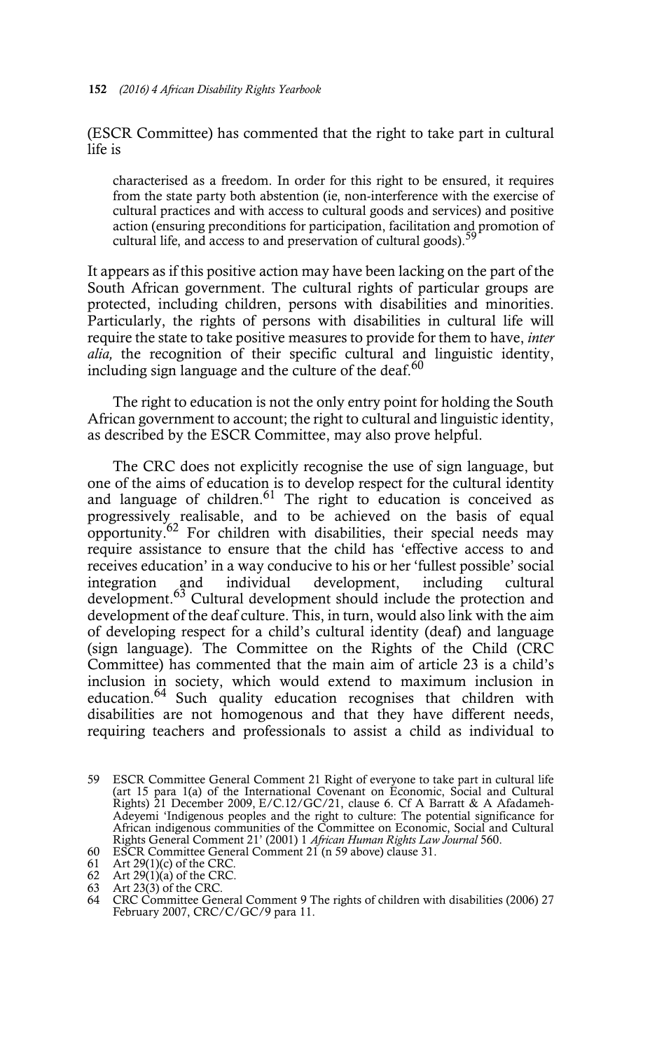(ESCR Committee) has commented that the right to take part in cultural life is

> characterised as a freedom. In order for this right to be ensured, it requires from the state party both abstention (ie, non-interference with the exercise of cultural practices and with access to cultural goods and services) and positive action (ensuring preconditions for participation, facilitation and promotion of cultural life, and access to and preservation of cultural goods).[59]

It appears as if this positive action may have been lacking on the part of the South African government. The cultural rights of particular groups are protected, including children, persons with disabilities and minorities. Particularly, the rights of persons with disabilities in cultural life will require the state to take positive measures to provide for them to have, *inter alia,* the recognition of their specific cultural and linguistic identity, including sign language and the culture of the deaf.[60]

The right to education is not the only entry point for holding the South African government to account; the right to cultural and linguistic identity, as described by the ESCR Committee, may also prove helpful.

The CRC does not explicitly recognise the use of sign language, but one of the aims of education is to develop respect for the cultural identity and language of children.[61] The right to education is conceived as progressively realisable, and to be achieved on the basis of equal opportunity.[62] For children with disabilities, their special needs may require assistance to ensure that the child has 'effective access to and receives education' in a way conducive to his or her 'fullest possible' social integration and individual development, including cultural development.[63] Cultural development should include the protection and development of the deaf culture. This, in turn, would also link with the aim of developing respect for a child's cultural identity (deaf) and language (sign language). The Committee on the Rights of the Child (CRC Committee) has commented that the main aim of article 23 is a child's inclusion in society, which would extend to maximum inclusion in education.[64] Such quality education recognises that children with disabilities are not homogenous and that they have different needs, requiring teachers and professionals to assist a child as individual to

---

59 ESCR Committee General Comment 21 Right of everyone to take part in cultural life (art 15 para 1(a) of the International Covenant on Economic, Social and Cultural Rights) 21 December 2009, E/C.12/GC/21, clause 6. Cf A Barratt & A Afadameh-Adeyemi 'Indigenous peoples and the right to culture: The potential significance for African indigenous communities of the Committee on Economic, Social and Cultural Rights General Comment 21' (2001) 1 *African Human Rights Law Journal* 560.

60 ESCR Committee General Comment 21 (n 59 above) clause 31.

61 Art 29(1)(c) of the CRC.

62 Art 29(1)(a) of the CRC.

63 Art 23(3) of the CRC.

64 CRC Committee General Comment 9 The rights of children with disabilities (2006) 27 February 2007, CRC/C/GC/9 para 11.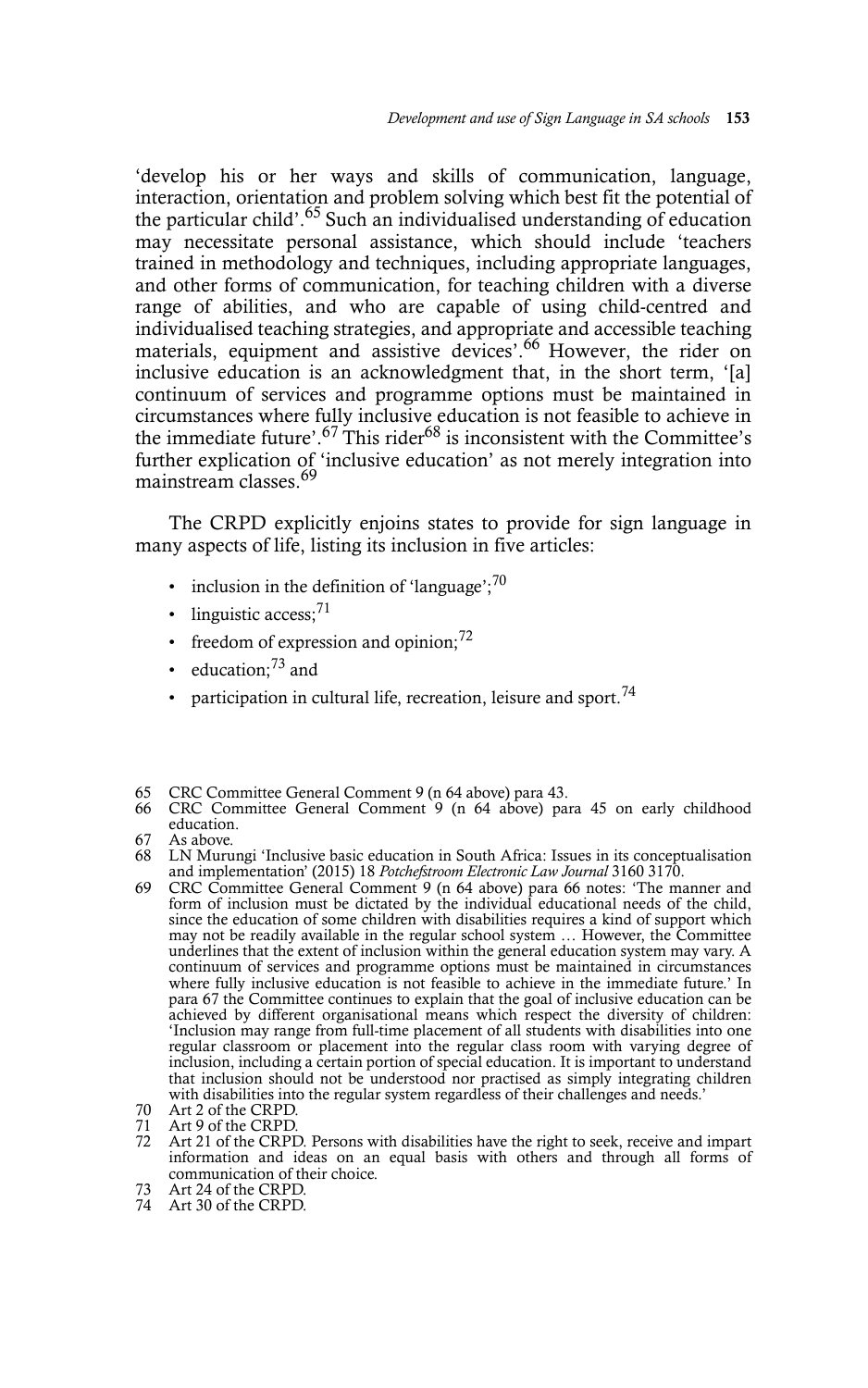'develop his or her ways and skills of communication, language, interaction, orientation and problem solving which best fit the potential of the particular child'.[65] Such an individualised understanding of education may necessitate personal assistance, which should include 'teachers trained in methodology and techniques, including appropriate languages, and other forms of communication, for teaching children with a diverse range of abilities, and who are capable of using child-centred and individualised teaching strategies, and appropriate and accessible teaching materials, equipment and assistive devices'.[66] However, the rider on inclusive education is an acknowledgment that, in the short term, '[a] continuum of services and programme options must be maintained in circumstances where fully inclusive education is not feasible to achieve in the immediate future'.[67] This rider[68] is inconsistent with the Committee's further explication of 'inclusive education' as not merely integration into mainstream classes.[69]

The CRPD explicitly enjoins states to provide for sign language in many aspects of life, listing its inclusion in five articles:

- inclusion in the definition of 'language';[70]
- linguistic access;[71]
- freedom of expression and opinion;[72]
- education;[73] and
- participation in cultural life, recreation, leisure and sport.[74]

---

65 CRC Committee General Comment 9 (n 64 above) para 43.

66 CRC Committee General Comment 9 (n 64 above) para 45 on early childhood education.

67 As above.

68 LN Murungi 'Inclusive basic education in South Africa: Issues in its conceptualisation and implementation' (2015) 18 *Potchefstroom Electronic Law Journal* 3160 3170.

69 CRC Committee General Comment 9 (n 64 above) para 66 notes: 'The manner and form of inclusion must be dictated by the individual educational needs of the child, since the education of some children with disabilities requires a kind of support which may not be readily available in the regular school system … However, the Committee underlines that the extent of inclusion within the general education system may vary. A continuum of services and programme options must be maintained in circumstances where fully inclusive education is not feasible to achieve in the immediate future.' In para 67 the Committee continues to explain that the goal of inclusive education can be achieved by different organisational means which respect the diversity of children: 'Inclusion may range from full-time placement of all students with disabilities into one regular classroom or placement into the regular class room with varying degree of inclusion, including a certain portion of special education. It is important to understand that inclusion should not be understood nor practised as simply integrating children with disabilities into the regular system regardless of their challenges and needs.'

70 Art 2 of the CRPD.

71 Art 9 of the CRPD.

72 Art 21 of the CRPD. Persons with disabilities have the right to seek, receive and impart information and ideas on an equal basis with others and through all forms of communication of their choice.

73 Art 24 of the CRPD.

74 Art 30 of the CRPD.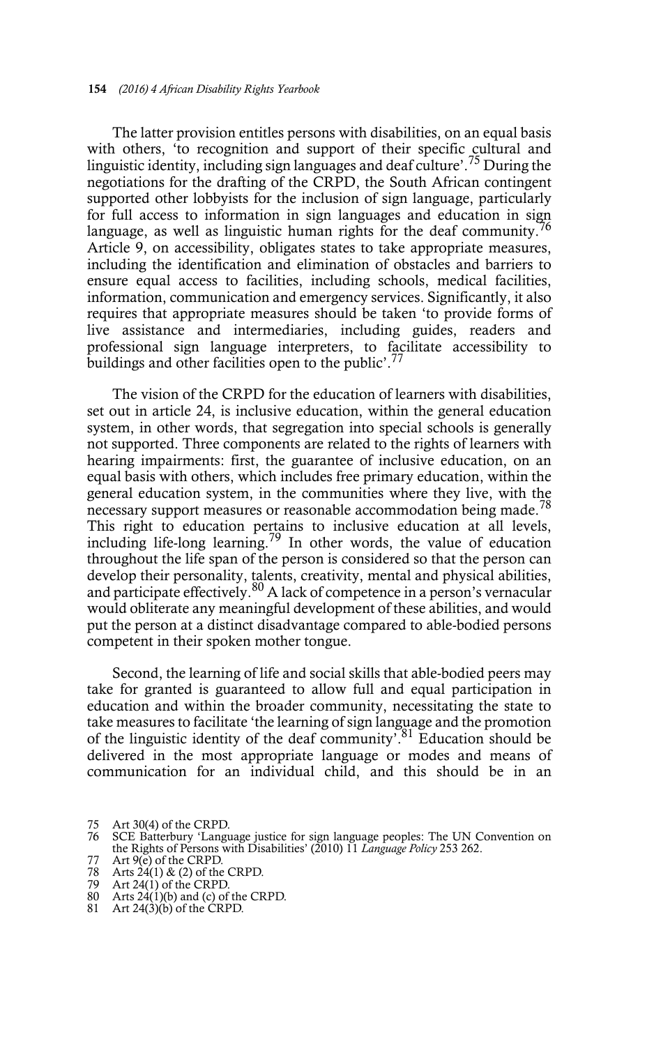The latter provision entitles persons with disabilities, on an equal basis with others, 'to recognition and support of their specific cultural and linguistic identity, including sign languages and deaf culture'.[75] During the negotiations for the drafting of the CRPD, the South African contingent supported other lobbyists for the inclusion of sign language, particularly for full access to information in sign languages and education in sign language, as well as linguistic human rights for the deaf community.[76] Article 9, on accessibility, obligates states to take appropriate measures, including the identification and elimination of obstacles and barriers to ensure equal access to facilities, including schools, medical facilities, information, communication and emergency services. Significantly, it also requires that appropriate measures should be taken 'to provide forms of live assistance and intermediaries, including guides, readers and professional sign language interpreters, to facilitate accessibility to buildings and other facilities open to the public'.[77]

The vision of the CRPD for the education of learners with disabilities, set out in article 24, is inclusive education, within the general education system, in other words, that segregation into special schools is generally not supported. Three components are related to the rights of learners with hearing impairments: first, the guarantee of inclusive education, on an equal basis with others, which includes free primary education, within the general education system, in the communities where they live, with the necessary support measures or reasonable accommodation being made.[78] This right to education pertains to inclusive education at all levels, including life-long learning.[79] In other words, the value of education throughout the life span of the person is considered so that the person can develop their personality, talents, creativity, mental and physical abilities, and participate effectively.[80] A lack of competence in a person's vernacular would obliterate any meaningful development of these abilities, and would put the person at a distinct disadvantage compared to able-bodied persons competent in their spoken mother tongue.

Second, the learning of life and social skills that able-bodied peers may take for granted is guaranteed to allow full and equal participation in education and within the broader community, necessitating the state to take measures to facilitate 'the learning of sign language and the promotion of the linguistic identity of the deaf community'.[81] Education should be delivered in the most appropriate language or modes and means of communication for an individual child, and this should be in an

75 Art 30(4) of the CRPD.
76 SCE Batterbury 'Language justice for sign language peoples: The UN Convention on the Rights of Persons with Disabilities' (2010) 11 *Language Policy* 253 262.
77 Art 9(e) of the CRPD.
78 Arts 24(1) & (2) of the CRPD.
79 Art 24(1) of the CRPD.
80 Arts 24(1)(b) and (c) of the CRPD.
81 Art 24(3)(b) of the CRPD.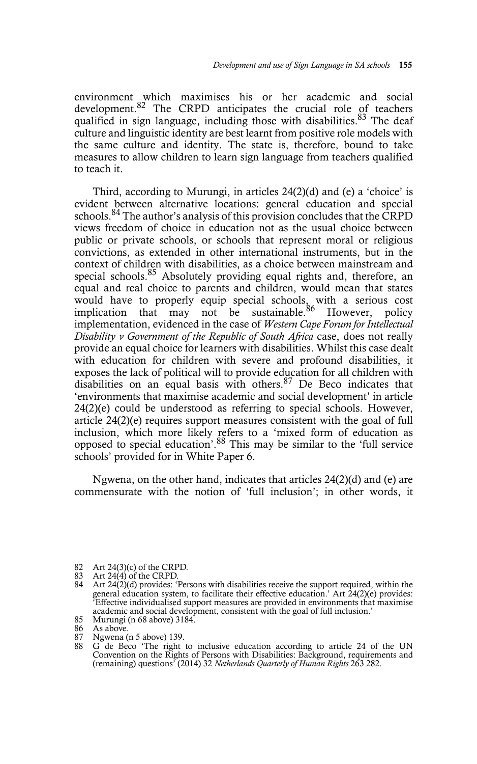environment which maximises his or her academic and social development.[82] The CRPD anticipates the crucial role of teachers qualified in sign language, including those with disabilities.[83] The deaf culture and linguistic identity are best learnt from positive role models with the same culture and identity. The state is, therefore, bound to take measures to allow children to learn sign language from teachers qualified to teach it.

Third, according to Murungi, in articles 24(2)(d) and (e) a 'choice' is evident between alternative locations: general education and special schools.[84] The author's analysis of this provision concludes that the CRPD views freedom of choice in education not as the usual choice between public or private schools, or schools that represent moral or religious convictions, as extended in other international instruments, but in the context of children with disabilities, as a choice between mainstream and special schools.[85] Absolutely providing equal rights and, therefore, an equal and real choice to parents and children, would mean that states would have to properly equip special schools, with a serious cost implication that may not be sustainable.[86] However, policy implementation, evidenced in the case of *Western Cape Forum for Intellectual Disability v Government of the Republic of South Africa* case, does not really provide an equal choice for learners with disabilities. Whilst this case dealt with education for children with severe and profound disabilities, it exposes the lack of political will to provide education for all children with disabilities on an equal basis with others.[87] De Beco indicates that 'environments that maximise academic and social development' in article 24(2)(e) could be understood as referring to special schools. However, article 24(2)(e) requires support measures consistent with the goal of full inclusion, which more likely refers to a 'mixed form of education as opposed to special education'.[88] This may be similar to the 'full service schools' provided for in White Paper 6.

Ngwena, on the other hand, indicates that articles 24(2)(d) and (e) are commensurate with the notion of 'full inclusion'; in other words, it

---

82 Art 24(3)(c) of the CRPD.

83 Art 24(4) of the CRPD.

84 Art 24(2)(d) provides: 'Persons with disabilities receive the support required, within the general education system, to facilitate their effective education.' Art 24(2)(e) provides: 'Effective individualised support measures are provided in environments that maximise academic and social development, consistent with the goal of full inclusion.'

85 Murungi (n 68 above) 3184.

86 As above.

87 Ngwena (n 5 above) 139.

88 G de Beco 'The right to inclusive education according to article 24 of the UN Convention on the Rights of Persons with Disabilities: Background, requirements and (remaining) questions' (2014) 32 *Netherlands Quarterly of Human Rights* 263 282.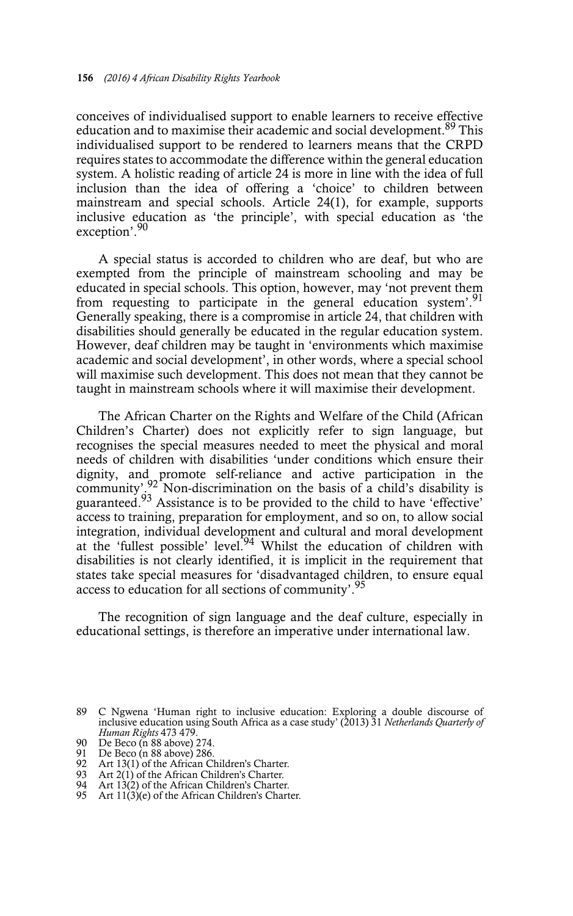conceives of individualised support to enable learners to receive effective education and to maximise their academic and social development.[89] This individualised support to be rendered to learners means that the CRPD requires states to accommodate the difference within the general education system. A holistic reading of article 24 is more in line with the idea of full inclusion than the idea of offering a 'choice' to children between mainstream and special schools. Article 24(1), for example, supports inclusive education as 'the principle', with special education as 'the exception'.[90]

A special status is accorded to children who are deaf, but who are exempted from the principle of mainstream schooling and may be educated in special schools. This option, however, may 'not prevent them from requesting to participate in the general education system'.[91] Generally speaking, there is a compromise in article 24, that children with disabilities should generally be educated in the regular education system. However, deaf children may be taught in 'environments which maximise academic and social development', in other words, where a special school will maximise such development. This does not mean that they cannot be taught in mainstream schools where it will maximise their development.

The African Charter on the Rights and Welfare of the Child (African Children's Charter) does not explicitly refer to sign language, but recognises the special measures needed to meet the physical and moral needs of children with disabilities 'under conditions which ensure their dignity, and promote self-reliance and active participation in the community'.[92] Non-discrimination on the basis of a child's disability is guaranteed.[93] Assistance is to be provided to the child to have 'effective' access to training, preparation for employment, and so on, to allow social integration, individual development and cultural and moral development at the 'fullest possible' level.[94] Whilst the education of children with disabilities is not clearly identified, it is implicit in the requirement that states take special measures for 'disadvantaged children, to ensure equal access to education for all sections of community'.[95]

The recognition of sign language and the deaf culture, especially in educational settings, is therefore an imperative under international law.

---

89 C Ngwena 'Human right to inclusive education: Exploring a double discourse of inclusive education using South Africa as a case study' (2013) 31 *Netherlands Quarterly of Human Rights* 473 479.

90 De Beco (n 88 above) 274.

91 De Beco (n 88 above) 286.

92 Art 13(1) of the African Children's Charter.

93 Art 2(1) of the African Children's Charter.

94 Art 13(2) of the African Children's Charter.

95 Art 11(3)(e) of the African Children's Charter.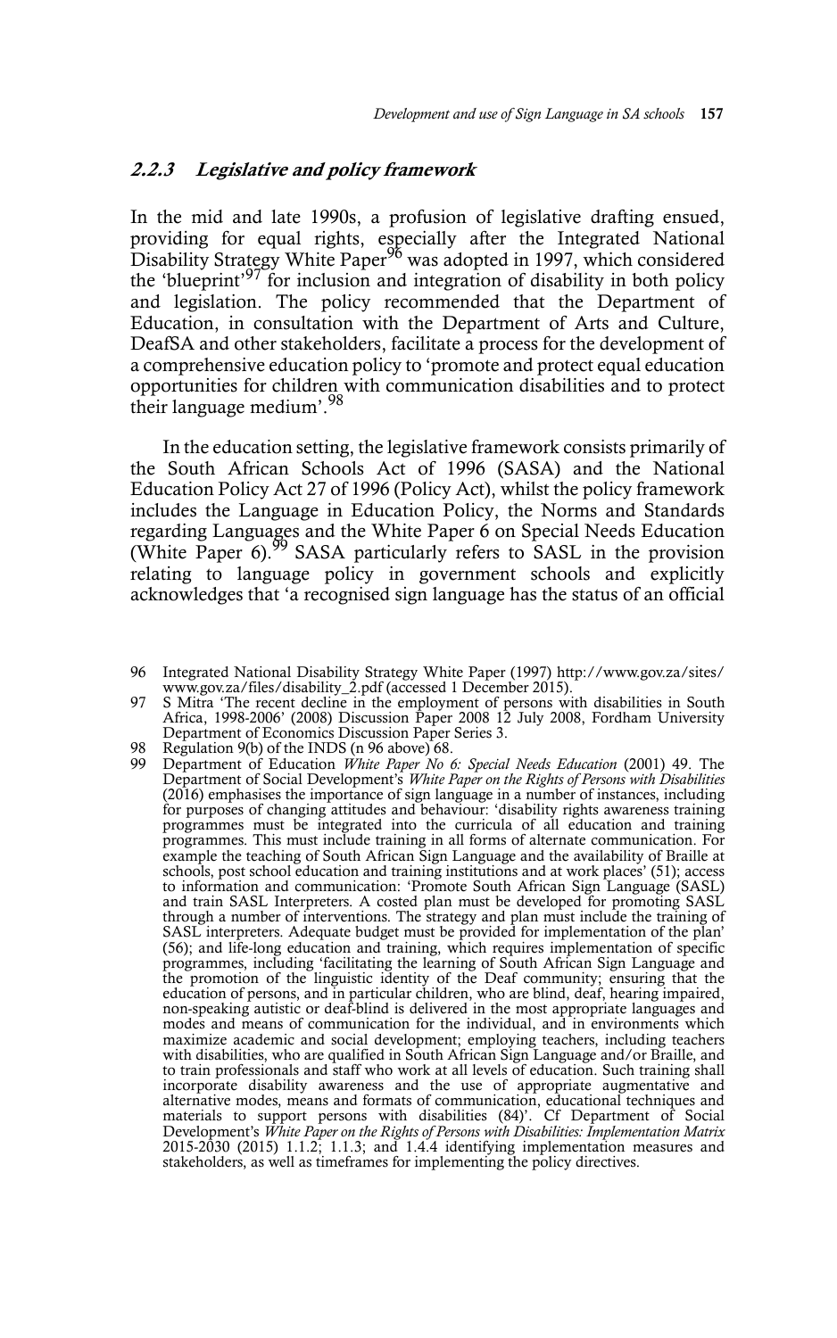### *2.2.3 Legislative and policy framework*

In the mid and late 1990s, a profusion of legislative drafting ensued, providing for equal rights, especially after the Integrated National Disability Strategy White Paper[96] was adopted in 1997, which considered the 'blueprint'[97] for inclusion and integration of disability in both policy and legislation. The policy recommended that the Department of Education, in consultation with the Department of Arts and Culture, DeafSA and other stakeholders, facilitate a process for the development of a comprehensive education policy to 'promote and protect equal education opportunities for children with communication disabilities and to protect their language medium'.[98]

In the education setting, the legislative framework consists primarily of the South African Schools Act of 1996 (SASA) and the National Education Policy Act 27 of 1996 (Policy Act), whilst the policy framework includes the Language in Education Policy, the Norms and Standards regarding Languages and the White Paper 6 on Special Needs Education (White Paper 6).[99] SASA particularly refers to SASL in the provision relating to language policy in government schools and explicitly acknowledges that 'a recognised sign language has the status of an official

96 Integrated National Disability Strategy White Paper (1997) http://www.gov.za/sites/www.gov.za/files/disability_2.pdf (accessed 1 December 2015).

97 S Mitra 'The recent decline in the employment of persons with disabilities in South Africa, 1998-2006' (2008) Discussion Paper 2008 12 July 2008, Fordham University Department of Economics Discussion Paper Series 3.

98 Regulation 9(b) of the INDS (n 96 above) 68.

99 Department of Education *White Paper No 6: Special Needs Education* (2001) 49. The Department of Social Development's *White Paper on the Rights of Persons with Disabilities* (2016) emphasises the importance of sign language in a number of instances, including for purposes of changing attitudes and behaviour: 'disability rights awareness training programmes must be integrated into the curricula of all education and training programmes. This must include training in all forms of alternate communication. For example the teaching of South African Sign Language and the availability of Braille at schools, post school education and training institutions and at work places' (51); access to information and communication: 'Promote South African Sign Language (SASL) and train SASL Interpreters. A costed plan must be developed for promoting SASL through a number of interventions. The strategy and plan must include the training of SASL interpreters. Adequate budget must be provided for implementation of the plan' (56); and life-long education and training, which requires implementation of specific programmes, including 'facilitating the learning of South African Sign Language and the promotion of the linguistic identity of the Deaf community; ensuring that the education of persons, and in particular children, who are blind, deaf, hearing impaired, non-speaking autistic or deaf-blind is delivered in the most appropriate languages and modes and means of communication for the individual, and in environments which maximize academic and social development; employing teachers, including teachers with disabilities, who are qualified in South African Sign Language and/or Braille, and to train professionals and staff who work at all levels of education. Such training shall incorporate disability awareness and the use of appropriate augmentative and alternative modes, means and formats of communication, educational techniques and materials to support persons with disabilities (84)'. Cf Department of Social Development's *White Paper on the Rights of Persons with Disabilities: Implementation Matrix 2015-2030* (2015) 1.1.2; 1.1.3; and 1.4.4 identifying implementation measures and stakeholders, as well as timeframes for implementing the policy directives.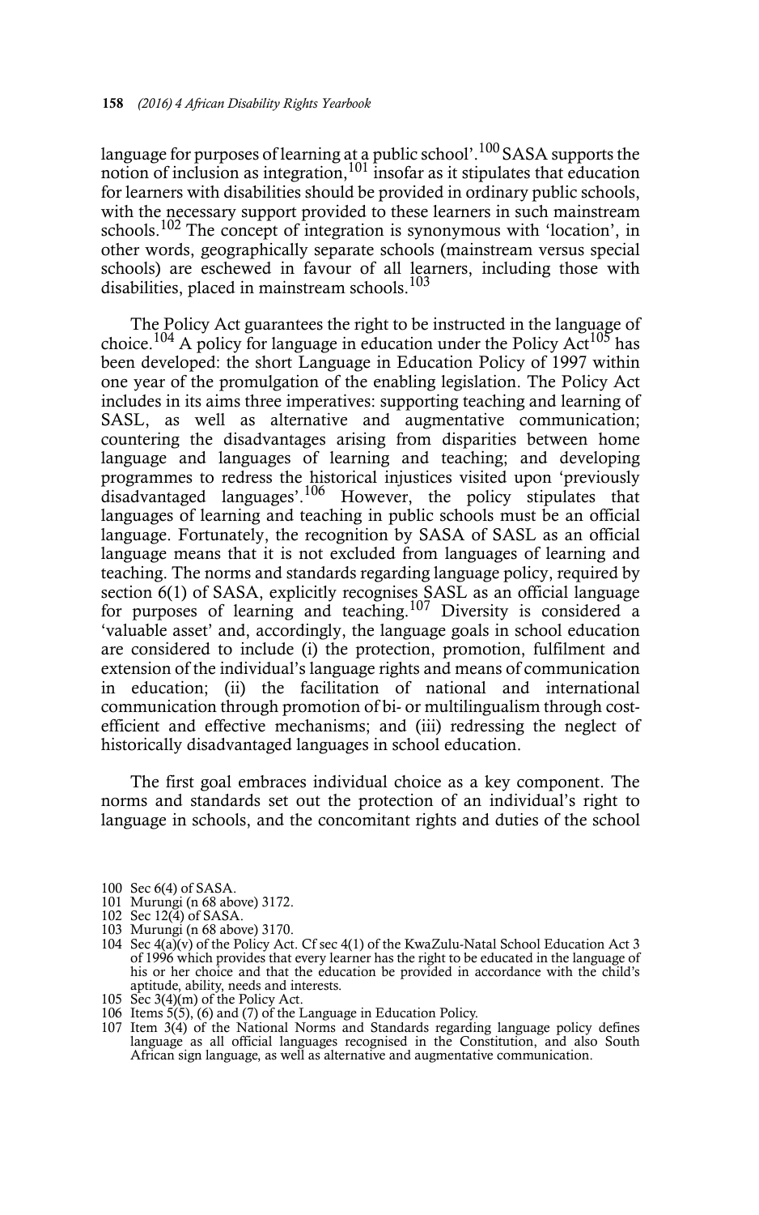language for purposes of learning at a public school'.[100] SASA supports the notion of inclusion as integration,[101] insofar as it stipulates that education for learners with disabilities should be provided in ordinary public schools, with the necessary support provided to these learners in such mainstream schools.[102] The concept of integration is synonymous with 'location', in other words, geographically separate schools (mainstream versus special schools) are eschewed in favour of all learners, including those with disabilities, placed in mainstream schools.[103]

The Policy Act guarantees the right to be instructed in the language of choice.[104] A policy for language in education under the Policy Act[105] has been developed: the short Language in Education Policy of 1997 within one year of the promulgation of the enabling legislation. The Policy Act includes in its aims three imperatives: supporting teaching and learning of SASL, as well as alternative and augmentative communication; countering the disadvantages arising from disparities between home language and languages of learning and teaching; and developing programmes to redress the historical injustices visited upon 'previously disadvantaged languages'.[106] However, the policy stipulates that languages of learning and teaching in public schools must be an official language. Fortunately, the recognition by SASA of SASL as an official language means that it is not excluded from languages of learning and teaching. The norms and standards regarding language policy, required by section 6(1) of SASA, explicitly recognises SASL as an official language for purposes of learning and teaching.[107] Diversity is considered a 'valuable asset' and, accordingly, the language goals in school education are considered to include (i) the protection, promotion, fulfilment and extension of the individual's language rights and means of communication in education; (ii) the facilitation of national and international communication through promotion of bi- or multilingualism through cost-efficient and effective mechanisms; and (iii) redressing the neglect of historically disadvantaged languages in school education.

The first goal embraces individual choice as a key component. The norms and standards set out the protection of an individual's right to language in schools, and the concomitant rights and duties of the school

---

100 Sec 6(4) of SASA.

101 Murungi (n 68 above) 3172.

102 Sec 12(4) of SASA.

103 Murungi (n 68 above) 3170.

104 Sec 4(a)(v) of the Policy Act. Cf sec 4(1) of the KwaZulu-Natal School Education Act 3 of 1996 which provides that every learner has the right to be educated in the language of his or her choice and that the education be provided in accordance with the child's aptitude, ability, needs and interests.

105 Sec 3(4)(m) of the Policy Act.

106 Items 5(5), (6) and (7) of the Language in Education Policy.

107 Item 3(4) of the National Norms and Standards regarding language policy defines language as all official languages recognised in the Constitution, and also South African sign language, as well as alternative and augmentative communication.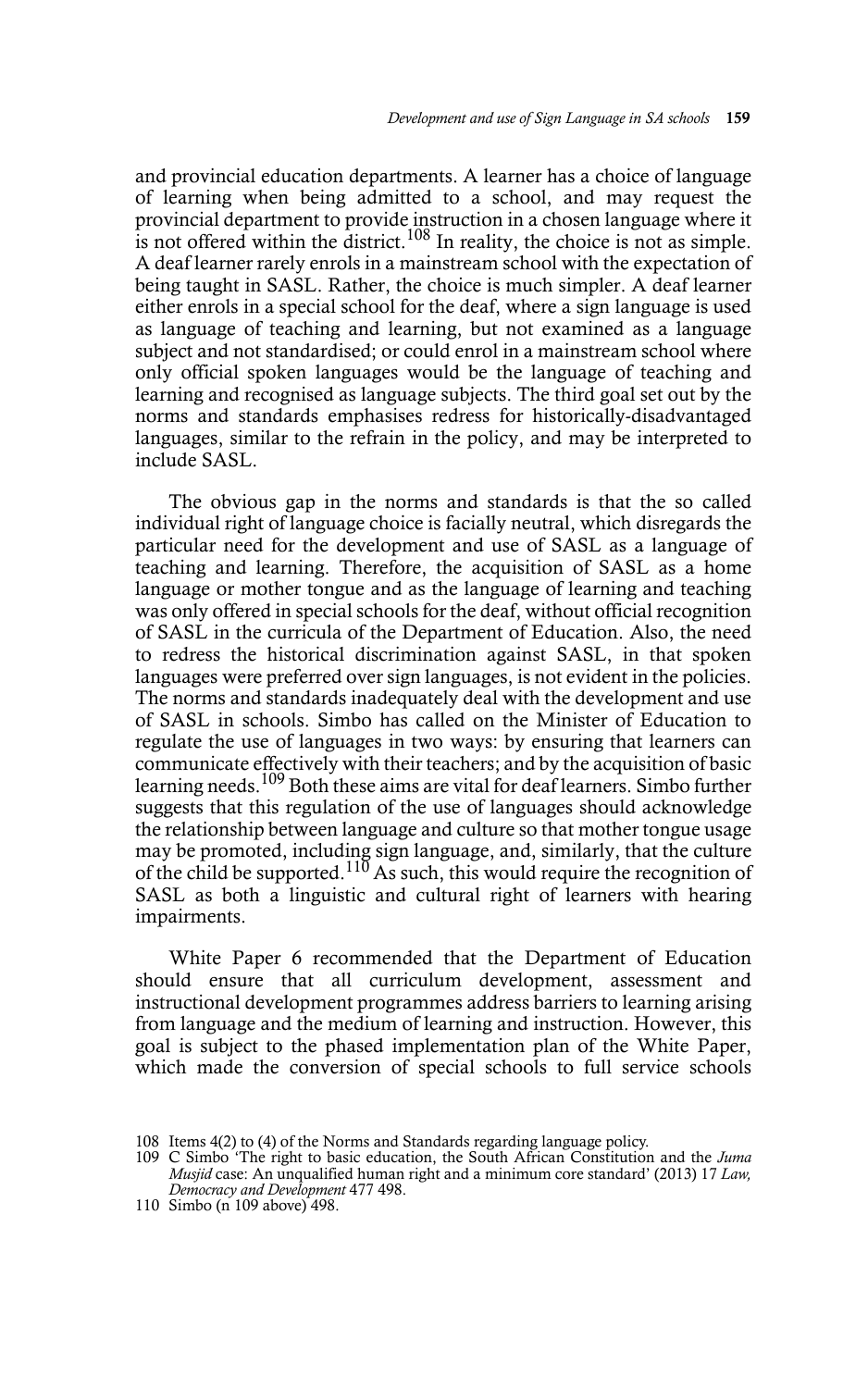and provincial education departments. A learner has a choice of language of learning when being admitted to a school, and may request the provincial department to provide instruction in a chosen language where it is not offered within the district.[108] In reality, the choice is not as simple. A deaf learner rarely enrols in a mainstream school with the expectation of being taught in SASL. Rather, the choice is much simpler. A deaf learner either enrols in a special school for the deaf, where a sign language is used as language of teaching and learning, but not examined as a language subject and not standardised; or could enrol in a mainstream school where only official spoken languages would be the language of teaching and learning and recognised as language subjects. The third goal set out by the norms and standards emphasises redress for historically-disadvantaged languages, similar to the refrain in the policy, and may be interpreted to include SASL.

The obvious gap in the norms and standards is that the so called individual right of language choice is facially neutral, which disregards the particular need for the development and use of SASL as a language of teaching and learning. Therefore, the acquisition of SASL as a home language or mother tongue and as the language of learning and teaching was only offered in special schools for the deaf, without official recognition of SASL in the curricula of the Department of Education. Also, the need to redress the historical discrimination against SASL, in that spoken languages were preferred over sign languages, is not evident in the policies. The norms and standards inadequately deal with the development and use of SASL in schools. Simbo has called on the Minister of Education to regulate the use of languages in two ways: by ensuring that learners can communicate effectively with their teachers; and by the acquisition of basic learning needs.[109] Both these aims are vital for deaf learners. Simbo further suggests that this regulation of the use of languages should acknowledge the relationship between language and culture so that mother tongue usage may be promoted, including sign language, and, similarly, that the culture of the child be supported.[110] As such, this would require the recognition of SASL as both a linguistic and cultural right of learners with hearing impairments.

White Paper 6 recommended that the Department of Education should ensure that all curriculum development, assessment and instructional development programmes address barriers to learning arising from language and the medium of learning and instruction. However, this goal is subject to the phased implementation plan of the White Paper, which made the conversion of special schools to full service schools

---

108 Items 4(2) to (4) of the Norms and Standards regarding language policy.

109 C Simbo 'The right to basic education, the South African Constitution and the *Juma Musjid* case: An unqualified human right and a minimum core standard' (2013) 17 *Law, Democracy and Development* 477 498.

110 Simbo (n 109 above) 498.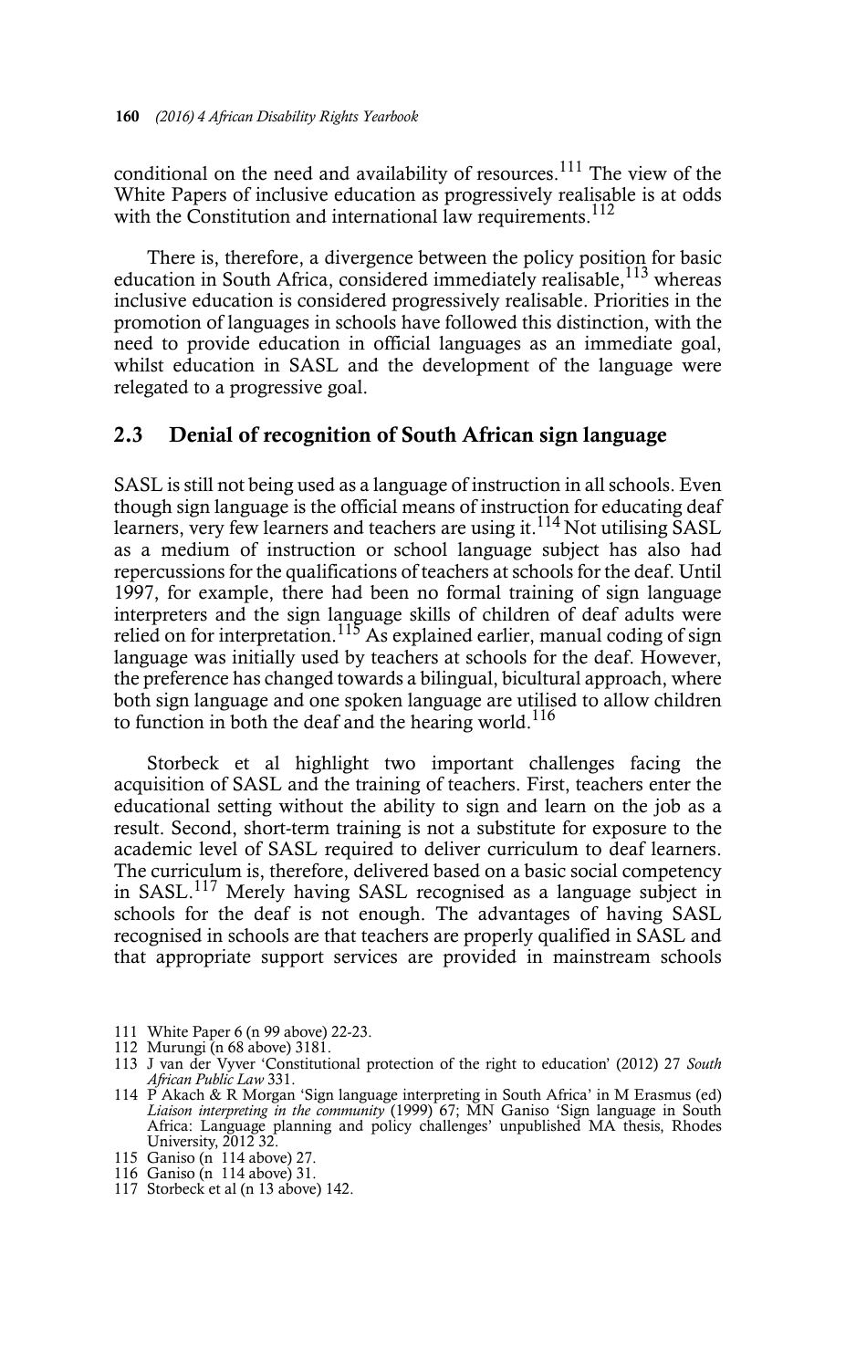conditional on the need and availability of resources.[111] The view of the White Papers of inclusive education as progressively realisable is at odds with the Constitution and international law requirements.[112]

There is, therefore, a divergence between the policy position for basic education in South Africa, considered immediately realisable,[113] whereas inclusive education is considered progressively realisable. Priorities in the promotion of languages in schools have followed this distinction, with the need to provide education in official languages as an immediate goal, whilst education in SASL and the development of the language were relegated to a progressive goal.

## 2.3 Denial of recognition of South African sign language

SASL is still not being used as a language of instruction in all schools. Even though sign language is the official means of instruction for educating deaf learners, very few learners and teachers are using it.[114] Not utilising SASL as a medium of instruction or school language subject has also had repercussions for the qualifications of teachers at schools for the deaf. Until 1997, for example, there had been no formal training of sign language interpreters and the sign language skills of children of deaf adults were relied on for interpretation.[115] As explained earlier, manual coding of sign language was initially used by teachers at schools for the deaf. However, the preference has changed towards a bilingual, bicultural approach, where both sign language and one spoken language are utilised to allow children to function in both the deaf and the hearing world.[116]

Storbeck et al highlight two important challenges facing the acquisition of SASL and the training of teachers. First, teachers enter the educational setting without the ability to sign and learn on the job as a result. Second, short-term training is not a substitute for exposure to the academic level of SASL required to deliver curriculum to deaf learners. The curriculum is, therefore, delivered based on a basic social competency in SASL.[117] Merely having SASL recognised as a language subject in schools for the deaf is not enough. The advantages of having SASL recognised in schools are that teachers are properly qualified in SASL and that appropriate support services are provided in mainstream schools

111 White Paper 6 (n 99 above) 22-23.

112 Murungi (n 68 above) 3181.

113 J van der Vyver 'Constitutional protection of the right to education' (2012) 27 *South African Public Law* 331.

114 P Akach & R Morgan 'Sign language interpreting in South Africa' in M Erasmus (ed) *Liaison interpreting in the community* (1999) 67; MN Ganiso 'Sign language in South Africa: Language planning and policy challenges' unpublished MA thesis, Rhodes University, 2012 32.

115 Ganiso (n 114 above) 27.

116 Ganiso (n 114 above) 31.

117 Storbeck et al (n 13 above) 142.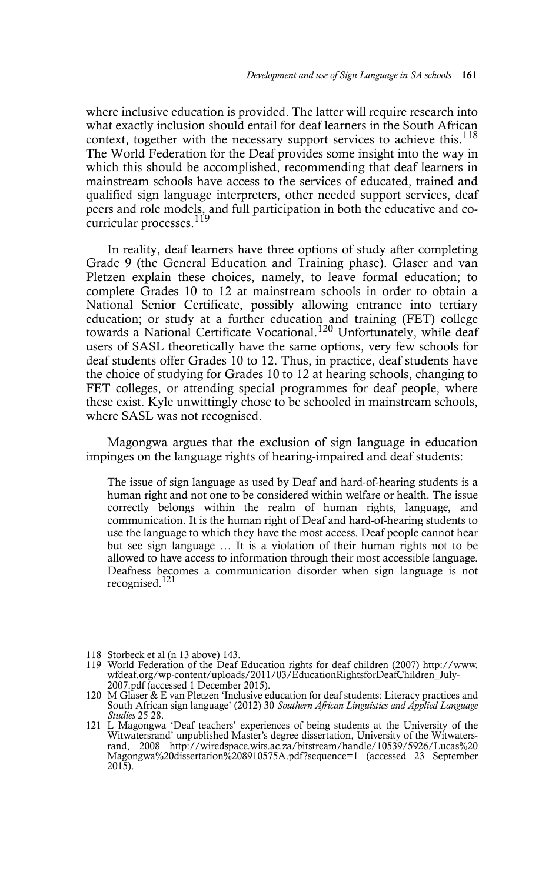where inclusive education is provided. The latter will require research into what exactly inclusion should entail for deaf learners in the South African context, together with the necessary support services to achieve this.[118] The World Federation for the Deaf provides some insight into the way in which this should be accomplished, recommending that deaf learners in mainstream schools have access to the services of educated, trained and qualified sign language interpreters, other needed support services, deaf peers and role models, and full participation in both the educative and co-curricular processes.[119]

In reality, deaf learners have three options of study after completing Grade 9 (the General Education and Training phase). Glaser and van Pletzen explain these choices, namely, to leave formal education; to complete Grades 10 to 12 at mainstream schools in order to obtain a National Senior Certificate, possibly allowing entrance into tertiary education; or study at a further education and training (FET) college towards a National Certificate Vocational.[120] Unfortunately, while deaf users of SASL theoretically have the same options, very few schools for deaf students offer Grades 10 to 12. Thus, in practice, deaf students have the choice of studying for Grades 10 to 12 at hearing schools, changing to FET colleges, or attending special programmes for deaf people, where these exist. Kyle unwittingly chose to be schooled in mainstream schools, where SASL was not recognised.

Magongwa argues that the exclusion of sign language in education impinges on the language rights of hearing-impaired and deaf students:

> The issue of sign language as used by Deaf and hard-of-hearing students is a human right and not one to be considered within welfare or health. The issue correctly belongs within the realm of human rights, language, and communication. It is the human right of Deaf and hard-of-hearing students to use the language to which they have the most access. Deaf people cannot hear but see sign language … It is a violation of their human rights not to be allowed to have access to information through their most accessible language. Deafness becomes a communication disorder when sign language is not recognised.[121]

---

118 Storbeck et al (n 13 above) 143.

119 World Federation of the Deaf Education rights for deaf children (2007) http://www.wfdeaf.org/wp-content/uploads/2011/03/EducationRightsforDeafChildren_July-2007.pdf (accessed 1 December 2015).

120 M Glaser & E van Pletzen 'Inclusive education for deaf students: Literacy practices and South African sign language' (2012) 30 *Southern African Linguistics and Applied Language Studies* 25 28.

121 L Magongwa 'Deaf teachers' experiences of being students at the University of the Witwatersrand' unpublished Master's degree dissertation, University of the Witwatersrand, 2008 http://wiredspace.wits.ac.za/bitstream/handle/10539/5926/Lucas%20Magongwa%20dissertation%208910575A.pdf?sequence=1 (accessed 23 September 2015).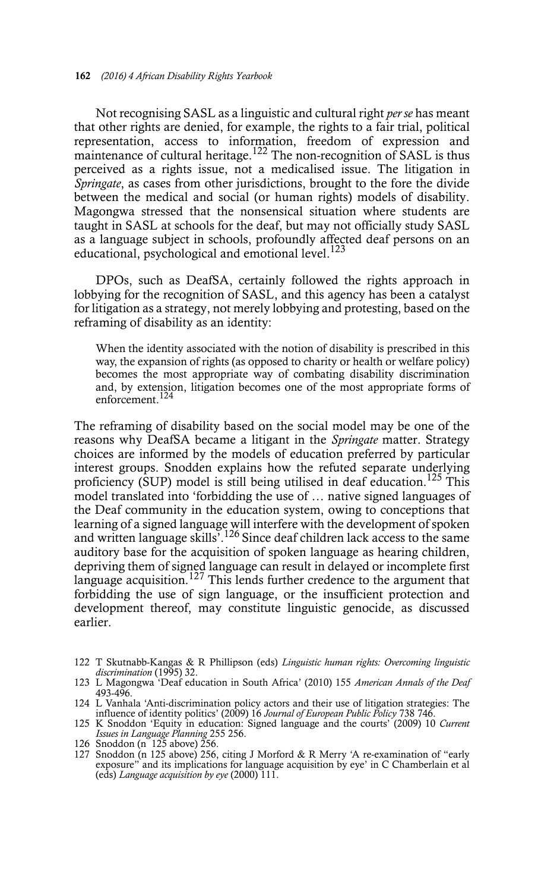Not recognising SASL as a linguistic and cultural right *per se* has meant that other rights are denied, for example, the rights to a fair trial, political representation, access to information, freedom of expression and maintenance of cultural heritage.[122] The non-recognition of SASL is thus perceived as a rights issue, not a medicalised issue. The litigation in *Springate*, as cases from other jurisdictions, brought to the fore the divide between the medical and social (or human rights) models of disability. Magongwa stressed that the nonsensical situation where students are taught in SASL at schools for the deaf, but may not officially study SASL as a language subject in schools, profoundly affected deaf persons on an educational, psychological and emotional level.[123]

DPOs, such as DeafSA, certainly followed the rights approach in lobbying for the recognition of SASL, and this agency has been a catalyst for litigation as a strategy, not merely lobbying and protesting, based on the reframing of disability as an identity:

> When the identity associated with the notion of disability is prescribed in this way, the expansion of rights (as opposed to charity or health or welfare policy) becomes the most appropriate way of combating disability discrimination and, by extension, litigation becomes one of the most appropriate forms of enforcement.[124]

The reframing of disability based on the social model may be one of the reasons why DeafSA became a litigant in the *Springate* matter. Strategy choices are informed by the models of education preferred by particular interest groups. Snodden explains how the refuted separate underlying proficiency (SUP) model is still being utilised in deaf education.[125] This model translated into 'forbidding the use of … native signed languages of the Deaf community in the education system, owing to conceptions that learning of a signed language will interfere with the development of spoken and written language skills'.[126] Since deaf children lack access to the same auditory base for the acquisition of spoken language as hearing children, depriving them of signed language can result in delayed or incomplete first language acquisition.[127] This lends further credence to the argument that forbidding the use of sign language, or the insufficient protection and development thereof, may constitute linguistic genocide, as discussed earlier.

122 T Skutnabb-Kangas & R Phillipson (eds) *Linguistic human rights: Overcoming linguistic discrimination* (1995) 32.

123 L Magongwa 'Deaf education in South Africa' (2010) 155 *American Annals of the Deaf* 493-496.

124 L Vanhala 'Anti-discrimination policy actors and their use of litigation strategies: The influence of identity politics' (2009) 16 *Journal of European Public Policy* 738 746.

125 K Snoddon 'Equity in education: Signed language and the courts' (2009) 10 *Current Issues in Language Planning* 255 256.

126 Snoddon (n 125 above) 256.

127 Snoddon (n 125 above) 256, citing J Morford & R Merry 'A re-examination of "early exposure" and its implications for language acquisition by eye' in C Chamberlain et al (eds) *Language acquisition by eye* (2000) 111.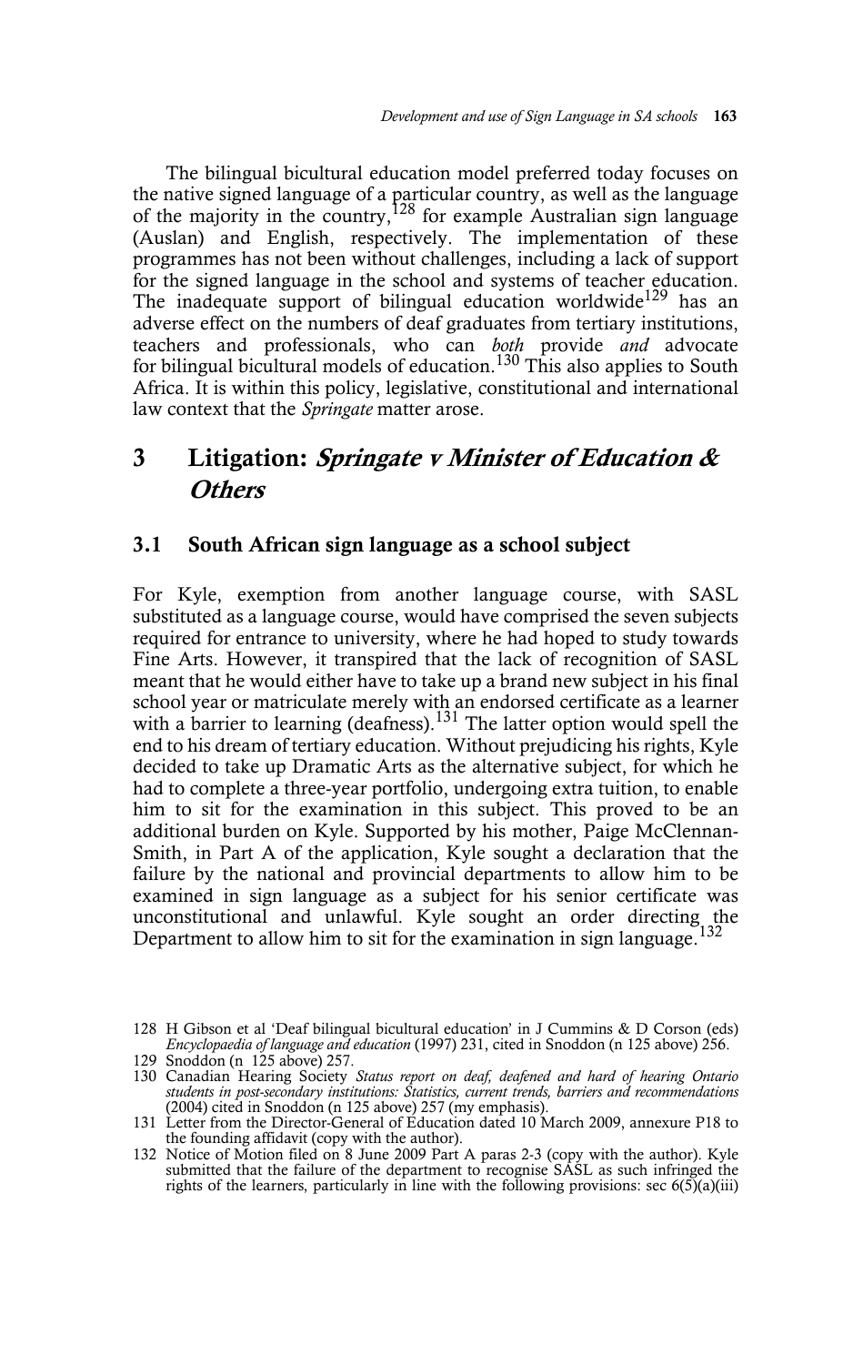The bilingual bicultural education model preferred today focuses on the native signed language of a particular country, as well as the language of the majority in the country,[128] for example Australian sign language (Auslan) and English, respectively. The implementation of these programmes has not been without challenges, including a lack of support for the signed language in the school and systems of teacher education. The inadequate support of bilingual education worldwide[129] has an adverse effect on the numbers of deaf graduates from tertiary institutions, teachers and professionals, who can *both* provide *and* advocate for bilingual bicultural models of education.[130] This also applies to South Africa. It is within this policy, legislative, constitutional and international law context that the *Springate* matter arose.

## 3 Litigation: *Springate v Minister of Education & Others*

### 3.1 South African sign language as a school subject

For Kyle, exemption from another language course, with SASL substituted as a language course, would have comprised the seven subjects required for entrance to university, where he had hoped to study towards Fine Arts. However, it transpired that the lack of recognition of SASL meant that he would either have to take up a brand new subject in his final school year or matriculate merely with an endorsed certificate as a learner with a barrier to learning (deafness).[131] The latter option would spell the end to his dream of tertiary education. Without prejudicing his rights, Kyle decided to take up Dramatic Arts as the alternative subject, for which he had to complete a three-year portfolio, undergoing extra tuition, to enable him to sit for the examination in this subject. This proved to be an additional burden on Kyle. Supported by his mother, Paige McClennan-Smith, in Part A of the application, Kyle sought a declaration that the failure by the national and provincial departments to allow him to be examined in sign language as a subject for his senior certificate was unconstitutional and unlawful. Kyle sought an order directing the Department to allow him to sit for the examination in sign language.[132]

128 H Gibson et al 'Deaf bilingual bicultural education' in J Cummins & D Corson (eds) *Encyclopaedia of language and education* (1997) 231, cited in Snoddon (n 125 above) 256.

129 Snoddon (n 125 above) 257.

130 Canadian Hearing Society *Status report on deaf, deafened and hard of hearing Ontario students in post-secondary institutions: Statistics, current trends, barriers and recommendations* (2004) cited in Snoddon (n 125 above) 257 (my emphasis).

131 Letter from the Director-General of Education dated 10 March 2009, annexure P18 to the founding affidavit (copy with the author).

132 Notice of Motion filed on 8 June 2009 Part A paras 2-3 (copy with the author). Kyle submitted that the failure of the department to recognise SASL as such infringed the rights of the learners, particularly in line with the following provisions: sec 6(5)(a)(iii)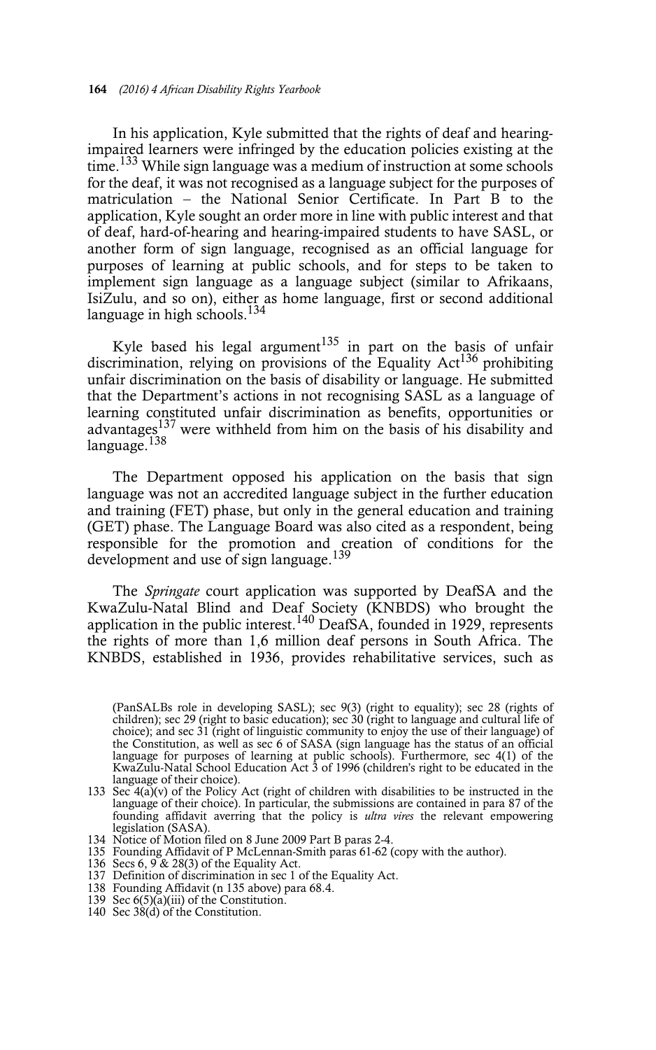In his application, Kyle submitted that the rights of deaf and hearing-impaired learners were infringed by the education policies existing at the time.[133] While sign language was a medium of instruction at some schools for the deaf, it was not recognised as a language subject for the purposes of matriculation – the National Senior Certificate. In Part B to the application, Kyle sought an order more in line with public interest and that of deaf, hard-of-hearing and hearing-impaired students to have SASL, or another form of sign language, recognised as an official language for purposes of learning at public schools, and for steps to be taken to implement sign language as a language subject (similar to Afrikaans, IsiZulu, and so on), either as home language, first or second additional language in high schools.[134]

Kyle based his legal argument[135] in part on the basis of unfair discrimination, relying on provisions of the Equality Act[136] prohibiting unfair discrimination on the basis of disability or language. He submitted that the Department's actions in not recognising SASL as a language of learning constituted unfair discrimination as benefits, opportunities or advantages[137] were withheld from him on the basis of his disability and language.[138]

The Department opposed his application on the basis that sign language was not an accredited language subject in the further education and training (FET) phase, but only in the general education and training (GET) phase. The Language Board was also cited as a respondent, being responsible for the promotion and creation of conditions for the development and use of sign language.[139]

The *Springate* court application was supported by DeafSA and the KwaZulu-Natal Blind and Deaf Society (KNBDS) who brought the application in the public interest.[140] DeafSA, founded in 1929, represents the rights of more than 1,6 million deaf persons in South Africa. The KNBDS, established in 1936, provides rehabilitative services, such as

(PanSALBs role in developing SASL); sec 9(3) (right to equality); sec 28 (rights of children); sec 29 (right to basic education); sec 30 (right to language and cultural life of choice); and sec 31 (right of linguistic community to enjoy the use of their language) of the Constitution, as well as sec 6 of SASA (sign language has the status of an official language for purposes of learning at public schools). Furthermore, sec 4(1) of the KwaZulu-Natal School Education Act 3 of 1996 (children's right to be educated in the language of their choice).

133 Sec 4(a)(v) of the Policy Act (right of children with disabilities to be instructed in the language of their choice). In particular, the submissions are contained in para 87 of the founding affidavit averring that the policy is *ultra vires* the relevant empowering legislation (SASA).

134 Notice of Motion filed on 8 June 2009 Part B paras 2-4.

135 Founding Affidavit of P McLennan-Smith paras 61-62 (copy with the author).

136 Secs 6, 9 & 28(3) of the Equality Act.

137 Definition of discrimination in sec 1 of the Equality Act.

138 Founding Affidavit (n 135 above) para 68.4.

139 Sec 6(5)(a)(iii) of the Constitution.

140 Sec 38(d) of the Constitution.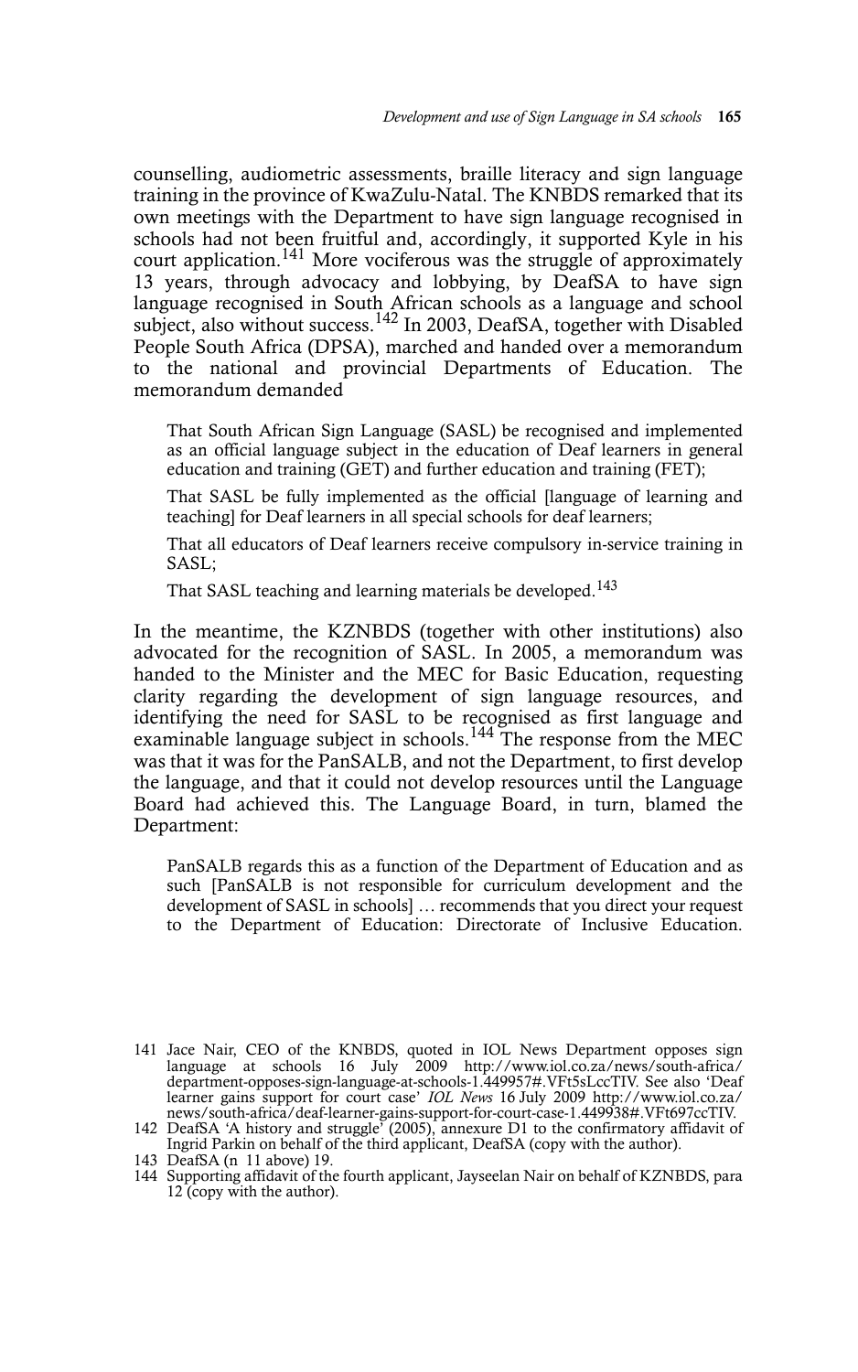counselling, audiometric assessments, braille literacy and sign language training in the province of KwaZulu-Natal. The KNBDS remarked that its own meetings with the Department to have sign language recognised in schools had not been fruitful and, accordingly, it supported Kyle in his court application.[141] More vociferous was the struggle of approximately 13 years, through advocacy and lobbying, by DeafSA to have sign language recognised in South African schools as a language and school subject, also without success.[142] In 2003, DeafSA, together with Disabled People South Africa (DPSA), marched and handed over a memorandum to the national and provincial Departments of Education. The memorandum demanded

> That South African Sign Language (SASL) be recognised and implemented as an official language subject in the education of Deaf learners in general education and training (GET) and further education and training (FET);
>
> That SASL be fully implemented as the official [language of learning and teaching] for Deaf learners in all special schools for deaf learners;
>
> That all educators of Deaf learners receive compulsory in-service training in SASL;
>
> That SASL teaching and learning materials be developed.[143]

In the meantime, the KZNBDS (together with other institutions) also advocated for the recognition of SASL. In 2005, a memorandum was handed to the Minister and the MEC for Basic Education, requesting clarity regarding the development of sign language resources, and identifying the need for SASL to be recognised as first language and examinable language subject in schools.[144] The response from the MEC was that it was for the PanSALB, and not the Department, to first develop the language, and that it could not develop resources until the Language Board had achieved this. The Language Board, in turn, blamed the Department:

> PanSALB regards this as a function of the Department of Education and as such [PanSALB is not responsible for curriculum development and the development of SASL in schools] … recommends that you direct your request to the Department of Education: Directorate of Inclusive Education.

---

141 Jace Nair, CEO of the KNBDS, quoted in IOL News Department opposes sign language at schools 16 July 2009 http://www.iol.co.za/news/south-africa/department-opposes-sign-language-at-schools-1.449957#.VFt5sLccTIV. See also 'Deaf learner gains support for court case' *IOL News* 16 July 2009 http://www.iol.co.za/news/south-africa/deaf-learner-gains-support-for-court-case-1.449938#.VFt697ccTIV.

142 DeafSA 'A history and struggle' (2005), annexure D1 to the confirmatory affidavit of Ingrid Parkin on behalf of the third applicant, DeafSA (copy with the author).

143 DeafSA (n 11 above) 19.

144 Supporting affidavit of the fourth applicant, Jayseelan Nair on behalf of KZNBDS, para 12 (copy with the author).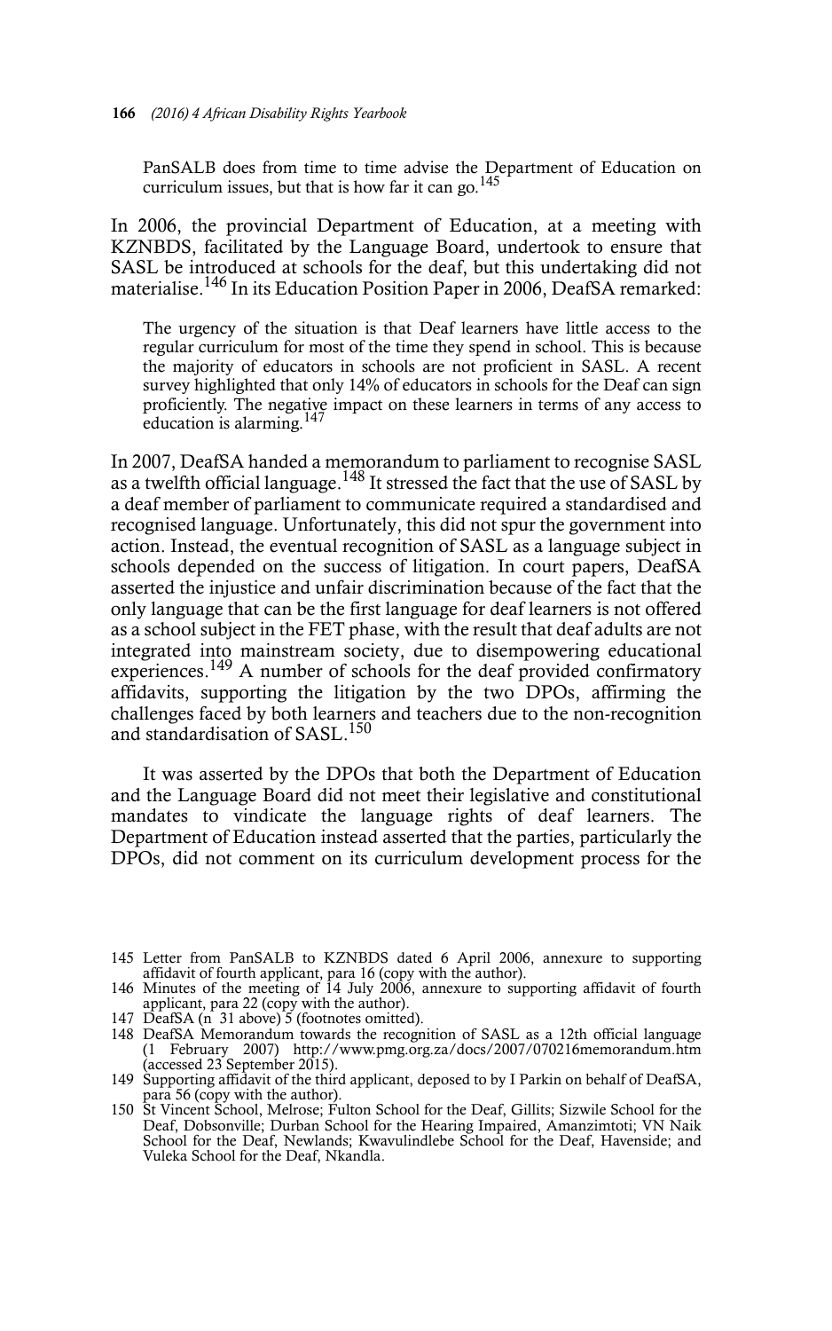PanSALB does from time to time advise the Department of Education on curriculum issues, but that is how far it can go.[145]

In 2006, the provincial Department of Education, at a meeting with KZNBDS, facilitated by the Language Board, undertook to ensure that SASL be introduced at schools for the deaf, but this undertaking did not materialise.[146] In its Education Position Paper in 2006, DeafSA remarked:

> The urgency of the situation is that Deaf learners have little access to the regular curriculum for most of the time they spend in school. This is because the majority of educators in schools are not proficient in SASL. A recent survey highlighted that only 14% of educators in schools for the Deaf can sign proficiently. The negative impact on these learners in terms of any access to education is alarming.[147]

In 2007, DeafSA handed a memorandum to parliament to recognise SASL as a twelfth official language.[148] It stressed the fact that the use of SASL by a deaf member of parliament to communicate required a standardised and recognised language. Unfortunately, this did not spur the government into action. Instead, the eventual recognition of SASL as a language subject in schools depended on the success of litigation. In court papers, DeafSA asserted the injustice and unfair discrimination because of the fact that the only language that can be the first language for deaf learners is not offered as a school subject in the FET phase, with the result that deaf adults are not integrated into mainstream society, due to disempowering educational experiences.[149] A number of schools for the deaf provided confirmatory affidavits, supporting the litigation by the two DPOs, affirming the challenges faced by both learners and teachers due to the non-recognition and standardisation of SASL.[150]

It was asserted by the DPOs that both the Department of Education and the Language Board did not meet their legislative and constitutional mandates to vindicate the language rights of deaf learners. The Department of Education instead asserted that the parties, particularly the DPOs, did not comment on its curriculum development process for the

---

145 Letter from PanSALB to KZNBDS dated 6 April 2006, annexure to supporting affidavit of fourth applicant, para 16 (copy with the author).

146 Minutes of the meeting of 14 July 2006, annexure to supporting affidavit of fourth applicant, para 22 (copy with the author).

147 DeafSA (n 31 above) 5 (footnotes omitted).

148 DeafSA Memorandum towards the recognition of SASL as a 12th official language (1 February 2007) http://www.pmg.org.za/docs/2007/070216memorandum.htm (accessed 23 September 2015).

149 Supporting affidavit of the third applicant, deposed to by I Parkin on behalf of DeafSA, para 56 (copy with the author).

150 St Vincent School, Melrose; Fulton School for the Deaf, Gillits; Sizwile School for the Deaf, Dobsonville; Durban School for the Hearing Impaired, Amanzimtoti; VN Naik School for the Deaf, Newlands; Kwavulindlebe School for the Deaf, Havenside; and Vuleka School for the Deaf, Nkandla.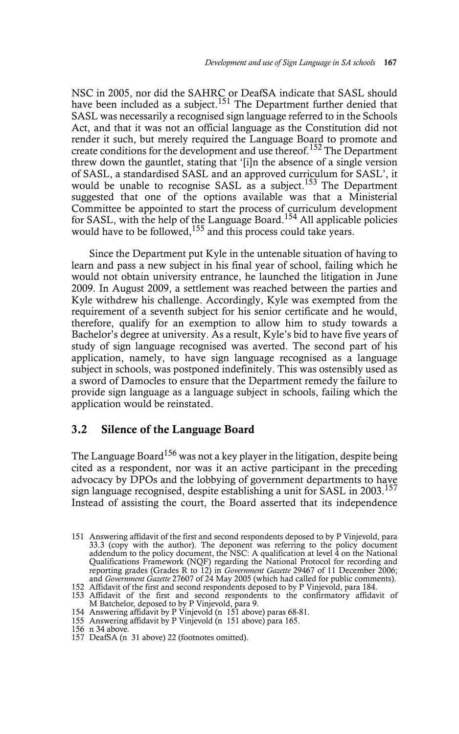NSC in 2005, nor did the SAHRC or DeafSA indicate that SASL should have been included as a subject.[151] The Department further denied that SASL was necessarily a recognised sign language referred to in the Schools Act, and that it was not an official language as the Constitution did not render it such, but merely required the Language Board to promote and create conditions for the development and use thereof.[152] The Department threw down the gauntlet, stating that '[i]n the absence of a single version of SASL, a standardised SASL and an approved curriculum for SASL', it would be unable to recognise SASL as a subject.[153] The Department suggested that one of the options available was that a Ministerial Committee be appointed to start the process of curriculum development for SASL, with the help of the Language Board.[154] All applicable policies would have to be followed,[155] and this process could take years.

Since the Department put Kyle in the untenable situation of having to learn and pass a new subject in his final year of school, failing which he would not obtain university entrance, he launched the litigation in June 2009. In August 2009, a settlement was reached between the parties and Kyle withdrew his challenge. Accordingly, Kyle was exempted from the requirement of a seventh subject for his senior certificate and he would, therefore, qualify for an exemption to allow him to study towards a Bachelor's degree at university. As a result, Kyle's bid to have five years of study of sign language recognised was averted. The second part of his application, namely, to have sign language recognised as a language subject in schools, was postponed indefinitely. This was ostensibly used as a sword of Damocles to ensure that the Department remedy the failure to provide sign language as a language subject in schools, failing which the application would be reinstated.

### 3.2 Silence of the Language Board

The Language Board[156] was not a key player in the litigation, despite being cited as a respondent, nor was it an active participant in the preceding advocacy by DPOs and the lobbying of government departments to have sign language recognised, despite establishing a unit for SASL in 2003.[157] Instead of assisting the court, the Board asserted that its independence

---

151 Answering affidavit of the first and second respondents deposed to by P Vinjevold, para 33.3 (copy with the author). The deponent was referring to the policy document addendum to the policy document, the NSC: A qualification at level 4 on the National Qualifications Framework (NQF) regarding the National Protocol for recording and reporting grades (Grades R to 12) in *Government Gazette* 29467 of 11 December 2006; and *Government Gazette* 27607 of 24 May 2005 (which had called for public comments).

152 Affidavit of the first and second respondents deposed to by P Vinjevold, para 184.

153 Affidavit of the first and second respondents to the confirmatory affidavit of M Batchelor, deposed to by P Vinjevold, para 9.

154 Answering affidavit by P Vinjevold (n 151 above) paras 68-81.

155 Answering affidavit by P Vinjevold (n 151 above) para 165.

156 n 34 above.

157 DeafSA (n 31 above) 22 (footnotes omitted).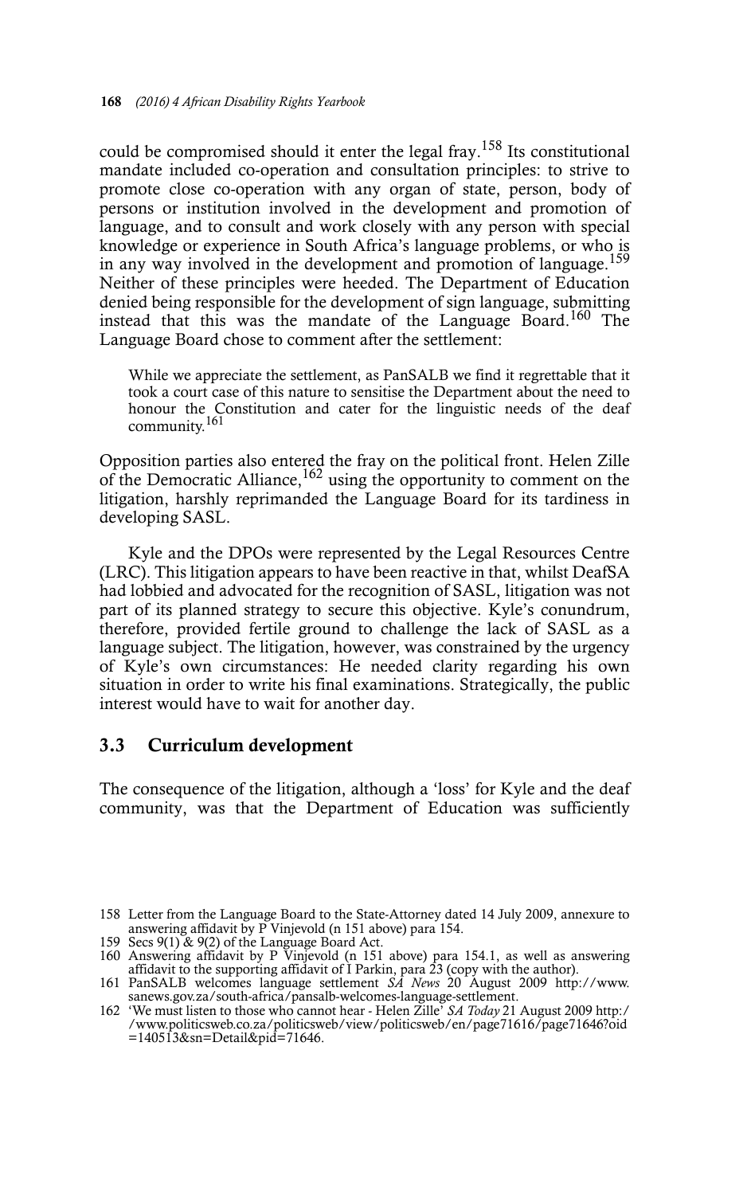could be compromised should it enter the legal fray.[158] Its constitutional mandate included co-operation and consultation principles: to strive to promote close co-operation with any organ of state, person, body of persons or institution involved in the development and promotion of language, and to consult and work closely with any person with special knowledge or experience in South Africa's language problems, or who is in any way involved in the development and promotion of language.[159] Neither of these principles were heeded. The Department of Education denied being responsible for the development of sign language, submitting instead that this was the mandate of the Language Board.[160] The Language Board chose to comment after the settlement:

> While we appreciate the settlement, as PanSALB we find it regrettable that it took a court case of this nature to sensitise the Department about the need to honour the Constitution and cater for the linguistic needs of the deaf community.[161]

Opposition parties also entered the fray on the political front. Helen Zille of the Democratic Alliance,[162] using the opportunity to comment on the litigation, harshly reprimanded the Language Board for its tardiness in developing SASL.

Kyle and the DPOs were represented by the Legal Resources Centre (LRC). This litigation appears to have been reactive in that, whilst DeafSA had lobbied and advocated for the recognition of SASL, litigation was not part of its planned strategy to secure this objective. Kyle's conundrum, therefore, provided fertile ground to challenge the lack of SASL as a language subject. The litigation, however, was constrained by the urgency of Kyle's own circumstances: He needed clarity regarding his own situation in order to write his final examinations. Strategically, the public interest would have to wait for another day.

### 3.3 Curriculum development

The consequence of the litigation, although a 'loss' for Kyle and the deaf community, was that the Department of Education was sufficiently

---

158 Letter from the Language Board to the State-Attorney dated 14 July 2009, annexure to answering affidavit by P Vinjevold (n 151 above) para 154.

159 Secs 9(1) & 9(2) of the Language Board Act.

160 Answering affidavit by P Vinjevold (n 151 above) para 154.1, as well as answering affidavit to the supporting affidavit of I Parkin, para 23 (copy with the author).

161 PanSALB welcomes language settlement *SA News* 20 August 2009 http://www.sanews.gov.za/south-africa/pansalb-welcomes-language-settlement.

162 'We must listen to those who cannot hear - Helen Zille' *SA Today* 21 August 2009 http://www.politicsweb.co.za/politicsweb/view/politicsweb/en/page71616/page71646?oid=140513&sn=Detail&pid=71646.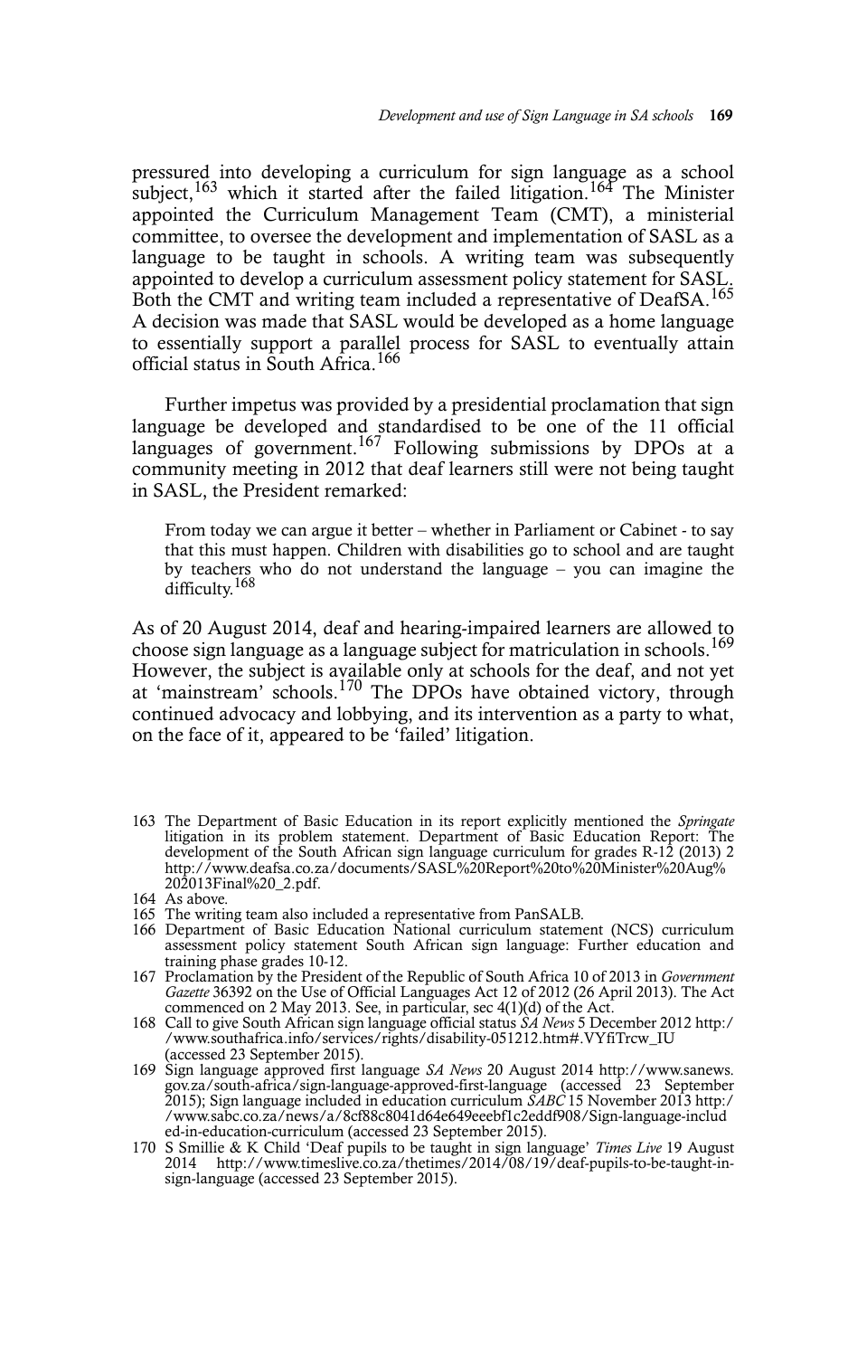pressured into developing a curriculum for sign language as a school subject,[163] which it started after the failed litigation.[164] The Minister appointed the Curriculum Management Team (CMT), a ministerial committee, to oversee the development and implementation of SASL as a language to be taught in schools. A writing team was subsequently appointed to develop a curriculum assessment policy statement for SASL. Both the CMT and writing team included a representative of DeafSA.[165] A decision was made that SASL would be developed as a home language to essentially support a parallel process for SASL to eventually attain official status in South Africa.[166]

Further impetus was provided by a presidential proclamation that sign language be developed and standardised to be one of the 11 official languages of government.[167] Following submissions by DPOs at a community meeting in 2012 that deaf learners still were not being taught in SASL, the President remarked:

> From today we can argue it better – whether in Parliament or Cabinet - to say that this must happen. Children with disabilities go to school and are taught by teachers who do not understand the language – you can imagine the difficulty.[168]

As of 20 August 2014, deaf and hearing-impaired learners are allowed to choose sign language as a language subject for matriculation in schools.[169] However, the subject is available only at schools for the deaf, and not yet at 'mainstream' schools.[170] The DPOs have obtained victory, through continued advocacy and lobbying, and its intervention as a party to what, on the face of it, appeared to be 'failed' litigation.

---

163 The Department of Basic Education in its report explicitly mentioned the *Springate* litigation in its problem statement. Department of Basic Education Report: The development of the South African sign language curriculum for grades R-12 (2013) 2 http://www.deafsa.co.za/documents/SASL%20Report%20to%20Minister%20Aug%202013Final%20_2.pdf.

164 As above.

165 The writing team also included a representative from PanSALB.

166 Department of Basic Education National curriculum statement (NCS) curriculum assessment policy statement South African sign language: Further education and training phase grades 10-12.

167 Proclamation by the President of the Republic of South Africa 10 of 2013 in *Government Gazette* 36392 on the Use of Official Languages Act 12 of 2012 (26 April 2013). The Act commenced on 2 May 2013. See, in particular, sec 4(1)(d) of the Act.

168 Call to give South African sign language official status *SA News* 5 December 2012 http://www.southafrica.info/services/rights/disability-051212.htm#.VYfiTrcw_IU (accessed 23 September 2015).

169 Sign language approved first language *SA News* 20 August 2014 http://www.sanews.gov.za/south-africa/sign-language-approved-first-language (accessed 23 September 2015); Sign language included in education curriculum *SABC* 15 November 2013 http://www.sabc.co.za/news/a/8cf88c8041d64e649eeebf1c2eddf908/Sign-language-included-in-education-curriculum (accessed 23 September 2015).

170 S Smillie & K Child 'Deaf pupils to be taught in sign language' *Times Live* 19 August 2014 http://www.timeslive.co.za/thetimes/2014/08/19/deaf-pupils-to-be-taught-in-sign-language (accessed 23 September 2015).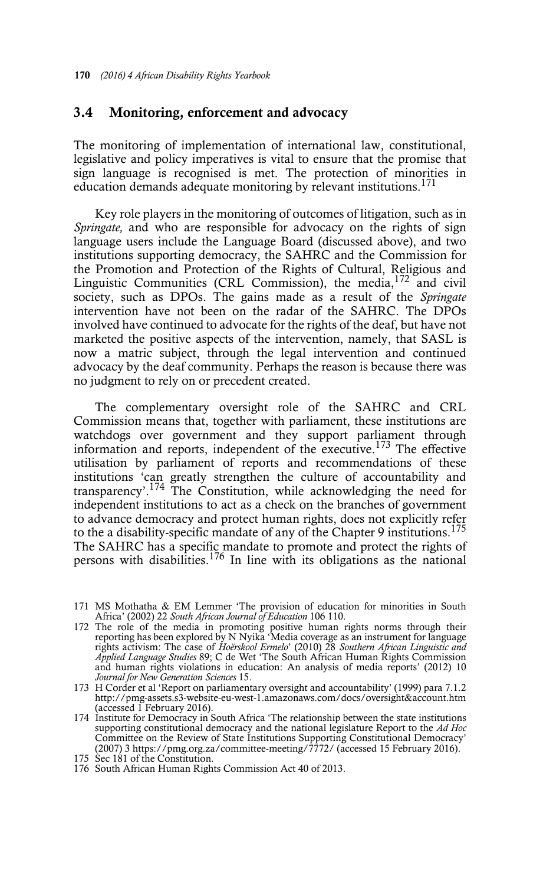## 3.4 Monitoring, enforcement and advocacy

The monitoring of implementation of international law, constitutional, legislative and policy imperatives is vital to ensure that the promise that sign language is recognised is met. The protection of minorities in education demands adequate monitoring by relevant institutions.[171]

Key role players in the monitoring of outcomes of litigation, such as in *Springate,* and who are responsible for advocacy on the rights of sign language users include the Language Board (discussed above), and two institutions supporting democracy, the SAHRC and the Commission for the Promotion and Protection of the Rights of Cultural, Religious and Linguistic Communities (CRL Commission), the media,[172] and civil society, such as DPOs. The gains made as a result of the *Springate* intervention have not been on the radar of the SAHRC. The DPOs involved have continued to advocate for the rights of the deaf, but have not marketed the positive aspects of the intervention, namely, that SASL is now a matric subject, through the legal intervention and continued advocacy by the deaf community. Perhaps the reason is because there was no judgment to rely on or precedent created.

The complementary oversight role of the SAHRC and CRL Commission means that, together with parliament, these institutions are watchdogs over government and they support parliament through information and reports, independent of the executive.[173] The effective utilisation by parliament of reports and recommendations of these institutions 'can greatly strengthen the culture of accountability and transparency'.[174] The Constitution, while acknowledging the need for independent institutions to act as a check on the branches of government to advance democracy and protect human rights, does not explicitly refer to the a disability-specific mandate of any of the Chapter 9 institutions.[175] The SAHRC has a specific mandate to promote and protect the rights of persons with disabilities.[176] In line with its obligations as the national

171 MS Mothatha & EM Lemmer 'The provision of education for minorities in South Africa' (2002) 22 *South African Journal of Education* 106 110.

172 The role of the media in promoting positive human rights norms through their reporting has been explored by N Nyika 'Media coverage as an instrument for language rights activism: The case of *Hoërskool Ermelo*' (2010) 28 *Southern African Linguistic and Applied Language Studies* 89; C de Wet 'The South African Human Rights Commission and human rights violations in education: An analysis of media reports' (2012) 10 *Journal for New Generation Sciences* 15.

173 H Corder et al 'Report on parliamentary oversight and accountability' (1999) para 7.1.2 http://pmg-assets.s3-website-eu-west-1.amazonaws.com/docs/oversight&account.htm (accessed 1 February 2016).

174 Institute for Democracy in South Africa 'The relationship between the state institutions supporting constitutional democracy and the national legislature Report to the *Ad Hoc* Committee on the Review of State Institutions Supporting Constitutional Democracy' (2007) 3 https://pmg.org.za/committee-meeting/7772/ (accessed 15 February 2016).

175 Sec 181 of the Constitution.

176 South African Human Rights Commission Act 40 of 2013.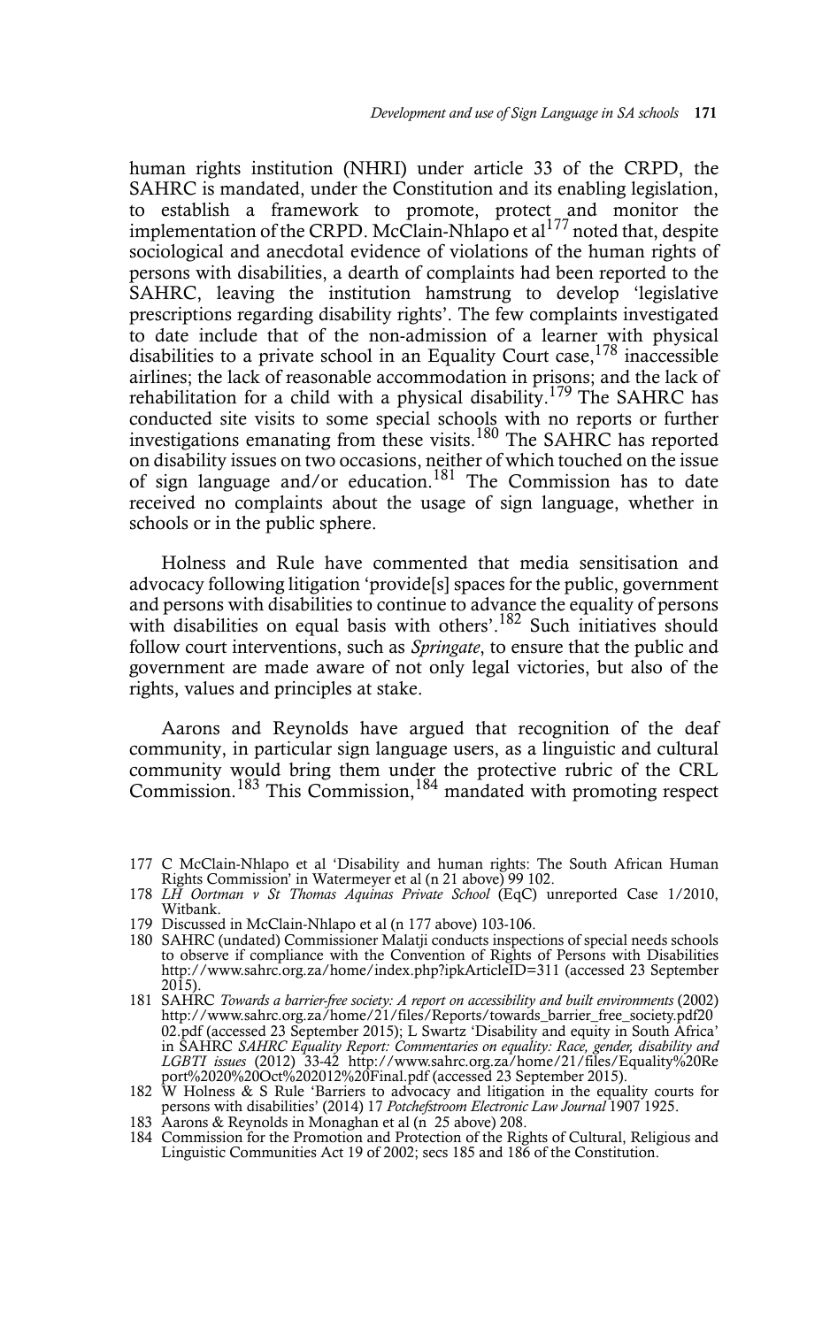human rights institution (NHRI) under article 33 of the CRPD, the SAHRC is mandated, under the Constitution and its enabling legislation, to establish a framework to promote, protect and monitor the implementation of the CRPD. McClain-Nhlapo et al[177] noted that, despite sociological and anecdotal evidence of violations of the human rights of persons with disabilities, a dearth of complaints had been reported to the SAHRC, leaving the institution hamstrung to develop 'legislative prescriptions regarding disability rights'. The few complaints investigated to date include that of the non-admission of a learner with physical disabilities to a private school in an Equality Court case,[178] inaccessible airlines; the lack of reasonable accommodation in prisons; and the lack of rehabilitation for a child with a physical disability.[179] The SAHRC has conducted site visits to some special schools with no reports or further investigations emanating from these visits.[180] The SAHRC has reported on disability issues on two occasions, neither of which touched on the issue of sign language and/or education.[181] The Commission has to date received no complaints about the usage of sign language, whether in schools or in the public sphere.

Holness and Rule have commented that media sensitisation and advocacy following litigation 'provide[s] spaces for the public, government and persons with disabilities to continue to advance the equality of persons with disabilities on equal basis with others'.[182] Such initiatives should follow court interventions, such as *Springate*, to ensure that the public and government are made aware of not only legal victories, but also of the rights, values and principles at stake.

Aarons and Reynolds have argued that recognition of the deaf community, in particular sign language users, as a linguistic and cultural community would bring them under the protective rubric of the CRL Commission.[183] This Commission,[184] mandated with promoting respect

---

177 C McClain-Nhlapo et al 'Disability and human rights: The South African Human Rights Commission' in Watermeyer et al (n 21 above) 99 102.

178 *LH Oortman v St Thomas Aquinas Private School* (EqC) unreported Case 1/2010, Witbank.

179 Discussed in McClain-Nhlapo et al (n 177 above) 103-106.

180 SAHRC (undated) Commissioner Malatji conducts inspections of special needs schools to observe if compliance with the Convention of Rights of Persons with Disabilities http://www.sahrc.org.za/home/index.php?ipkArticleID=311 (accessed 23 September 2015).

181 SAHRC *Towards a barrier-free society: A report on accessibility and built environments* (2002) http://www.sahrc.org.za/home/21/files/Reports/towards_barrier_free_society.pdf20 02.pdf (accessed 23 September 2015); L Swartz 'Disability and equity in South Africa' in SAHRC *SAHRC Equality Report: Commentaries on equality: Race, gender, disability and LGBTI issues* (2012) 33-42 http://www.sahrc.org.za/home/21/files/Equality%20Re port%2020%20Oct%202012%20Final.pdf (accessed 23 September 2015).

182 W Holness & S Rule 'Barriers to advocacy and litigation in the equality courts for persons with disabilities' (2014) 17 *Potchefstroom Electronic Law Journal* 1907 1925.

183 Aarons & Reynolds in Monaghan et al (n 25 above) 208.

184 Commission for the Promotion and Protection of the Rights of Cultural, Religious and Linguistic Communities Act 19 of 2002; secs 185 and 186 of the Constitution.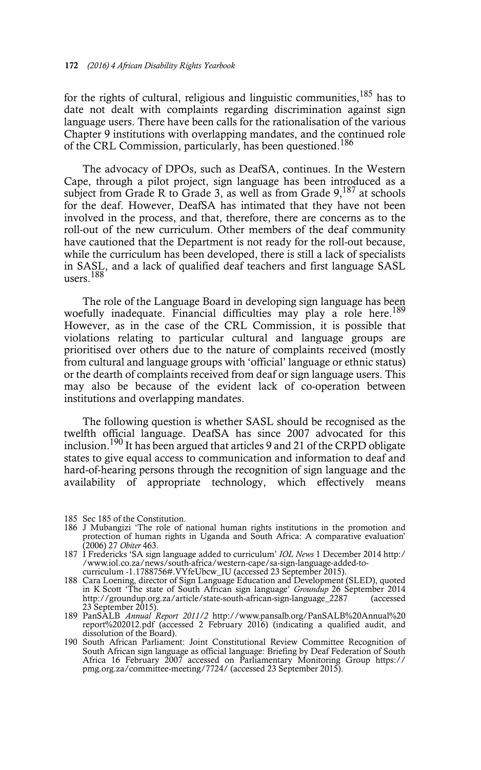for the rights of cultural, religious and linguistic communities,[185] has to date not dealt with complaints regarding discrimination against sign language users. There have been calls for the rationalisation of the various Chapter 9 institutions with overlapping mandates, and the continued role of the CRL Commission, particularly, has been questioned.[186]

The advocacy of DPOs, such as DeafSA, continues. In the Western Cape, through a pilot project, sign language has been introduced as a subject from Grade R to Grade 3, as well as from Grade 9,[187] at schools for the deaf. However, DeafSA has intimated that they have not been involved in the process, and that, therefore, there are concerns as to the roll-out of the new curriculum. Other members of the deaf community have cautioned that the Department is not ready for the roll-out because, while the curriculum has been developed, there is still a lack of specialists in SASL, and a lack of qualified deaf teachers and first language SASL users.[188]

The role of the Language Board in developing sign language has been woefully inadequate. Financial difficulties may play a role here.[189] However, as in the case of the CRL Commission, it is possible that violations relating to particular cultural and language groups are prioritised over others due to the nature of complaints received (mostly from cultural and language groups with 'official' language or ethnic status) or the dearth of complaints received from deaf or sign language users. This may also be because of the evident lack of co-operation between institutions and overlapping mandates.

The following question is whether SASL should be recognised as the twelfth official language. DeafSA has since 2007 advocated for this inclusion.[190] It has been argued that articles 9 and 21 of the CRPD obligate states to give equal access to communication and information to deaf and hard-of-hearing persons through the recognition of sign language and the availability of appropriate technology, which effectively means

185 Sec 185 of the Constitution.

186 J Mubangizi 'The role of national human rights institutions in the promotion and protection of human rights in Uganda and South Africa: A comparative evaluation' (2006) 27 *Obiter* 463.

187 I Fredericks 'SA sign language added to curriculum' *IOL News* 1 December 2014 http://www.iol.co.za/news/south-africa/western-cape/sa-sign-language-added-to-curriculum -1.1788756#.VYfeUbcw_IU (accessed 23 September 2015).

188 Cara Loening, director of Sign Language Education and Development (SLED), quoted in K Scott 'The state of South African sign language' *Groundup* 26 September 2014 http://groundup.org.za/article/state-south-african-sign-language_2287 (accessed 23 September 2015).

189 PanSALB *Annual Report 2011/2* http://www.pansalb.org/PanSALB%20Annual%20report%202012.pdf (accessed 2 February 2016) (indicating a qualified audit, and dissolution of the Board).

190 South African Parliament: Joint Constitutional Review Committee Recognition of South African sign language as official language: Briefing by Deaf Federation of South Africa 16 February 2007 accessed on Parliamentary Monitoring Group https://pmg.org.za/committee-meeting/7724/ (accessed 23 September 2015).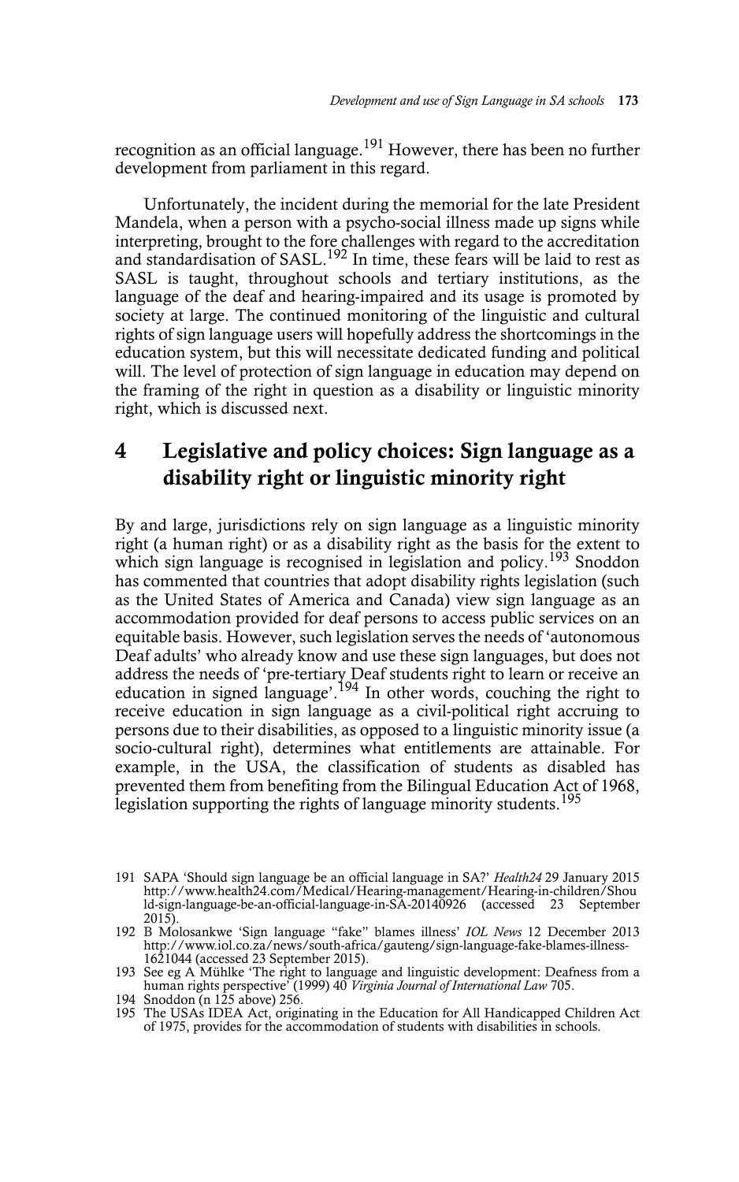recognition as an official language.[191] However, there has been no further development from parliament in this regard.

Unfortunately, the incident during the memorial for the late President Mandela, when a person with a psycho-social illness made up signs while interpreting, brought to the fore challenges with regard to the accreditation and standardisation of SASL.[192] In time, these fears will be laid to rest as SASL is taught, throughout schools and tertiary institutions, as the language of the deaf and hearing-impaired and its usage is promoted by society at large. The continued monitoring of the linguistic and cultural rights of sign language users will hopefully address the shortcomings in the education system, but this will necessitate dedicated funding and political will. The level of protection of sign language in education may depend on the framing of the right in question as a disability or linguistic minority right, which is discussed next.

## 4 Legislative and policy choices: Sign language as a disability right or linguistic minority right

By and large, jurisdictions rely on sign language as a linguistic minority right (a human right) or as a disability right as the basis for the extent to which sign language is recognised in legislation and policy.[193] Snoddon has commented that countries that adopt disability rights legislation (such as the United States of America and Canada) view sign language as an accommodation provided for deaf persons to access public services on an equitable basis. However, such legislation serves the needs of 'autonomous Deaf adults' who already know and use these sign languages, but does not address the needs of 'pre-tertiary Deaf students right to learn or receive an education in signed language'.[194] In other words, couching the right to receive education in sign language as a civil-political right accruing to persons due to their disabilities, as opposed to a linguistic minority issue (a socio-cultural right), determines what entitlements are attainable. For example, in the USA, the classification of students as disabled has prevented them from benefiting from the Bilingual Education Act of 1968, legislation supporting the rights of language minority students.[195]

---

191 SAPA 'Should sign language be an official language in SA?' *Health24* 29 January 2015 http://www.health24.com/Medical/Hearing-management/Hearing-in-children/Should-sign-language-be-an-official-language-in-SA-20140926 (accessed 23 September 2015).

192 B Molosankwe 'Sign language "fake" blames illness' *IOL News* 12 December 2013 http://www.iol.co.za/news/south-africa/gauteng/sign-language-fake-blames-illness-1621044 (accessed 23 September 2015).

193 See eg A Mühlke 'The right to language and linguistic development: Deafness from a human rights perspective' (1999) 40 *Virginia Journal of International Law* 705.

194 Snoddon (n 125 above) 256.

195 The USAs IDEA Act, originating in the Education for All Handicapped Children Act of 1975, provides for the accommodation of students with disabilities in schools.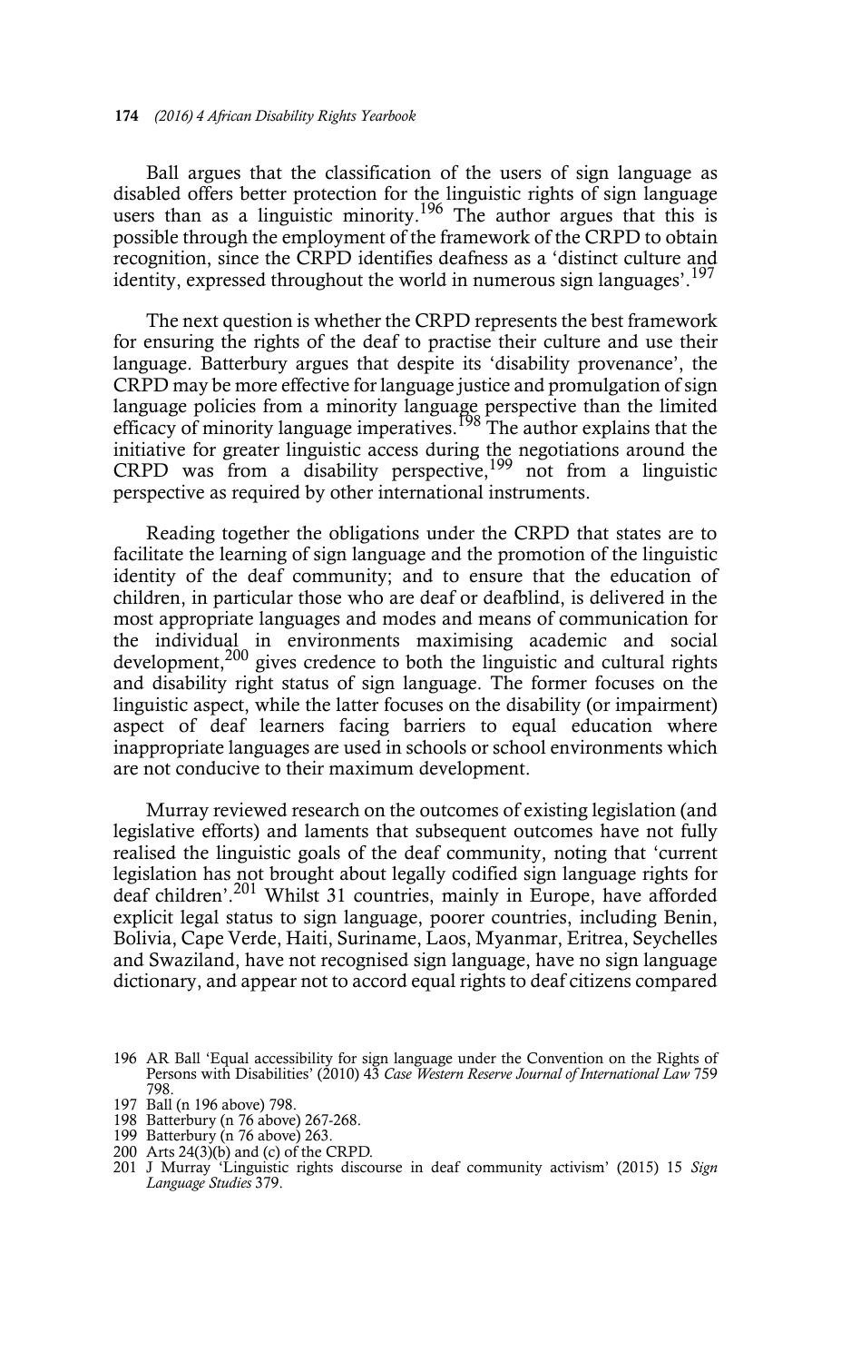Ball argues that the classification of the users of sign language as disabled offers better protection for the linguistic rights of sign language users than as a linguistic minority.[196] The author argues that this is possible through the employment of the framework of the CRPD to obtain recognition, since the CRPD identifies deafness as a 'distinct culture and identity, expressed throughout the world in numerous sign languages'.[197]

The next question is whether the CRPD represents the best framework for ensuring the rights of the deaf to practise their culture and use their language. Batterbury argues that despite its 'disability provenance', the CRPD may be more effective for language justice and promulgation of sign language policies from a minority language perspective than the limited efficacy of minority language imperatives.[198] The author explains that the initiative for greater linguistic access during the negotiations around the CRPD was from a disability perspective,[199] not from a linguistic perspective as required by other international instruments.

Reading together the obligations under the CRPD that states are to facilitate the learning of sign language and the promotion of the linguistic identity of the deaf community; and to ensure that the education of children, in particular those who are deaf or deafblind, is delivered in the most appropriate languages and modes and means of communication for the individual in environments maximising academic and social development,[200] gives credence to both the linguistic and cultural rights and disability right status of sign language. The former focuses on the linguistic aspect, while the latter focuses on the disability (or impairment) aspect of deaf learners facing barriers to equal education where inappropriate languages are used in schools or school environments which are not conducive to their maximum development.

Murray reviewed research on the outcomes of existing legislation (and legislative efforts) and laments that subsequent outcomes have not fully realised the linguistic goals of the deaf community, noting that 'current legislation has not brought about legally codified sign language rights for deaf children'.[201] Whilst 31 countries, mainly in Europe, have afforded explicit legal status to sign language, poorer countries, including Benin, Bolivia, Cape Verde, Haiti, Suriname, Laos, Myanmar, Eritrea, Seychelles and Swaziland, have not recognised sign language, have no sign language dictionary, and appear not to accord equal rights to deaf citizens compared

196 AR Ball 'Equal accessibility for sign language under the Convention on the Rights of Persons with Disabilities' (2010) 43 *Case Western Reserve Journal of International Law* 759 798.
197 Ball (n 196 above) 798.
198 Batterbury (n 76 above) 267-268.
199 Batterbury (n 76 above) 263.
200 Arts 24(3)(b) and (c) of the CRPD.
201 J Murray 'Linguistic rights discourse in deaf community activism' (2015) 15 *Sign Language Studies* 379.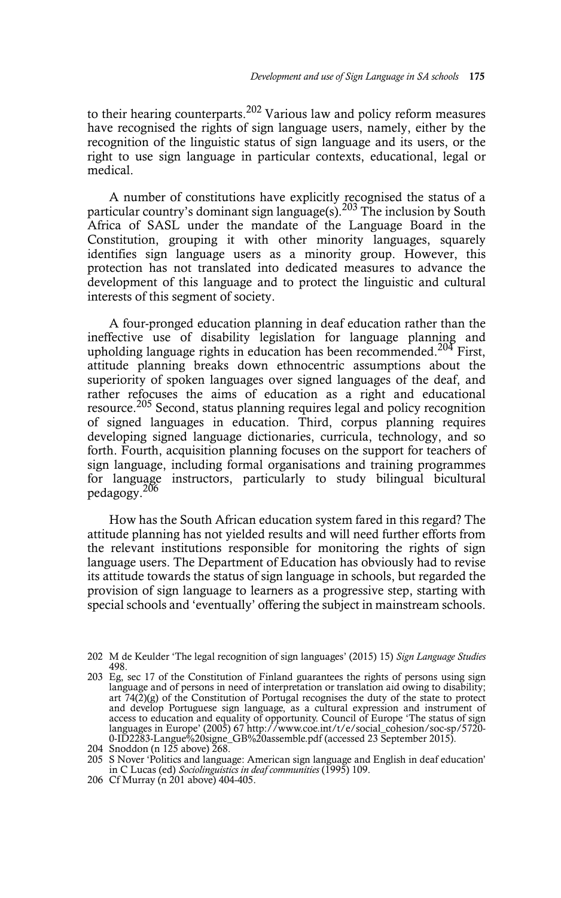to their hearing counterparts.[202] Various law and policy reform measures have recognised the rights of sign language users, namely, either by the recognition of the linguistic status of sign language and its users, or the right to use sign language in particular contexts, educational, legal or medical.

A number of constitutions have explicitly recognised the status of a particular country's dominant sign language(s).[203] The inclusion by South Africa of SASL under the mandate of the Language Board in the Constitution, grouping it with other minority languages, squarely identifies sign language users as a minority group. However, this protection has not translated into dedicated measures to advance the development of this language and to protect the linguistic and cultural interests of this segment of society.

A four-pronged education planning in deaf education rather than the ineffective use of disability legislation for language planning and upholding language rights in education has been recommended.[204] First, attitude planning breaks down ethnocentric assumptions about the superiority of spoken languages over signed languages of the deaf, and rather refocuses the aims of education as a right and educational resource.[205] Second, status planning requires legal and policy recognition of signed languages in education. Third, corpus planning requires developing signed language dictionaries, curricula, technology, and so forth. Fourth, acquisition planning focuses on the support for teachers of sign language, including formal organisations and training programmes for language instructors, particularly to study bilingual bicultural pedagogy.[206]

How has the South African education system fared in this regard? The attitude planning has not yielded results and will need further efforts from the relevant institutions responsible for monitoring the rights of sign language users. The Department of Education has obviously had to revise its attitude towards the status of sign language in schools, but regarded the provision of sign language to learners as a progressive step, starting with special schools and 'eventually' offering the subject in mainstream schools.

---

202 M de Keulder 'The legal recognition of sign languages' (2015) 15) *Sign Language Studies* 498.

203 Eg, sec 17 of the Constitution of Finland guarantees the rights of persons using sign language and of persons in need of interpretation or translation aid owing to disability; art 74(2)(g) of the Constitution of Portugal recognises the duty of the state to protect and develop Portuguese sign language, as a cultural expression and instrument of access to education and equality of opportunity. Council of Europe 'The status of sign languages in Europe' (2005) 67 http://www.coe.int/t/e/social_cohesion/soc-sp/5720-0-ID2283-Langue%20signe_GB%20assemble.pdf (accessed 23 September 2015).

204 Snoddon (n 125 above) 268.

205 S Nover 'Politics and language: American sign language and English in deaf education' in C Lucas (ed) *Sociolinguistics in deaf communities* (1995) 109.

206 Cf Murray (n 201 above) 404-405.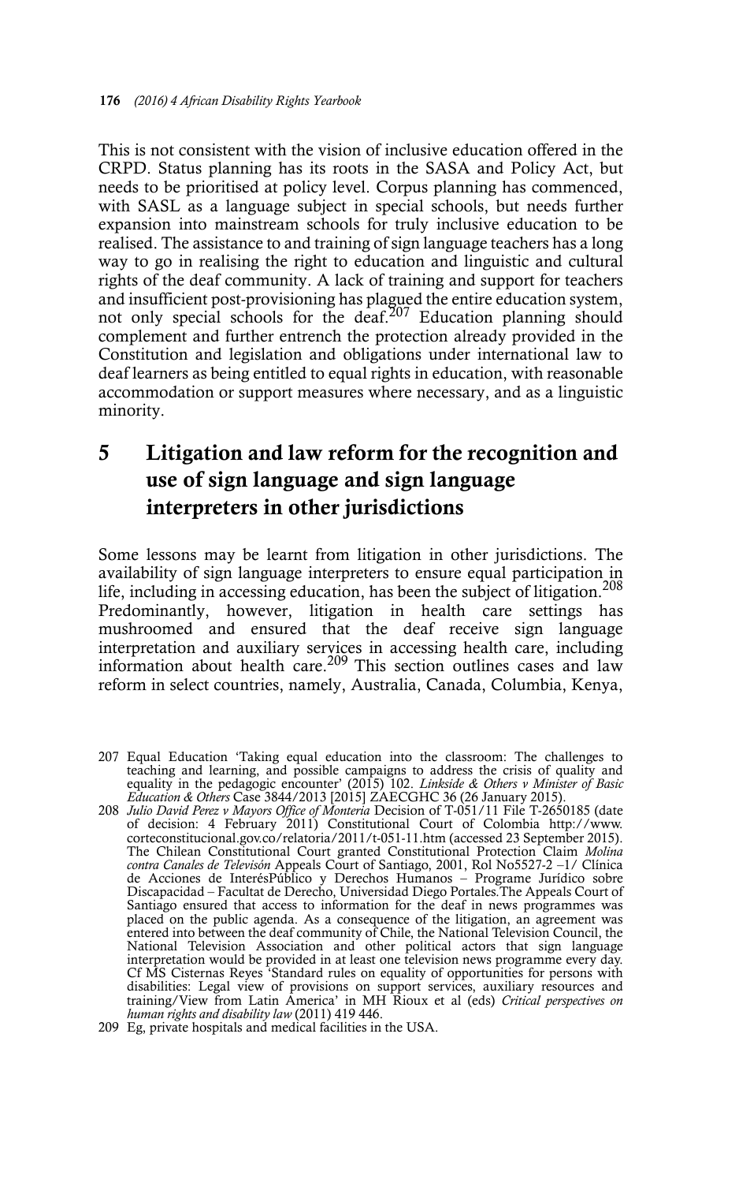This is not consistent with the vision of inclusive education offered in the CRPD. Status planning has its roots in the SASA and Policy Act, but needs to be prioritised at policy level. Corpus planning has commenced, with SASL as a language subject in special schools, but needs further expansion into mainstream schools for truly inclusive education to be realised. The assistance to and training of sign language teachers has a long way to go in realising the right to education and linguistic and cultural rights of the deaf community. A lack of training and support for teachers and insufficient post-provisioning has plagued the entire education system, not only special schools for the deaf.[207] Education planning should complement and further entrench the protection already provided in the Constitution and legislation and obligations under international law to deaf learners as being entitled to equal rights in education, with reasonable accommodation or support measures where necessary, and as a linguistic minority.

## 5 Litigation and law reform for the recognition and use of sign language and sign language interpreters in other jurisdictions

Some lessons may be learnt from litigation in other jurisdictions. The availability of sign language interpreters to ensure equal participation in life, including in accessing education, has been the subject of litigation.[208] Predominantly, however, litigation in health care settings has mushroomed and ensured that the deaf receive sign language interpretation and auxiliary services in accessing health care, including information about health care.[209] This section outlines cases and law reform in select countries, namely, Australia, Canada, Columbia, Kenya,

---

207 Equal Education 'Taking equal education into the classroom: The challenges to teaching and learning, and possible campaigns to address the crisis of quality and equality in the pedagogic encounter' (2015) 102. *Linkside & Others v Minister of Basic Education & Others* Case 3844/2013 [2015] ZAECGHC 36 (26 January 2015).

208 *Julio David Perez v Mayors Office of Monteria* Decision of T-051/11 File T-2650185 (date of decision: 4 February 2011) Constitutional Court of Colombia http://www.corteconstitucional.gov.co/relatoria/2011/t-051-11.htm (accessed 23 September 2015). The Chilean Constitutional Court granted Constitutional Protection Claim *Molina contra Canales de Televsión* Appeals Court of Santiago, 2001, Rol No5527-2 –1/ Clínica de Acciones de InterésPúblico y Derechos Humanos – Programe Jurídico sobre Discapacidad – Facultat de Derecho, Universidad Diego Portales.The Appeals Court of Santiago ensured that access to information for the deaf in news programmes was placed on the public agenda. As a consequence of the litigation, an agreement was entered into between the deaf community of Chile, the National Television Council, the National Television Association and other political actors that sign language interpretation would be provided in at least one television news programme every day. Cf MS Cisternas Reyes 'Standard rules on equality of opportunities for persons with disabilities: Legal view of provisions on support services, auxiliary resources and training/View from Latin America' in MH Rioux et al (eds) *Critical perspectives on human rights and disability law* (2011) 419 446.

209 Eg, private hospitals and medical facilities in the USA.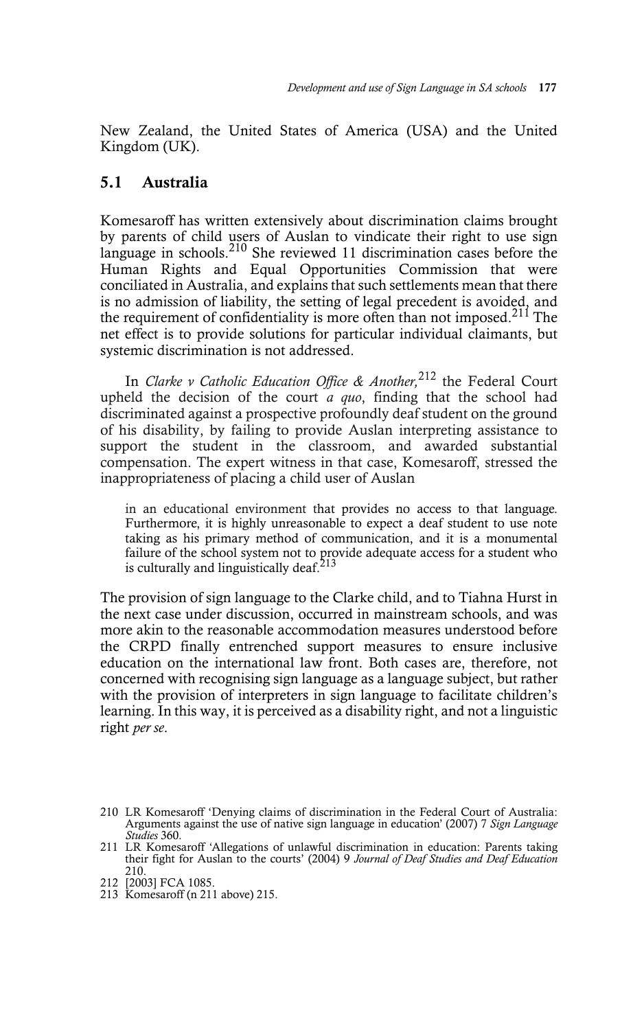New Zealand, the United States of America (USA) and the United Kingdom (UK).

## 5.1 Australia

Komesaroff has written extensively about discrimination claims brought by parents of child users of Auslan to vindicate their right to use sign language in schools.[210] She reviewed 11 discrimination cases before the Human Rights and Equal Opportunities Commission that were conciliated in Australia, and explains that such settlements mean that there is no admission of liability, the setting of legal precedent is avoided, and the requirement of confidentiality is more often than not imposed.[211] The net effect is to provide solutions for particular individual claimants, but systemic discrimination is not addressed.

In *Clarke v Catholic Education Office & Another,*[212] the Federal Court upheld the decision of the court *a quo*, finding that the school had discriminated against a prospective profoundly deaf student on the ground of his disability, by failing to provide Auslan interpreting assistance to support the student in the classroom, and awarded substantial compensation. The expert witness in that case, Komesaroff, stressed the inappropriateness of placing a child user of Auslan

> in an educational environment that provides no access to that language. Furthermore, it is highly unreasonable to expect a deaf student to use note taking as his primary method of communication, and it is a monumental failure of the school system not to provide adequate access for a student who is culturally and linguistically deaf.[213]

The provision of sign language to the Clarke child, and to Tiahna Hurst in the next case under discussion, occurred in mainstream schools, and was more akin to the reasonable accommodation measures understood before the CRPD finally entrenched support measures to ensure inclusive education on the international law front. Both cases are, therefore, not concerned with recognising sign language as a language subject, but rather with the provision of interpreters in sign language to facilitate children's learning. In this way, it is perceived as a disability right, and not a linguistic right *per se*.

---

210 LR Komesaroff 'Denying claims of discrimination in the Federal Court of Australia: Arguments against the use of native sign language in education' (2007) 7 *Sign Language Studies* 360.

211 LR Komesaroff 'Allegations of unlawful discrimination in education: Parents taking their fight for Auslan to the courts' (2004) 9 *Journal of Deaf Studies and Deaf Education* 210.

212 [2003] FCA 1085.

213 Komesaroff (n 211 above) 215.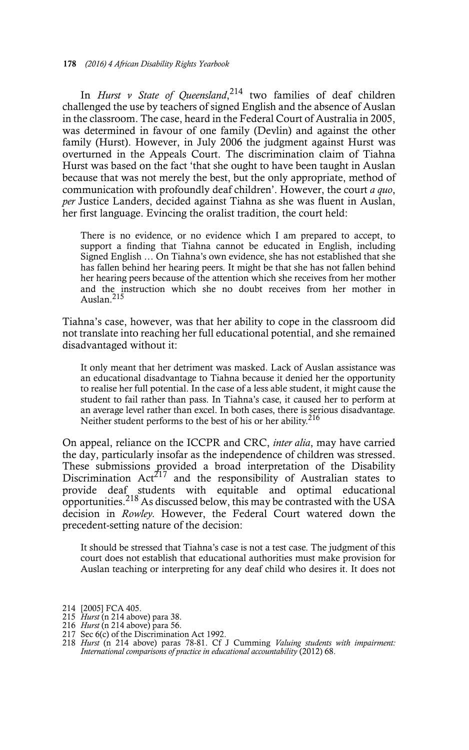In *Hurst v State of Queensland*,[214] two families of deaf children challenged the use by teachers of signed English and the absence of Auslan in the classroom. The case, heard in the Federal Court of Australia in 2005, was determined in favour of one family (Devlin) and against the other family (Hurst). However, in July 2006 the judgment against Hurst was overturned in the Appeals Court. The discrimination claim of Tiahna Hurst was based on the fact 'that she ought to have been taught in Auslan because that was not merely the best, but the only appropriate, method of communication with profoundly deaf children'. However, the court *a quo*, *per* Justice Landers, decided against Tiahna as she was fluent in Auslan, her first language. Evincing the oralist tradition, the court held:

> There is no evidence, or no evidence which I am prepared to accept, to support a finding that Tiahna cannot be educated in English, including Signed English … On Tiahna's own evidence, she has not established that she has fallen behind her hearing peers. It might be that she has not fallen behind her hearing peers because of the attention which she receives from her mother and the instruction which she no doubt receives from her mother in Auslan.[215]

Tiahna's case, however, was that her ability to cope in the classroom did not translate into reaching her full educational potential, and she remained disadvantaged without it:

> It only meant that her detriment was masked. Lack of Auslan assistance was an educational disadvantage to Tiahna because it denied her the opportunity to realise her full potential. In the case of a less able student, it might cause the student to fail rather than pass. In Tiahna's case, it caused her to perform at an average level rather than excel. In both cases, there is serious disadvantage. Neither student performs to the best of his or her ability.[216]

On appeal, reliance on the ICCPR and CRC, *inter alia*, may have carried the day, particularly insofar as the independence of children was stressed. These submissions provided a broad interpretation of the Disability Discrimination Act[217] and the responsibility of Australian states to provide deaf students with equitable and optimal educational opportunities.[218] As discussed below, this may be contrasted with the USA decision in *Rowley*. However, the Federal Court watered down the precedent-setting nature of the decision:

> It should be stressed that Tiahna's case is not a test case. The judgment of this court does not establish that educational authorities must make provision for Auslan teaching or interpreting for any deaf child who desires it. It does not

214 [2005] FCA 405.
215 *Hurst* (n 214 above) para 38.
216 *Hurst* (n 214 above) para 56.
217 Sec 6(c) of the Discrimination Act 1992.
218 *Hurst* (n 214 above) paras 78-81. Cf J Cumming *Valuing students with impairment: International comparisons of practice in educational accountability* (2012) 68.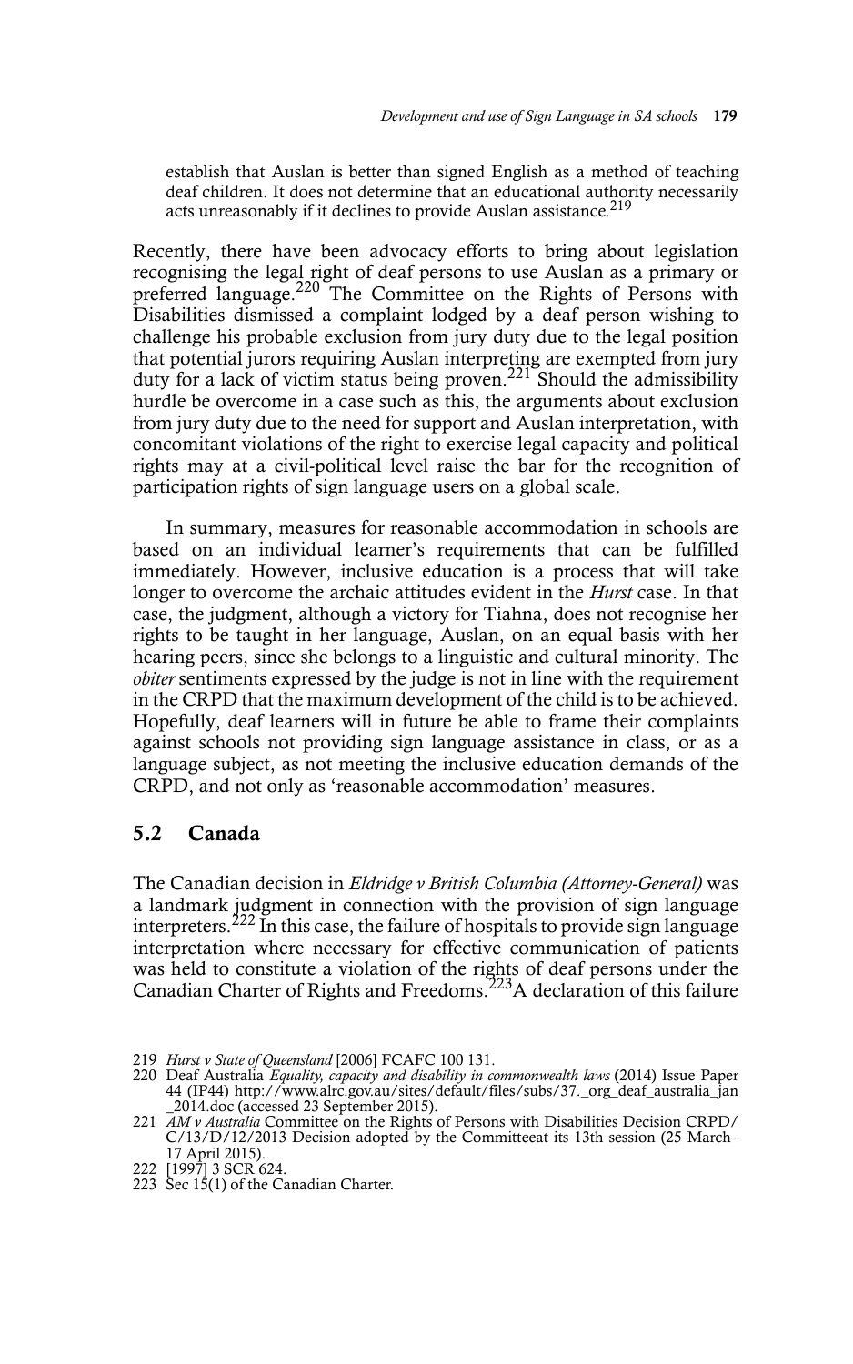establish that Auslan is better than signed English as a method of teaching deaf children. It does not determine that an educational authority necessarily acts unreasonably if it declines to provide Auslan assistance.[219]

Recently, there have been advocacy efforts to bring about legislation recognising the legal right of deaf persons to use Auslan as a primary or preferred language.[220] The Committee on the Rights of Persons with Disabilities dismissed a complaint lodged by a deaf person wishing to challenge his probable exclusion from jury duty due to the legal position that potential jurors requiring Auslan interpreting are exempted from jury duty for a lack of victim status being proven.[221] Should the admissibility hurdle be overcome in a case such as this, the arguments about exclusion from jury duty due to the need for support and Auslan interpretation, with concomitant violations of the right to exercise legal capacity and political rights may at a civil-political level raise the bar for the recognition of participation rights of sign language users on a global scale.

In summary, measures for reasonable accommodation in schools are based on an individual learner's requirements that can be fulfilled immediately. However, inclusive education is a process that will take longer to overcome the archaic attitudes evident in the *Hurst* case. In that case, the judgment, although a victory for Tiahna, does not recognise her rights to be taught in her language, Auslan, on an equal basis with her hearing peers, since she belongs to a linguistic and cultural minority. The *obiter* sentiments expressed by the judge is not in line with the requirement in the CRPD that the maximum development of the child is to be achieved. Hopefully, deaf learners will in future be able to frame their complaints against schools not providing sign language assistance in class, or as a language subject, as not meeting the inclusive education demands of the CRPD, and not only as 'reasonable accommodation' measures.

## 5.2 Canada

The Canadian decision in *Eldridge v British Columbia (Attorney-General)* was a landmark judgment in connection with the provision of sign language interpreters.[222] In this case, the failure of hospitals to provide sign language interpretation where necessary for effective communication of patients was held to constitute a violation of the rights of deaf persons under the Canadian Charter of Rights and Freedoms.[223]A declaration of this failure

---

219 *Hurst v State of Queensland* [2006] FCAFC 100 131.

220 Deaf Australia *Equality, capacity and disability in commonwealth laws* (2014) Issue Paper 44 (IP44) http://www.alrc.gov.au/sites/default/files/subs/37._org_deaf_australia_jan_2014.doc (accessed 23 September 2015).

221 *AM v Australia* Committee on the Rights of Persons with Disabilities Decision CRPD/C/13/D/12/2013 Decision adopted by the Committeeat its 13th session (25 March–17 April 2015).

222 [1997] 3 SCR 624.

223 Sec 15(1) of the Canadian Charter.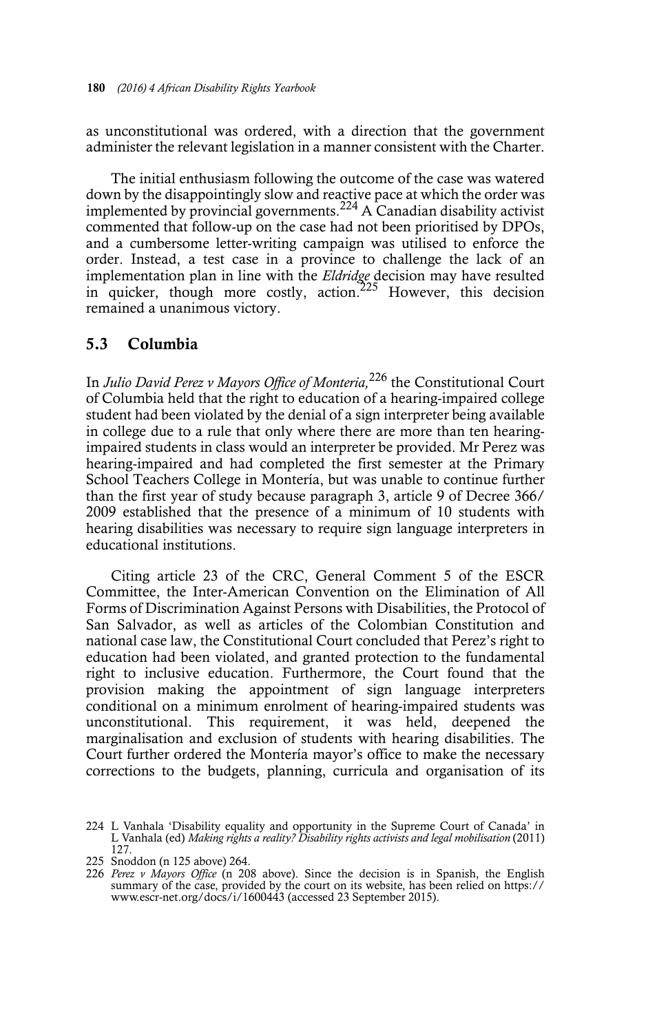as unconstitutional was ordered, with a direction that the government administer the relevant legislation in a manner consistent with the Charter.

The initial enthusiasm following the outcome of the case was watered down by the disappointingly slow and reactive pace at which the order was implemented by provincial governments.[224] A Canadian disability activist commented that follow-up on the case had not been prioritised by DPOs, and a cumbersome letter-writing campaign was utilised to enforce the order. Instead, a test case in a province to challenge the lack of an implementation plan in line with the *Eldridge* decision may have resulted in quicker, though more costly, action.[225] However, this decision remained a unanimous victory.

## 5.3 Columbia

In *Julio David Perez v Mayors Office of Monteria,*[226] the Constitutional Court of Columbia held that the right to education of a hearing-impaired college student had been violated by the denial of a sign interpreter being available in college due to a rule that only where there are more than ten hearing-impaired students in class would an interpreter be provided. Mr Perez was hearing-impaired and had completed the first semester at the Primary School Teachers College in Montería, but was unable to continue further than the first year of study because paragraph 3, article 9 of Decree 366/2009 established that the presence of a minimum of 10 students with hearing disabilities was necessary to require sign language interpreters in educational institutions.

Citing article 23 of the CRC, General Comment 5 of the ESCR Committee, the Inter-American Convention on the Elimination of All Forms of Discrimination Against Persons with Disabilities, the Protocol of San Salvador, as well as articles of the Colombian Constitution and national case law, the Constitutional Court concluded that Perez's right to education had been violated, and granted protection to the fundamental right to inclusive education. Furthermore, the Court found that the provision making the appointment of sign language interpreters conditional on a minimum enrolment of hearing-impaired students was unconstitutional. This requirement, it was held, deepened the marginalisation and exclusion of students with hearing disabilities. The Court further ordered the Montería mayor's office to make the necessary corrections to the budgets, planning, curricula and organisation of its

---

224 L Vanhala 'Disability equality and opportunity in the Supreme Court of Canada' in L Vanhala (ed) *Making rights a reality? Disability rights activists and legal mobilisation* (2011) 127.

225 Snoddon (n 125 above) 264.

226 *Perez v Mayors Office* (n 208 above). Since the decision is in Spanish, the English summary of the case, provided by the court on its website, has been relied on https://www.escr-net.org/docs/i/1600443 (accessed 23 September 2015).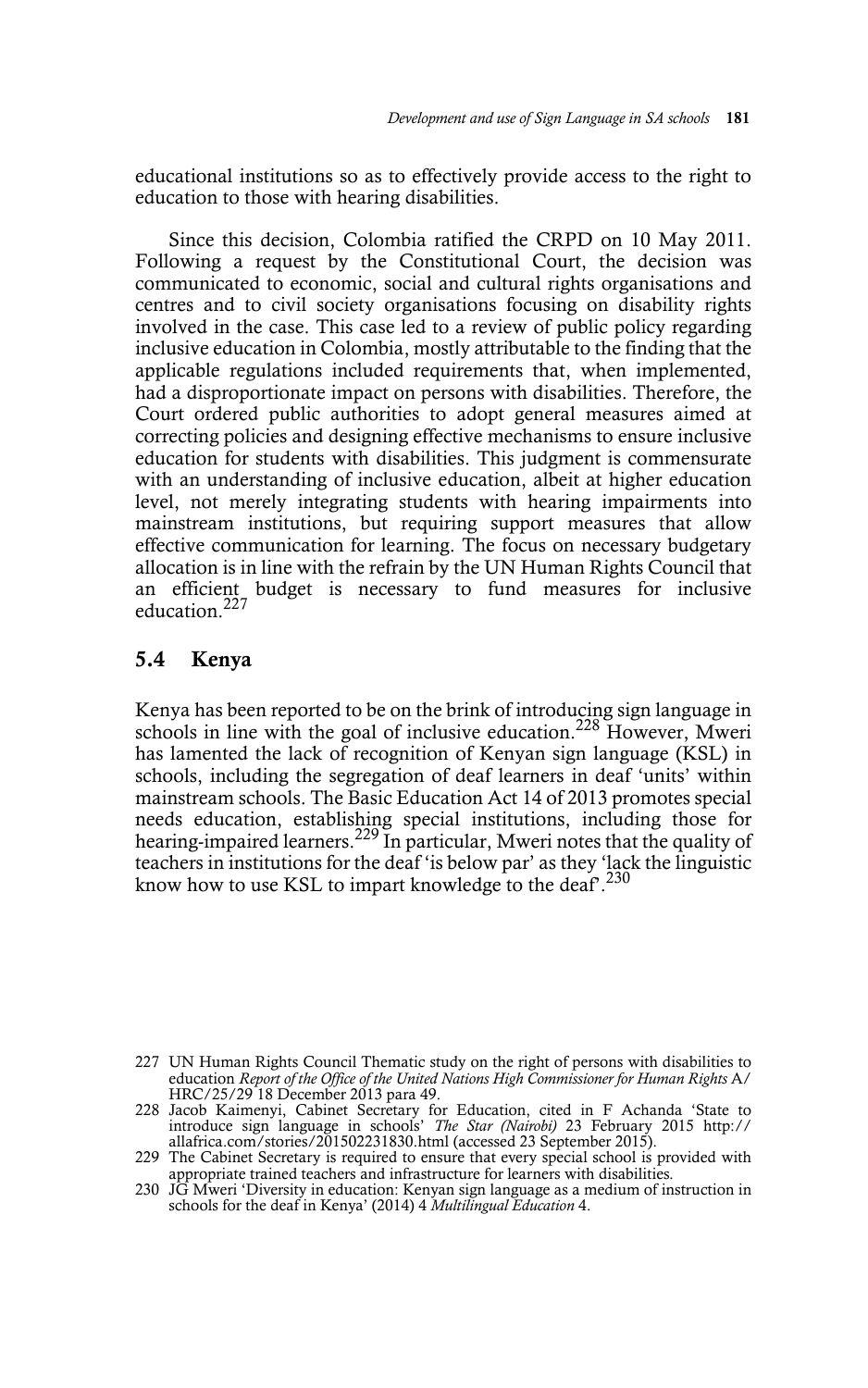educational institutions so as to effectively provide access to the right to education to those with hearing disabilities.

Since this decision, Colombia ratified the CRPD on 10 May 2011. Following a request by the Constitutional Court, the decision was communicated to economic, social and cultural rights organisations and centres and to civil society organisations focusing on disability rights involved in the case. This case led to a review of public policy regarding inclusive education in Colombia, mostly attributable to the finding that the applicable regulations included requirements that, when implemented, had a disproportionate impact on persons with disabilities. Therefore, the Court ordered public authorities to adopt general measures aimed at correcting policies and designing effective mechanisms to ensure inclusive education for students with disabilities. This judgment is commensurate with an understanding of inclusive education, albeit at higher education level, not merely integrating students with hearing impairments into mainstream institutions, but requiring support measures that allow effective communication for learning. The focus on necessary budgetary allocation is in line with the refrain by the UN Human Rights Council that an efficient budget is necessary to fund measures for inclusive education.[227]

## 5.4 Kenya

Kenya has been reported to be on the brink of introducing sign language in schools in line with the goal of inclusive education.[228] However, Mweri has lamented the lack of recognition of Kenyan sign language (KSL) in schools, including the segregation of deaf learners in deaf 'units' within mainstream schools. The Basic Education Act 14 of 2013 promotes special needs education, establishing special institutions, including those for hearing-impaired learners.[229] In particular, Mweri notes that the quality of teachers in institutions for the deaf 'is below par' as they 'lack the linguistic know how to use KSL to impart knowledge to the deaf'.[230]

---

227 UN Human Rights Council Thematic study on the right of persons with disabilities to education *Report of the Office of the United Nations High Commissioner for Human Rights* A/HRC/25/29 18 December 2013 para 49.

228 Jacob Kaimenyi, Cabinet Secretary for Education, cited in F Achanda 'State to introduce sign language in schools' *The Star (Nairobi)* 23 February 2015 http://allafrica.com/stories/201502231830.html (accessed 23 September 2015).

229 The Cabinet Secretary is required to ensure that every special school is provided with appropriate trained teachers and infrastructure for learners with disabilities.

230 JG Mweri 'Diversity in education: Kenyan sign language as a medium of instruction in schools for the deaf in Kenya' (2014) 4 *Multilingual Education* 4.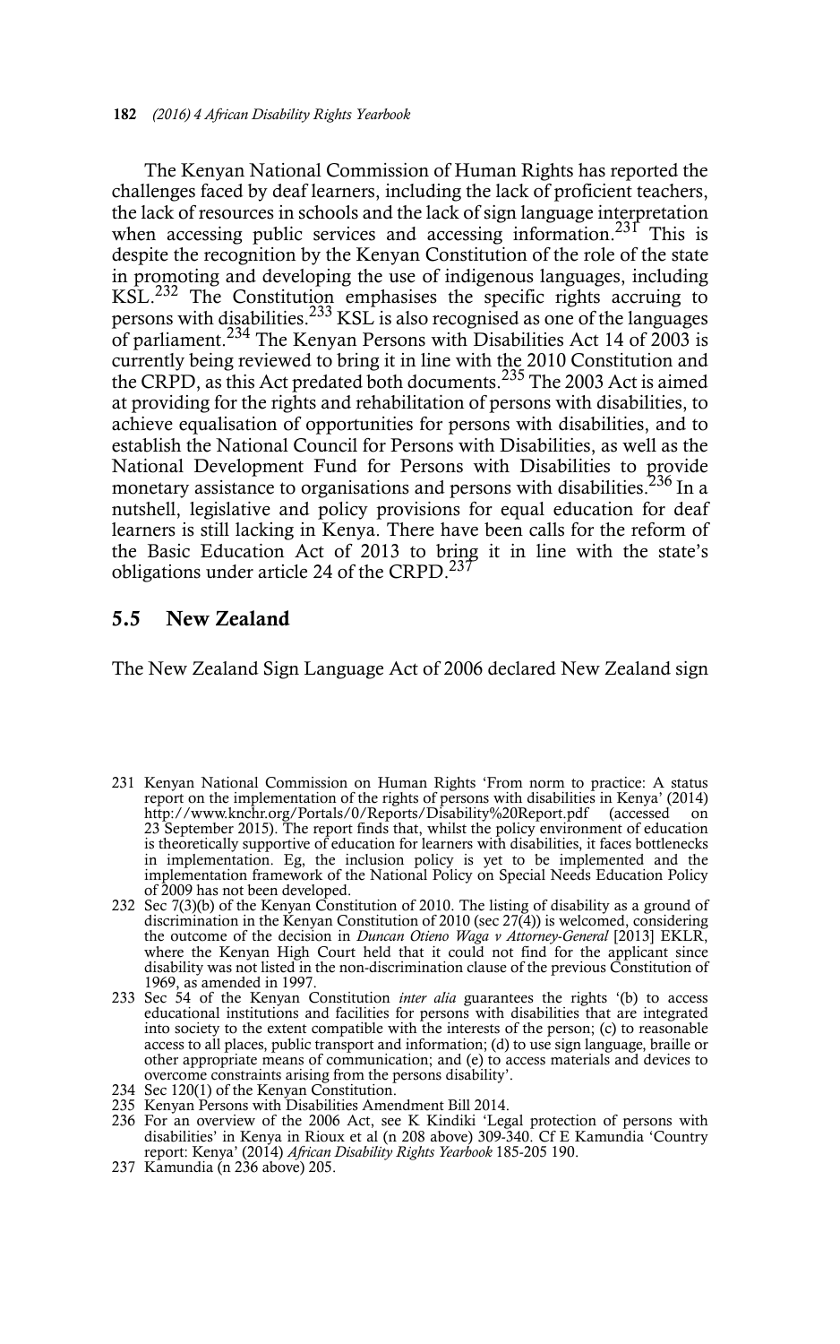The Kenyan National Commission of Human Rights has reported the challenges faced by deaf learners, including the lack of proficient teachers, the lack of resources in schools and the lack of sign language interpretation when accessing public services and accessing information.[231] This is despite the recognition by the Kenyan Constitution of the role of the state in promoting and developing the use of indigenous languages, including KSL.[232] The Constitution emphasises the specific rights accruing to persons with disabilities.[233] KSL is also recognised as one of the languages of parliament.[234] The Kenyan Persons with Disabilities Act 14 of 2003 is currently being reviewed to bring it in line with the 2010 Constitution and the CRPD, as this Act predated both documents.[235] The 2003 Act is aimed at providing for the rights and rehabilitation of persons with disabilities, to achieve equalisation of opportunities for persons with disabilities, and to establish the National Council for Persons with Disabilities, as well as the National Development Fund for Persons with Disabilities to provide monetary assistance to organisations and persons with disabilities.[236] In a nutshell, legislative and policy provisions for equal education for deaf learners is still lacking in Kenya. There have been calls for the reform of the Basic Education Act of 2013 to bring it in line with the state's obligations under article 24 of the CRPD.[237]

## 5.5 New Zealand

The New Zealand Sign Language Act of 2006 declared New Zealand sign

---

231 Kenyan National Commission on Human Rights 'From norm to practice: A status report on the implementation of the rights of persons with disabilities in Kenya' (2014) http://www.knchr.org/Portals/0/Reports/Disability%20Report.pdf (accessed on 23 September 2015). The report finds that, whilst the policy environment of education is theoretically supportive of education for learners with disabilities, it faces bottlenecks in implementation. Eg, the inclusion policy is yet to be implemented and the implementation framework of the National Policy on Special Needs Education Policy of 2009 has not been developed.

232 Sec 7(3)(b) of the Kenyan Constitution of 2010. The listing of disability as a ground of discrimination in the Kenyan Constitution of 2010 (sec 27(4)) is welcomed, considering the outcome of the decision in *Duncan Otieno Waga v Attorney-General* [2013] EKLR, where the Kenyan High Court held that it could not find for the applicant since disability was not listed in the non-discrimination clause of the previous Constitution of 1969, as amended in 1997.

233 Sec 54 of the Kenyan Constitution *inter alia* guarantees the rights '(b) to access educational institutions and facilities for persons with disabilities that are integrated into society to the extent compatible with the interests of the person; (c) to reasonable access to all places, public transport and information; (d) to use sign language, braille or other appropriate means of communication; and (e) to access materials and devices to overcome constraints arising from the persons disability'.

234 Sec 120(1) of the Kenyan Constitution.

235 Kenyan Persons with Disabilities Amendment Bill 2014.

236 For an overview of the 2006 Act, see K Kindiki 'Legal protection of persons with disabilities' in Kenya in Rioux et al (n 208 above) 309-340. Cf E Kamundia 'Country report: Kenya' (2014) *African Disability Rights Yearbook* 185-205 190.

237 Kamundia (n 236 above) 205.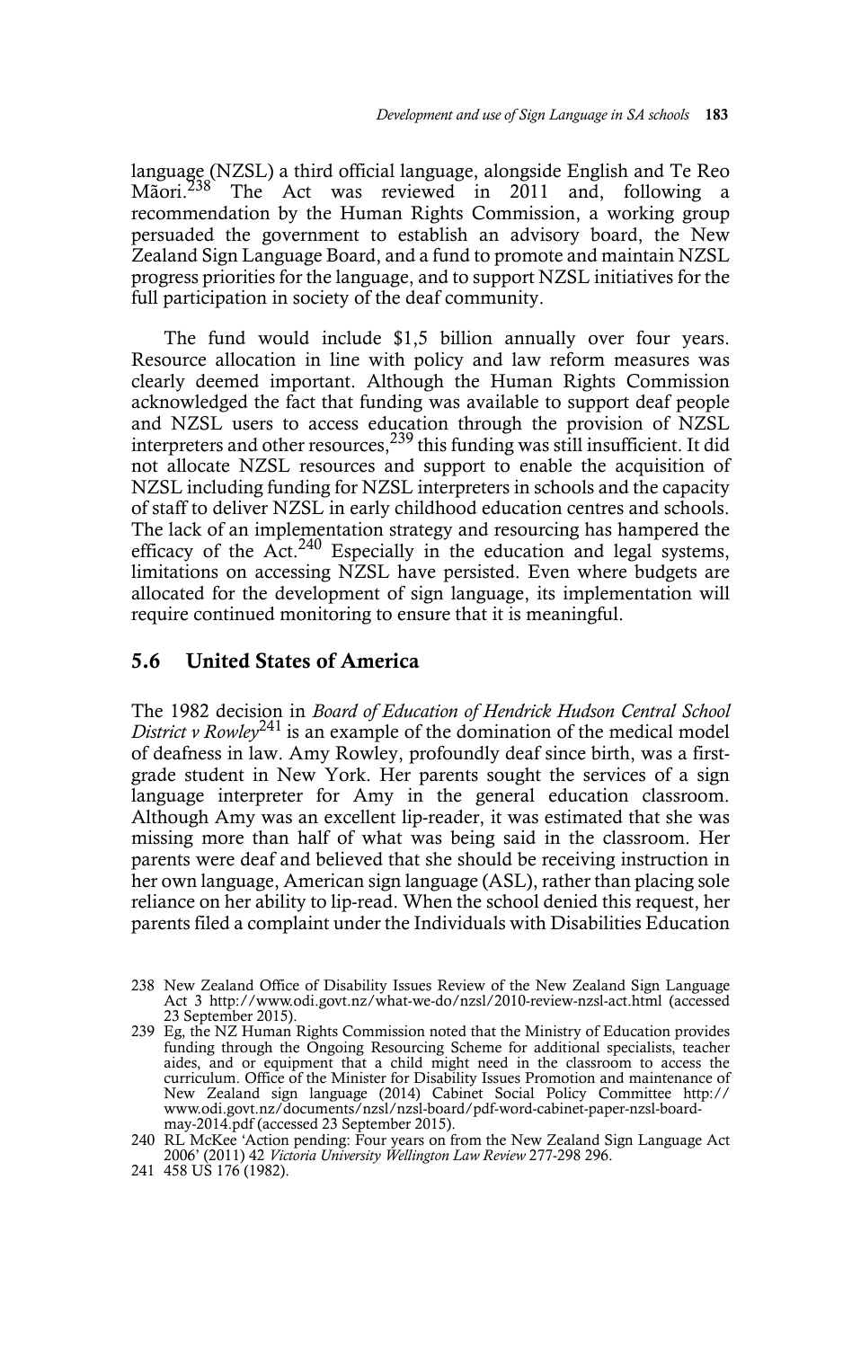language (NZSL) a third official language, alongside English and Te Reo Mãori.[238] The Act was reviewed in 2011 and, following a recommendation by the Human Rights Commission, a working group persuaded the government to establish an advisory board, the New Zealand Sign Language Board, and a fund to promote and maintain NZSL progress priorities for the language, and to support NZSL initiatives for the full participation in society of the deaf community.

The fund would include $1,5 billion annually over four years. Resource allocation in line with policy and law reform measures was clearly deemed important. Although the Human Rights Commission acknowledged the fact that funding was available to support deaf people and NZSL users to access education through the provision of NZSL interpreters and other resources,[239] this funding was still insufficient. It did not allocate NZSL resources and support to enable the acquisition of NZSL including funding for NZSL interpreters in schools and the capacity of staff to deliver NZSL in early childhood education centres and schools. The lack of an implementation strategy and resourcing has hampered the efficacy of the Act.[240] Especially in the education and legal systems, limitations on accessing NZSL have persisted. Even where budgets are allocated for the development of sign language, its implementation will require continued monitoring to ensure that it is meaningful.

## 5.6 United States of America

The 1982 decision in *Board of Education of Hendrick Hudson Central School District v Rowley*[241] is an example of the domination of the medical model of deafness in law. Amy Rowley, profoundly deaf since birth, was a first-grade student in New York. Her parents sought the services of a sign language interpreter for Amy in the general education classroom. Although Amy was an excellent lip-reader, it was estimated that she was missing more than half of what was being said in the classroom. Her parents were deaf and believed that she should be receiving instruction in her own language, American sign language (ASL), rather than placing sole reliance on her ability to lip-read. When the school denied this request, her parents filed a complaint under the Individuals with Disabilities Education

238 New Zealand Office of Disability Issues Review of the New Zealand Sign Language Act 3 http://www.odi.govt.nz/what-we-do/nzsl/2010-review-nzsl-act.html (accessed 23 September 2015).

239 Eg, the NZ Human Rights Commission noted that the Ministry of Education provides funding through the Ongoing Resourcing Scheme for additional specialists, teacher aides, and or equipment that a child might need in the classroom to access the curriculum. Office of the Minister for Disability Issues Promotion and maintenance of New Zealand sign language (2014) Cabinet Social Policy Committee http://www.odi.govt.nz/documents/nzsl/nzsl-board/pdf-word-cabinet-paper-nzsl-board-may-2014.pdf (accessed 23 September 2015).

240 RL McKee 'Action pending: Four years on from the New Zealand Sign Language Act 2006' (2011) 42 *Victoria University Wellington Law Review* 277-298 296.

241 458 US 176 (1982).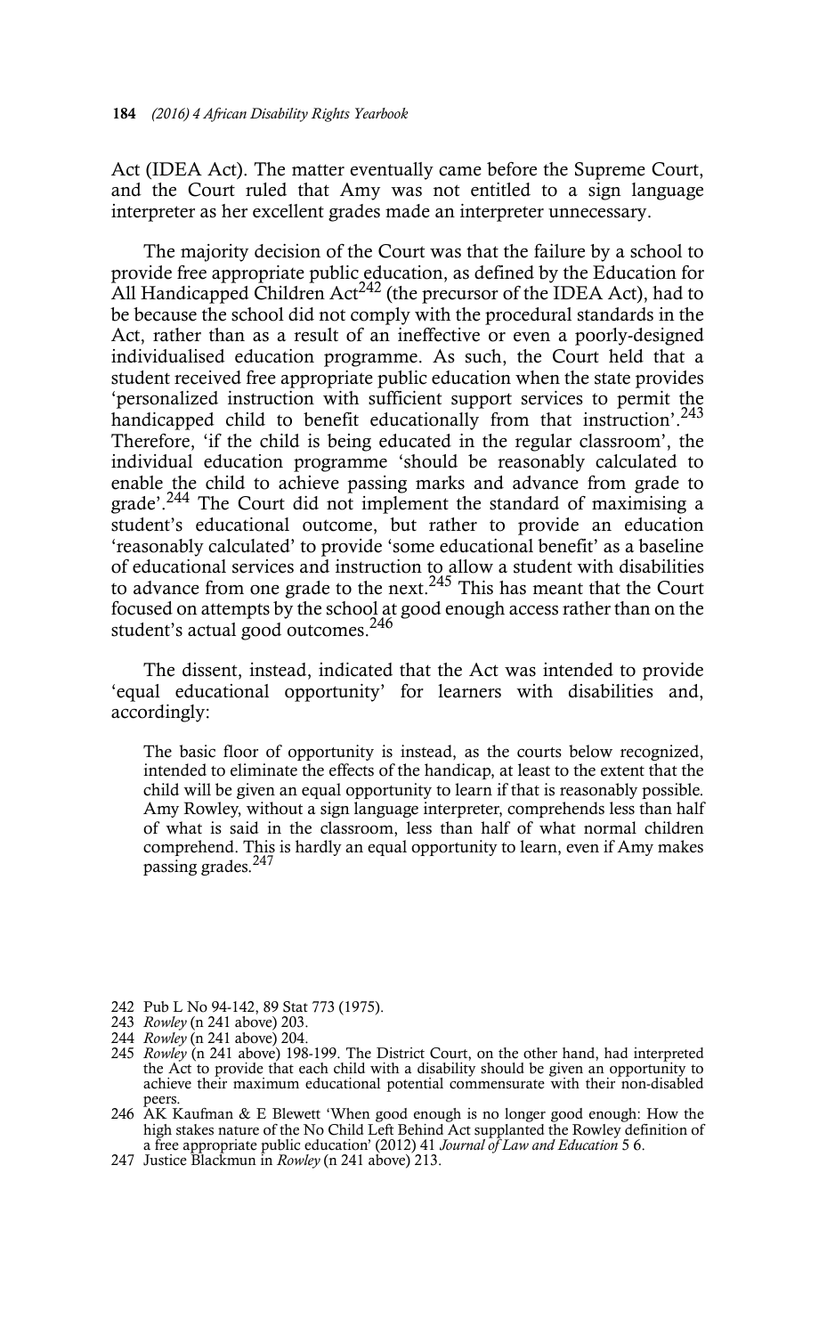Act (IDEA Act). The matter eventually came before the Supreme Court, and the Court ruled that Amy was not entitled to a sign language interpreter as her excellent grades made an interpreter unnecessary.

The majority decision of the Court was that the failure by a school to provide free appropriate public education, as defined by the Education for All Handicapped Children Act[242] (the precursor of the IDEA Act), had to be because the school did not comply with the procedural standards in the Act, rather than as a result of an ineffective or even a poorly-designed individualised education programme. As such, the Court held that a student received free appropriate public education when the state provides 'personalized instruction with sufficient support services to permit the handicapped child to benefit educationally from that instruction'.[243] Therefore, 'if the child is being educated in the regular classroom', the individual education programme 'should be reasonably calculated to enable the child to achieve passing marks and advance from grade to grade'.[244] The Court did not implement the standard of maximising a student's educational outcome, but rather to provide an education 'reasonably calculated' to provide 'some educational benefit' as a baseline of educational services and instruction to allow a student with disabilities to advance from one grade to the next.[245] This has meant that the Court focused on attempts by the school at good enough access rather than on the student's actual good outcomes.[246]

The dissent, instead, indicated that the Act was intended to provide 'equal educational opportunity' for learners with disabilities and, accordingly:

> The basic floor of opportunity is instead, as the courts below recognized, intended to eliminate the effects of the handicap, at least to the extent that the child will be given an equal opportunity to learn if that is reasonably possible. Amy Rowley, without a sign language interpreter, comprehends less than half of what is said in the classroom, less than half of what normal children comprehend. This is hardly an equal opportunity to learn, even if Amy makes passing grades.[247]

242 Pub L No 94-142, 89 Stat 773 (1975).

243 *Rowley* (n 241 above) 203.

244 *Rowley* (n 241 above) 204.

245 *Rowley* (n 241 above) 198-199. The District Court, on the other hand, had interpreted the Act to provide that each child with a disability should be given an opportunity to achieve their maximum educational potential commensurate with their non-disabled peers.

246 AK Kaufman & E Blewett 'When good enough is no longer good enough: How the high stakes nature of the No Child Left Behind Act supplanted the Rowley definition of a free appropriate public education' (2012) 41 *Journal of Law and Education* 5 6.

247 Justice Blackmun in *Rowley* (n 241 above) 213.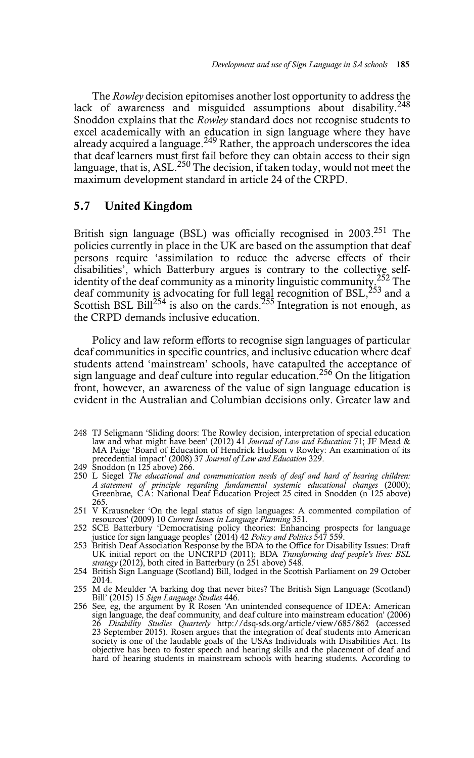The *Rowley* decision epitomises another lost opportunity to address the lack of awareness and misguided assumptions about disability.[248] Snoddon explains that the *Rowley* standard does not recognise students to excel academically with an education in sign language where they have already acquired a language.[249] Rather, the approach underscores the idea that deaf learners must first fail before they can obtain access to their sign language, that is, ASL.[250] The decision, if taken today, would not meet the maximum development standard in article 24 of the CRPD.

## 5.7 United Kingdom

British sign language (BSL) was officially recognised in 2003.[251] The policies currently in place in the UK are based on the assumption that deaf persons require 'assimilation to reduce the adverse effects of their disabilities', which Batterbury argues is contrary to the collective self-identity of the deaf community as a minority linguistic community.[252] The deaf community is advocating for full legal recognition of BSL,[253] and a Scottish BSL Bill[254] is also on the cards.[255] Integration is not enough, as the CRPD demands inclusive education.

Policy and law reform efforts to recognise sign languages of particular deaf communities in specific countries, and inclusive education where deaf students attend 'mainstream' schools, have catapulted the acceptance of sign language and deaf culture into regular education.[256] On the litigation front, however, an awareness of the value of sign language education is evident in the Australian and Columbian decisions only. Greater law and

---

248 TJ Seligmann 'Sliding doors: The Rowley decision, interpretation of special education law and what might have been' (2012) 41 *Journal of Law and Education* 71; JF Mead & MA Paige 'Board of Education of Hendrick Hudson v Rowley: An examination of its precedential impact' (2008) 37 *Journal of Law and Education* 329.

249 Snoddon (n 125 above) 266.

250 L Siegel *The educational and communication needs of deaf and hard of hearing children: A statement of principle regarding fundamental systemic educational changes* (2000); Greenbrae, CA: National Deaf Education Project 25 cited in Snodden (n 125 above) 265.

251 V Krausneker 'On the legal status of sign languages: A commented compilation of resources' (2009) 10 *Current Issues in Language Planning* 351.

252 SCE Batterbury 'Democratising policy theories: Enhancing prospects for language justice for sign language peoples' (2014) 42 *Policy and Politics* 547 559.

253 British Deaf Association Response by the BDA to the Office for Disability Issues: Draft UK initial report on the UNCRPD (2011); BDA *Transforming deaf people's lives: BSL strategy* (2012), both cited in Batterbury (n 251 above) 548.

254 British Sign Language (Scotland) Bill, lodged in the Scottish Parliament on 29 October 2014.

255 M de Meulder 'A barking dog that never bites? The British Sign Language (Scotland) Bill' (2015) 15 *Sign Language Studies* 446.

256 See, eg, the argument by R Rosen 'An unintended consequence of IDEA: American sign language, the deaf community, and deaf culture into mainstream education' (2006) 26 *Disability Studies Quarterly* http://dsq-sds.org/article/view/685/862 (accessed 23 September 2015). Rosen argues that the integration of deaf students into American society is one of the laudable goals of the USAs Individuals with Disabilities Act. Its objective has been to foster speech and hearing skills and the placement of deaf and hard of hearing students in mainstream schools with hearing students. According to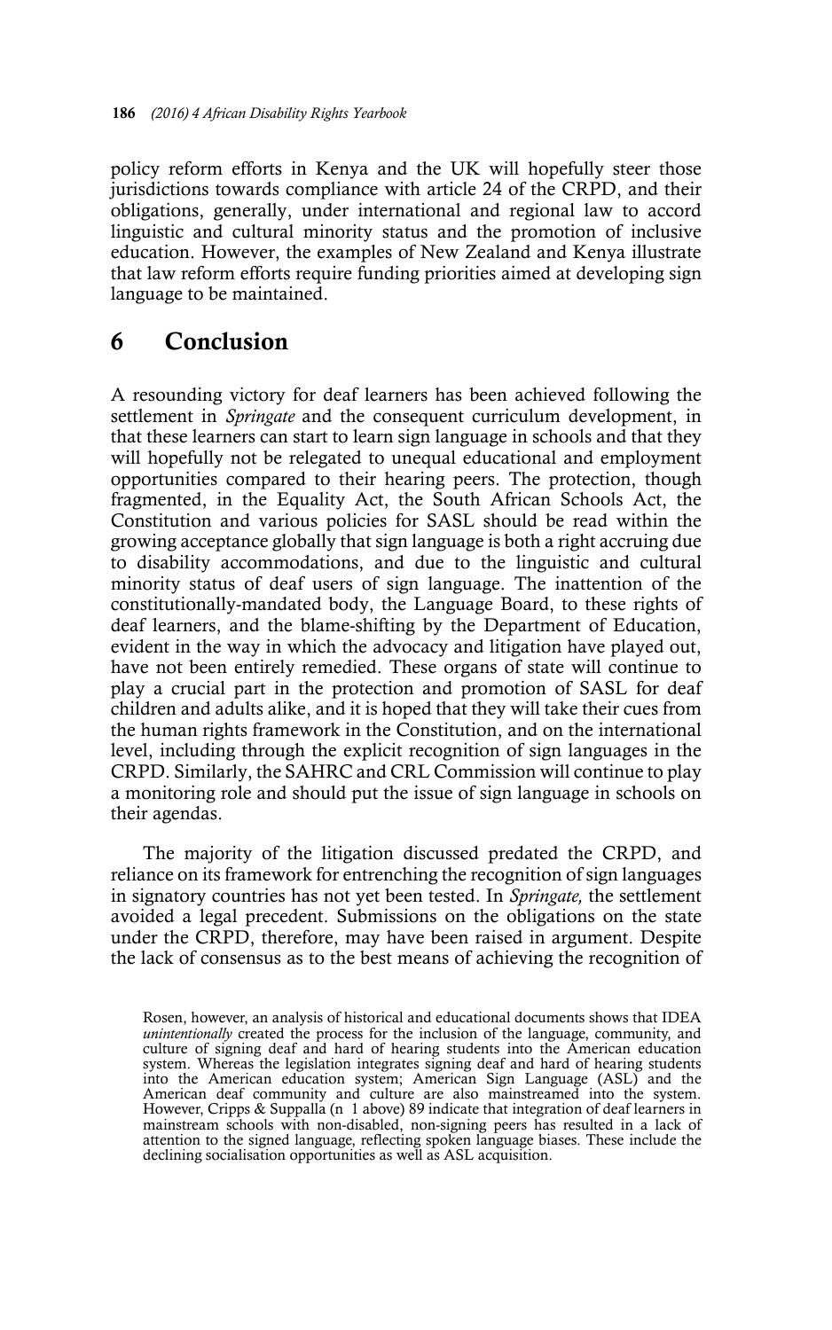policy reform efforts in Kenya and the UK will hopefully steer those jurisdictions towards compliance with article 24 of the CRPD, and their obligations, generally, under international and regional law to accord linguistic and cultural minority status and the promotion of inclusive education. However, the examples of New Zealand and Kenya illustrate that law reform efforts require funding priorities aimed at developing sign language to be maintained.

## 6 Conclusion

A resounding victory for deaf learners has been achieved following the settlement in *Springate* and the consequent curriculum development, in that these learners can start to learn sign language in schools and that they will hopefully not be relegated to unequal educational and employment opportunities compared to their hearing peers. The protection, though fragmented, in the Equality Act, the South African Schools Act, the Constitution and various policies for SASL should be read within the growing acceptance globally that sign language is both a right accruing due to disability accommodations, and due to the linguistic and cultural minority status of deaf users of sign language. The inattention of the constitutionally-mandated body, the Language Board, to these rights of deaf learners, and the blame-shifting by the Department of Education, evident in the way in which the advocacy and litigation have played out, have not been entirely remedied. These organs of state will continue to play a crucial part in the protection and promotion of SASL for deaf children and adults alike, and it is hoped that they will take their cues from the human rights framework in the Constitution, and on the international level, including through the explicit recognition of sign languages in the CRPD. Similarly, the SAHRC and CRL Commission will continue to play a monitoring role and should put the issue of sign language in schools on their agendas.

The majority of the litigation discussed predated the CRPD, and reliance on its framework for entrenching the recognition of sign languages in signatory countries has not yet been tested. In *Springate,* the settlement avoided a legal precedent. Submissions on the obligations on the state under the CRPD, therefore, may have been raised in argument. Despite the lack of consensus as to the best means of achieving the recognition of

Rosen, however, an analysis of historical and educational documents shows that IDEA *unintentionally* created the process for the inclusion of the language, community, and culture of signing deaf and hard of hearing students into the American education system. Whereas the legislation integrates signing deaf and hard of hearing students into the American education system; American Sign Language (ASL) and the American deaf community and culture are also mainstreamed into the system. However, Cripps & Suppalla (n 1 above) 89 indicate that integration of deaf learners in mainstream schools with non-disabled, non-signing peers has resulted in a lack of attention to the signed language, reflecting spoken language biases. These include the declining socialisation opportunities as well as ASL acquisition.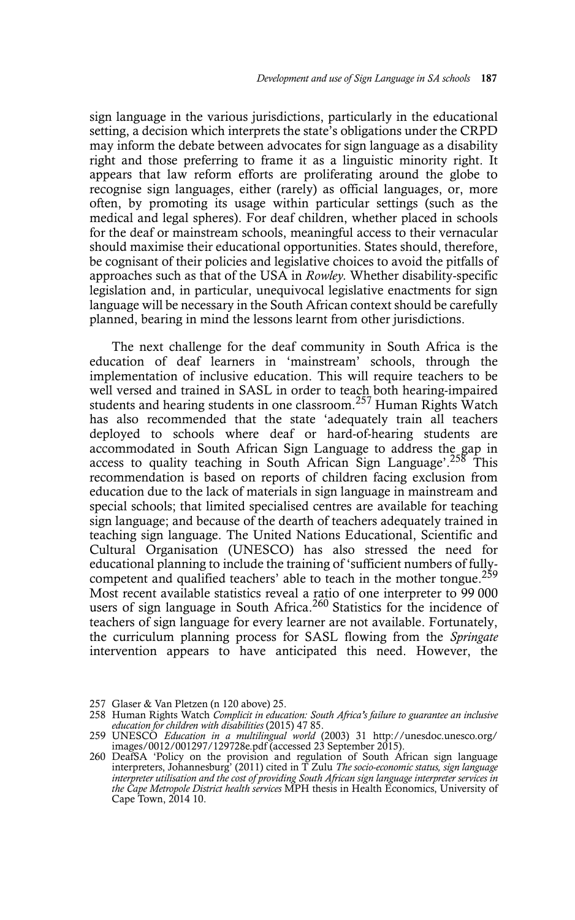sign language in the various jurisdictions, particularly in the educational setting, a decision which interprets the state's obligations under the CRPD may inform the debate between advocates for sign language as a disability right and those preferring to frame it as a linguistic minority right. It appears that law reform efforts are proliferating around the globe to recognise sign languages, either (rarely) as official languages, or, more often, by promoting its usage within particular settings (such as the medical and legal spheres). For deaf children, whether placed in schools for the deaf or mainstream schools, meaningful access to their vernacular should maximise their educational opportunities. States should, therefore, be cognisant of their policies and legislative choices to avoid the pitfalls of approaches such as that of the USA in *Rowley.* Whether disability-specific legislation and, in particular, unequivocal legislative enactments for sign language will be necessary in the South African context should be carefully planned, bearing in mind the lessons learnt from other jurisdictions.

The next challenge for the deaf community in South Africa is the education of deaf learners in 'mainstream' schools, through the implementation of inclusive education. This will require teachers to be well versed and trained in SASL in order to teach both hearing-impaired students and hearing students in one classroom.[257] Human Rights Watch has also recommended that the state 'adequately train all teachers deployed to schools where deaf or hard-of-hearing students are accommodated in South African Sign Language to address the gap in access to quality teaching in South African Sign Language'.[258] This recommendation is based on reports of children facing exclusion from education due to the lack of materials in sign language in mainstream and special schools; that limited specialised centres are available for teaching sign language; and because of the dearth of teachers adequately trained in teaching sign language. The United Nations Educational, Scientific and Cultural Organisation (UNESCO) has also stressed the need for educational planning to include the training of 'sufficient numbers of fully-competent and qualified teachers' able to teach in the mother tongue.[259] Most recent available statistics reveal a ratio of one interpreter to 99 000 users of sign language in South Africa.[260] Statistics for the incidence of teachers of sign language for every learner are not available. Fortunately, the curriculum planning process for SASL flowing from the *Springate* intervention appears to have anticipated this need. However, the

---

257 Glaser & Van Pletzen (n 120 above) 25.

258 Human Rights Watch *Complicit in education: South Africa's failure to guarantee an inclusive education for children with disabilities* (2015) 47 85.

259 UNESCO *Education in a multilingual world* (2003) 31 http://unesdoc.unesco.org/images/0012/001297/129728e.pdf (accessed 23 September 2015).

260 DeafSA 'Policy on the provision and regulation of South African sign language interpreters, Johannesburg' (2011) cited in T Zulu *The socio-economic status, sign language interpreter utilisation and the cost of providing South African sign language interpreter services in the Cape Metropole District health services* MPH thesis in Health Economics, University of Cape Town, 2014 10.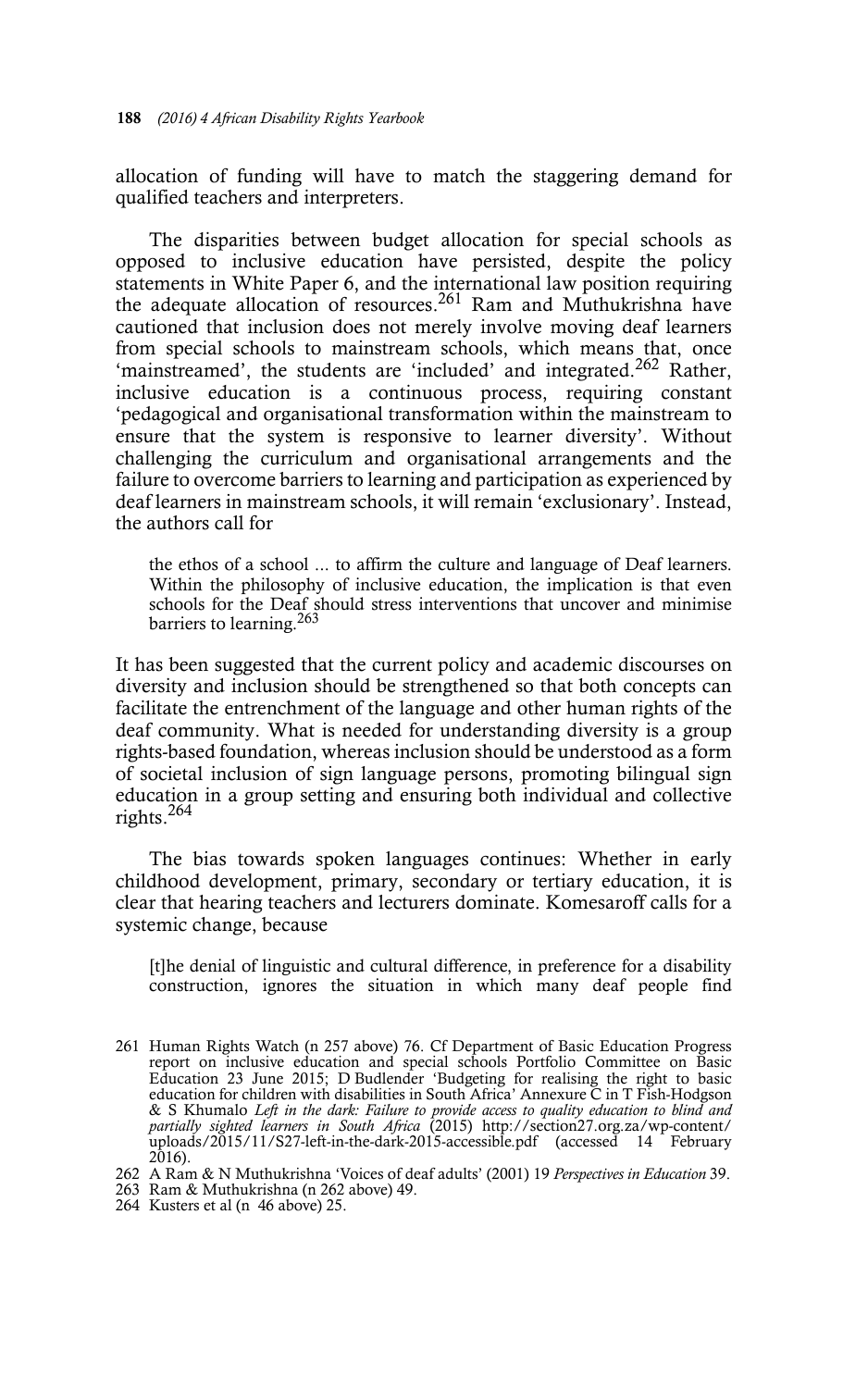allocation of funding will have to match the staggering demand for qualified teachers and interpreters.

The disparities between budget allocation for special schools as opposed to inclusive education have persisted, despite the policy statements in White Paper 6, and the international law position requiring the adequate allocation of resources.[261] Ram and Muthukrishna have cautioned that inclusion does not merely involve moving deaf learners from special schools to mainstream schools, which means that, once 'mainstreamed', the students are 'included' and integrated.[262] Rather, inclusive education is a continuous process, requiring constant 'pedagogical and organisational transformation within the mainstream to ensure that the system is responsive to learner diversity'. Without challenging the curriculum and organisational arrangements and the failure to overcome barriers to learning and participation as experienced by deaf learners in mainstream schools, it will remain 'exclusionary'. Instead, the authors call for

> the ethos of a school ... to affirm the culture and language of Deaf learners. Within the philosophy of inclusive education, the implication is that even schools for the Deaf should stress interventions that uncover and minimise barriers to learning.[263]

It has been suggested that the current policy and academic discourses on diversity and inclusion should be strengthened so that both concepts can facilitate the entrenchment of the language and other human rights of the deaf community. What is needed for understanding diversity is a group rights-based foundation, whereas inclusion should be understood as a form of societal inclusion of sign language persons, promoting bilingual sign education in a group setting and ensuring both individual and collective rights.[264]

The bias towards spoken languages continues: Whether in early childhood development, primary, secondary or tertiary education, it is clear that hearing teachers and lecturers dominate. Komesaroff calls for a systemic change, because

> [t]he denial of linguistic and cultural difference, in preference for a disability construction, ignores the situation in which many deaf people find

---

261 Human Rights Watch (n 257 above) 76. Cf Department of Basic Education Progress report on inclusive education and special schools Portfolio Committee on Basic Education 23 June 2015; D Budlender 'Budgeting for realising the right to basic education for children with disabilities in South Africa' Annexure C in T Fish-Hodgson & S Khumalo *Left in the dark: Failure to provide access to quality education to blind and partially sighted learners in South Africa* (2015) http://section27.org.za/wp-content/uploads/2015/11/S27-left-in-the-dark-2015-accessible.pdf (accessed 14 February 2016).

262 A Ram & N Muthukrishna 'Voices of deaf adults' (2001) 19 *Perspectives in Education* 39.

263 Ram & Muthukrishna (n 262 above) 49.

264 Kusters et al (n 46 above) 25.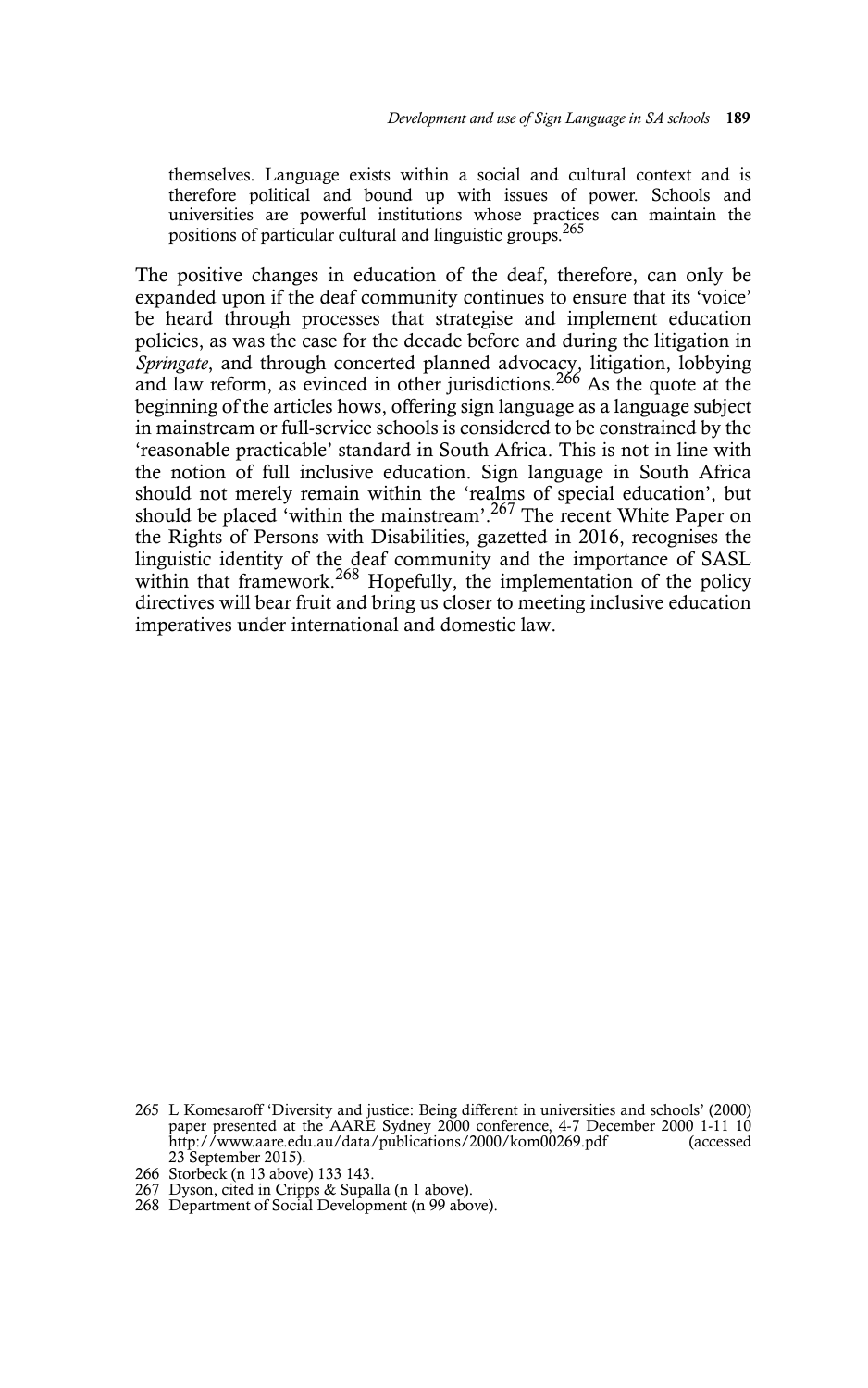themselves. Language exists within a social and cultural context and is therefore political and bound up with issues of power. Schools and universities are powerful institutions whose practices can maintain the positions of particular cultural and linguistic groups.[265]

The positive changes in education of the deaf, therefore, can only be expanded upon if the deaf community continues to ensure that its 'voice' be heard through processes that strategise and implement education policies, as was the case for the decade before and during the litigation in *Springate*, and through concerted planned advocacy, litigation, lobbying and law reform, as evinced in other jurisdictions.[266] As the quote at the beginning of the articles hows, offering sign language as a language subject in mainstream or full-service schools is considered to be constrained by the 'reasonable practicable' standard in South Africa. This is not in line with the notion of full inclusive education. Sign language in South Africa should not merely remain within the 'realms of special education', but should be placed 'within the mainstream'.[267] The recent White Paper on the Rights of Persons with Disabilities, gazetted in 2016, recognises the linguistic identity of the deaf community and the importance of SASL within that framework.[268] Hopefully, the implementation of the policy directives will bear fruit and bring us closer to meeting inclusive education imperatives under international and domestic law.

---

265 L Komesaroff 'Diversity and justice: Being different in universities and schools' (2000) paper presented at the AARE Sydney 2000 conference, 4-7 December 2000 1-11 10 http://www.aare.edu.au/data/publications/2000/kom00269.pdf (accessed 23 September 2015).

266 Storbeck (n 13 above) 133 143.

267 Dyson, cited in Cripps & Supalla (n 1 above).

268 Department of Social Development (n 99 above).